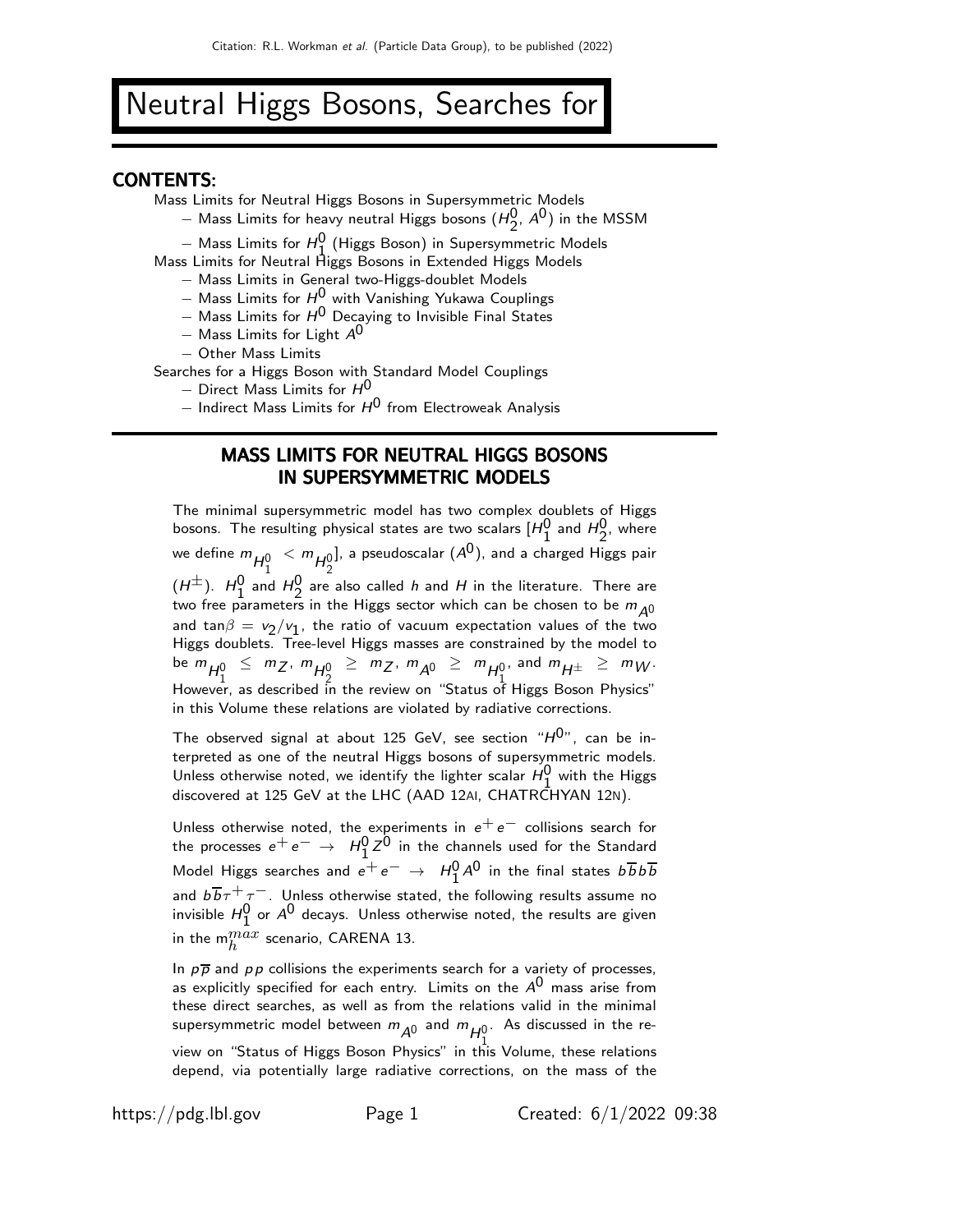# Neutral Higgs Bosons, Searches for

## CONTENTS:

Mass Limits for Neutral Higgs Bosons in Supersymmetric Models

- Mass Limits for heavy neutral Higgs bosons ($H_2^0$, $A^0$) in the MSSM
- Mass Limits for $H_1^0$ (Higgs Boson) in Supersymmetric Models

Mass Limits for Neutral Higgs Bosons in Extended Higgs Models

- Mass Limits in General two-Higgs-doublet Models
- Mass Limits for $H^0$ with Vanishing Yukawa Couplings
- Mass Limits for $H^0$ Decaying to Invisible Final States
- Mass Limits for Light $A^0$
- Other Mass Limits

Searches for a Higgs Boson with Standard Model Couplings

- Direct Mass Limits for $H^0$
- Indirect Mass Limits for $H^0$ from Electroweak Analysis

## MASS LIMITS FOR NEUTRAL HIGGS BOSONS IN SUPERSYMMETRIC MODELS

The minimal supersymmetric model has two complex doublets of Higgs bosons. The resulting physical states are two scalars [$H_1^0$ and $H_2^0$, where we define $m_{H_1^0} < m_{H_2^0}$], a pseudoscalar ($A^0$), and a charged Higgs pair ($H^{\pm}$). $H_1^0$ and $H_2^0$ are also called $h$ and $H$ in the literature. There are two free parameters in the Higgs sector which can be chosen to be $m_{A^0}$ and $\tan\beta = v_2/v_1$, the ratio of vacuum expectation values of the two Higgs doublets. Tree-level Higgs masses are constrained by the model to be $m_{H_1^0} \leq m_Z$, $m_{H_2^0} \geq m_Z$, $m_{A^0} \geq m_{H_1^0}$, and $m_{H^{\pm}} \geq m_W$. However, as described in the review on "Status of Higgs Boson Physics" in this Volume these relations are violated by radiative corrections.

The observed signal at about 125 GeV, see section "$H^0$", can be interpreted as one of the neutral Higgs bosons of supersymmetric models. Unless otherwise noted, we identify the lighter scalar $H_1^0$ with the Higgs discovered at 125 GeV at the LHC (AAD 12AI, CHATRCHYAN 12N).

Unless otherwise noted, the experiments in $e^+e^-$ collisions search for the processes $e^+e^- \rightarrow H_1^0 Z^0$ in the channels used for the Standard Model Higgs searches and $e^+e^- \rightarrow H_1^0 A^0$ in the final states $b\overline{b}b\overline{b}$ and $b\overline{b}\tau^+\tau^-$. Unless otherwise stated, the following results assume no invisible $H_1^0$ or $A^0$ decays. Unless otherwise noted, the results are given in the $\mathrm{m}_h^{max}$ scenario, CARENA 13.

In $p\overline{p}$ and $pp$ collisions the experiments search for a variety of processes, as explicitly specified for each entry. Limits on the $A^0$ mass arise from these direct searches, as well as from the relations valid in the minimal supersymmetric model between $m_{A^0}$ and $m_{H_1^0}$. As discussed in the review on "Status of Higgs Boson Physics" in this Volume, these relations depend, via potentially large radiative corrections, on the mass of the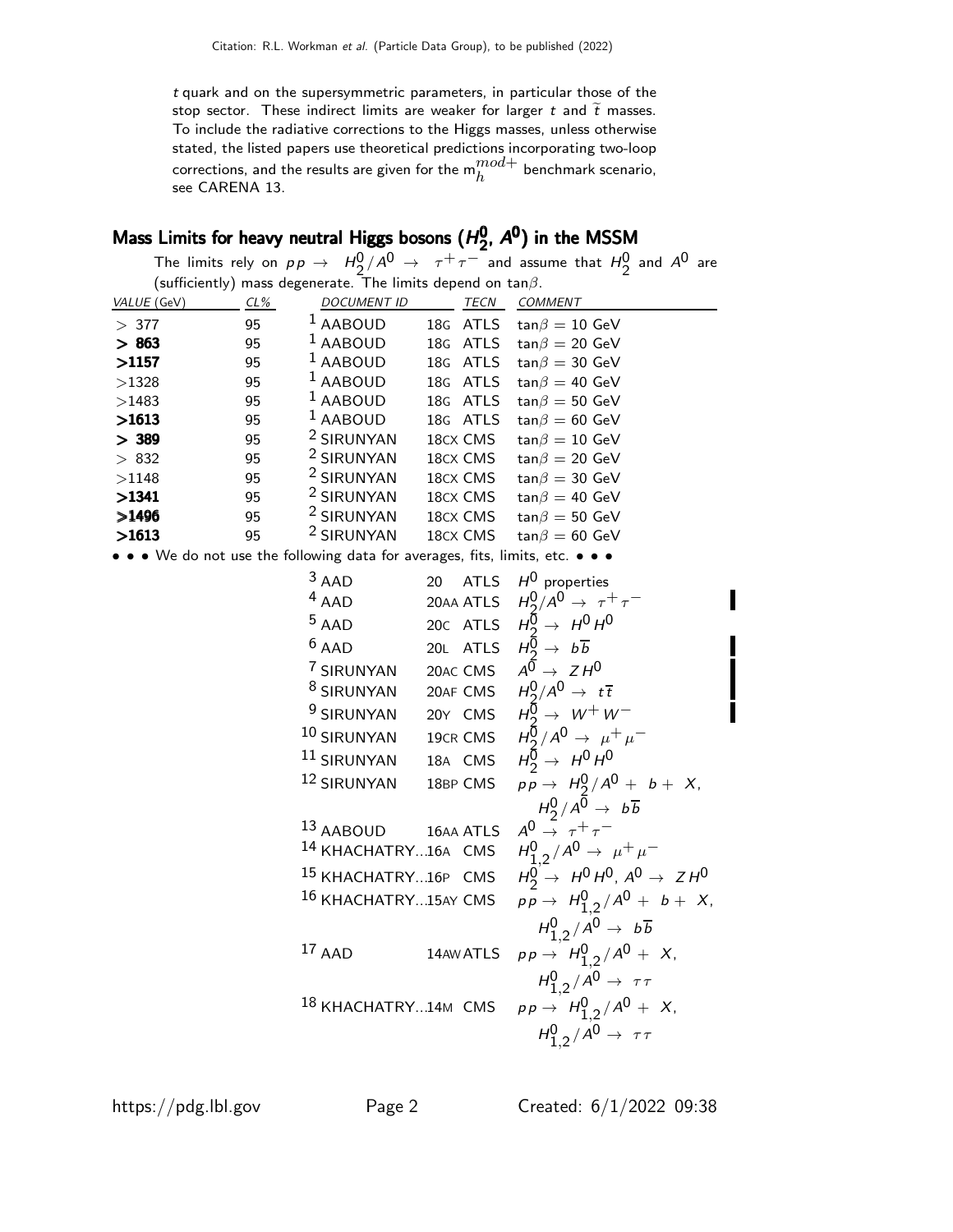$t$ quark and on the supersymmetric parameters, in particular those of the stop sector. These indirect limits are weaker for larger $t$ and $\widetilde{t}$ masses. To include the radiative corrections to the Higgs masses, unless otherwise stated, the listed papers use theoretical predictions incorporating two-loop corrections, and the results are given for the $m_h^{mod+}$ benchmark scenario, see CARENA 13.

## Mass Limits for heavy neutral Higgs bosons ($H_2^0$, $A^0$) in the MSSM

The limits rely on $pp \rightarrow H_2^0/A^0 \rightarrow \tau^+\tau^-$ and assume that $H_2^0$ and $A^0$ are (sufficiently) mass degenerate. The limits depend on $\tan\beta$.

| VALUE (GeV) | CL% | DOCUMENT ID | | TECN | COMMENT |
|---|---|---|---|---|---|
| > 377 | 95 | [1] AABOUD | 18G | ATLS | $\tan\beta = 10$ GeV |
| **> 863** | 95 | [1] AABOUD | 18G | ATLS | $\tan\beta = 20$ GeV |
| **>1157** | 95 | [1] AABOUD | 18G | ATLS | $\tan\beta = 30$ GeV |
| >1328 | 95 | [1] AABOUD | 18G | ATLS | $\tan\beta = 40$ GeV |
| >1483 | 95 | [1] AABOUD | 18G | ATLS | $\tan\beta = 50$ GeV |
| **>1613** | 95 | [1] AABOUD | 18G | ATLS | $\tan\beta = 60$ GeV |
| **> 389** | 95 | [2] SIRUNYAN | 18CX | CMS | $\tan\beta = 10$ GeV |
| > 832 | 95 | [2] SIRUNYAN | 18CX | CMS | $\tan\beta = 20$ GeV |
| >1148 | 95 | [2] SIRUNYAN | 18CX | CMS | $\tan\beta = 30$ GeV |
| **>1341** | 95 | [2] SIRUNYAN | 18CX | CMS | $\tan\beta = 40$ GeV |
| **>1496** | 95 | [2] SIRUNYAN | 18CX | CMS | $\tan\beta = 50$ GeV |
| **>1613** | 95 | [2] SIRUNYAN | 18CX | CMS | $\tan\beta = 60$ GeV |

• • • We do not use the following data for averages, fits, limits, etc. • • •

| VALUE (GeV) | CL% | DOCUMENT ID | | TECN | COMMENT |
|---|---|---|---|---|---|
| | | [3] AAD | 20 | ATLS | $H^0$ properties |
| | | [4] AAD | 20AA | ATLS | $H_2^0/A^0 \rightarrow \tau^+\tau^-$ |
| | | [5] AAD | 20C | ATLS | $H_2^0 \rightarrow H^0 H^0$ |
| | | [6] AAD | 20L | ATLS | $H_2^0 \rightarrow b\overline{b}$ |
| | | [7] SIRUNYAN | 20AC | CMS | $A^0 \rightarrow Z H^0$ |
| | | [8] SIRUNYAN | 20AF | CMS | $H_2^0/A^0 \rightarrow t\overline{t}$ |
| | | [9] SIRUNYAN | 20Y | CMS | $H_2^0 \rightarrow W^+W^-$ |
| | | [10] SIRUNYAN | 19CR | CMS | $H_2^0/A^0 \rightarrow \mu^+\mu^-$ |
| | | [11] SIRUNYAN | 18A | CMS | $H_2^0 \rightarrow H^0 H^0$ |
| | | [12] SIRUNYAN | 18BP | CMS | $pp \rightarrow H_2^0/A^0 + b + X$, $H_2^0/A^0 \rightarrow b\overline{b}$ |
| | | [13] AABOUD | 16AA | ATLS | $A^0 \rightarrow \tau^+\tau^-$ |
| | | [14] KHACHATRY... | 16A | CMS | $H_{1,2}^0/A^0 \rightarrow \mu^+\mu^-$ |
| | | [15] KHACHATRY... | 16P | CMS | $H_2^0 \rightarrow H^0 H^0$, $A^0 \rightarrow Z H^0$ |
| | | [16] KHACHATRY... | 15AY | CMS | $pp \rightarrow H_{1,2}^0/A^0 + b + X$, $H_{1,2}^0/A^0 \rightarrow b\overline{b}$ |
| | | [17] AAD | 14AW | ATLS | $pp \rightarrow H_{1,2}^0/A^0 + X$, $H_{1,2}^0/A^0 \rightarrow \tau\tau$ |
| | | [18] KHACHATRY... | 14M | CMS | $pp \rightarrow H_{1,2}^0/A^0 + X$, $H_{1,2}^0/A^0 \rightarrow \tau\tau$ |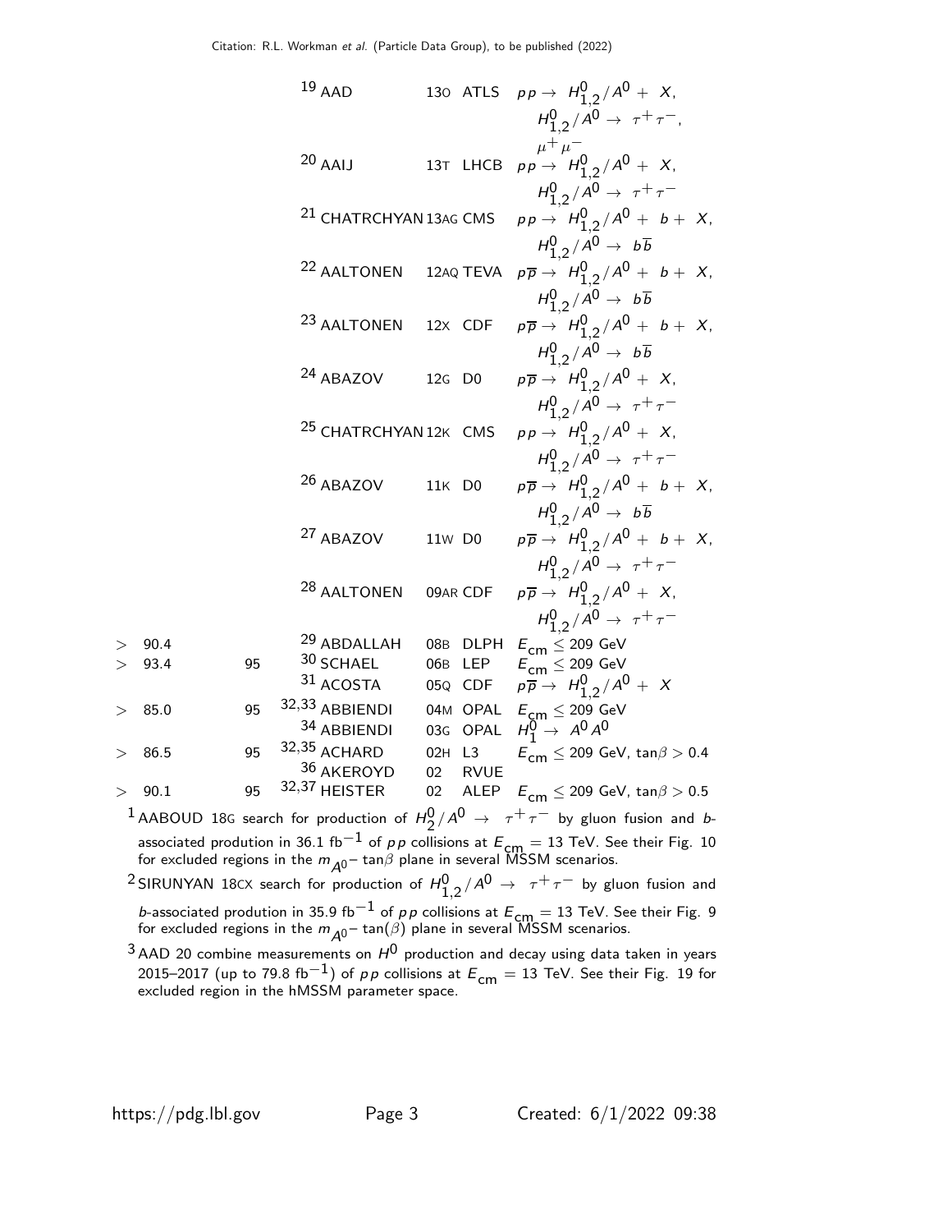| VALUE (GeV) | CL% | DOCUMENT ID | | TECN | COMMENT |
|---|---|---|---|---|---|
| | | [19] AAD | 13O | ATLS | $pp \to H^0_{1,2}/A^0 + X$, $H^0_{1,2}/A^0 \to \tau^+\tau^-$, $\mu^+\mu^-$ |
| | | [20] AAIJ | 13T | LHCB | $pp \to H^0_{1,2}/A^0 + X$, $H^0_{1,2}/A^0 \to \tau^+\tau^-$ |
| | | [21] CHATRCHYAN | 13AG | CMS | $pp \to H^0_{1,2}/A^0 + b + X$, $H^0_{1,2}/A^0 \to b\overline{b}$ |
| | | [22] AALTONEN | 12AQ | TEVA | $p\overline{p} \to H^0_{1,2}/A^0 + b + X$, $H^0_{1,2}/A^0 \to b\overline{b}$ |
| | | [23] AALTONEN | 12X | CDF | $p\overline{p} \to H^0_{1,2}/A^0 + b + X$, $H^0_{1,2}/A^0 \to b\overline{b}$ |
| | | [24] ABAZOV | 12G | D0 | $p\overline{p} \to H^0_{1,2}/A^0 + X$, $H^0_{1,2}/A^0 \to \tau^+\tau^-$ |
| | | [25] CHATRCHYAN | 12K | CMS | $pp \to H^0_{1,2}/A^0 + X$, $H^0_{1,2}/A^0 \to \tau^+\tau^-$ |
| | | [26] ABAZOV | 11K | D0 | $p\overline{p} \to H^0_{1,2}/A^0 + b + X$, $H^0_{1,2}/A^0 \to b\overline{b}$ |
| | | [27] ABAZOV | 11W | D0 | $p\overline{p} \to H^0_{1,2}/A^0 + b + X$, $H^0_{1,2}/A^0 \to \tau^+\tau^-$ |
| | | [28] AALTONEN | 09AR | CDF | $p\overline{p} \to H^0_{1,2}/A^0 + X$, $H^0_{1,2}/A^0 \to \tau^+\tau^-$ |
| $>$ 90.4 | | [29] ABDALLAH | 08B | DLPH | $E_{cm} \leq 209$ GeV |
| $>$ 93.4 | 95 | [30] SCHAEL | 06B | LEP | $E_{cm} \leq 209$ GeV |
| | | [31] ACOSTA | 05Q | CDF | $p\overline{p} \to H^0_{1,2}/A^0 + X$ |
| $>$ 85.0 | 95 | [32,33] ABBIENDI | 04M | OPAL | $E_{cm} \leq 209$ GeV |
| | | [34] ABBIENDI | 03G | OPAL | $H^0_1 \to A^0 A^0$ |
| $>$ 86.5 | 95 | [32,35] ACHARD | 02H | L3 | $E_{cm} \leq 209$ GeV, $\tan\beta > 0.4$ |
| | | [36] AKEROYD | 02 | RVUE | |
| $>$ 90.1 | 95 | [32,37] HEISTER | 02 | ALEP | $E_{cm} \leq 209$ GeV, $\tan\beta > 0.5$ |

[1] AABOUD 18G search for production of $H^0_2/A^0 \to \tau^+\tau^-$ by gluon fusion and $b$-associated prodution in 36.1 $\text{fb}^{-1}$ of $pp$ collisions at $E_{cm} = 13$ TeV. See their Fig. 10 for excluded regions in the $m_{A^0}$– $\tan\beta$ plane in several MSSM scenarios.

[2] SIRUNYAN 18CX search for production of $H^0_{1,2}/A^0 \to \tau^+\tau^-$ by gluon fusion and $b$-associated prodution in 35.9 $\text{fb}^{-1}$ of $pp$ collisions at $E_{cm} = 13$ TeV. See their Fig. 9 for excluded regions in the $m_{A^0}$– $\tan(\beta)$ plane in several MSSM scenarios.

[3] AAD 20 combine measurements on $H^0$ production and decay using data taken in years 2015–2017 (up to 79.8 $\text{fb}^{-1}$) of $pp$ collisions at $E_{cm} = 13$ TeV. See their Fig. 19 for excluded region in the hMSSM parameter space.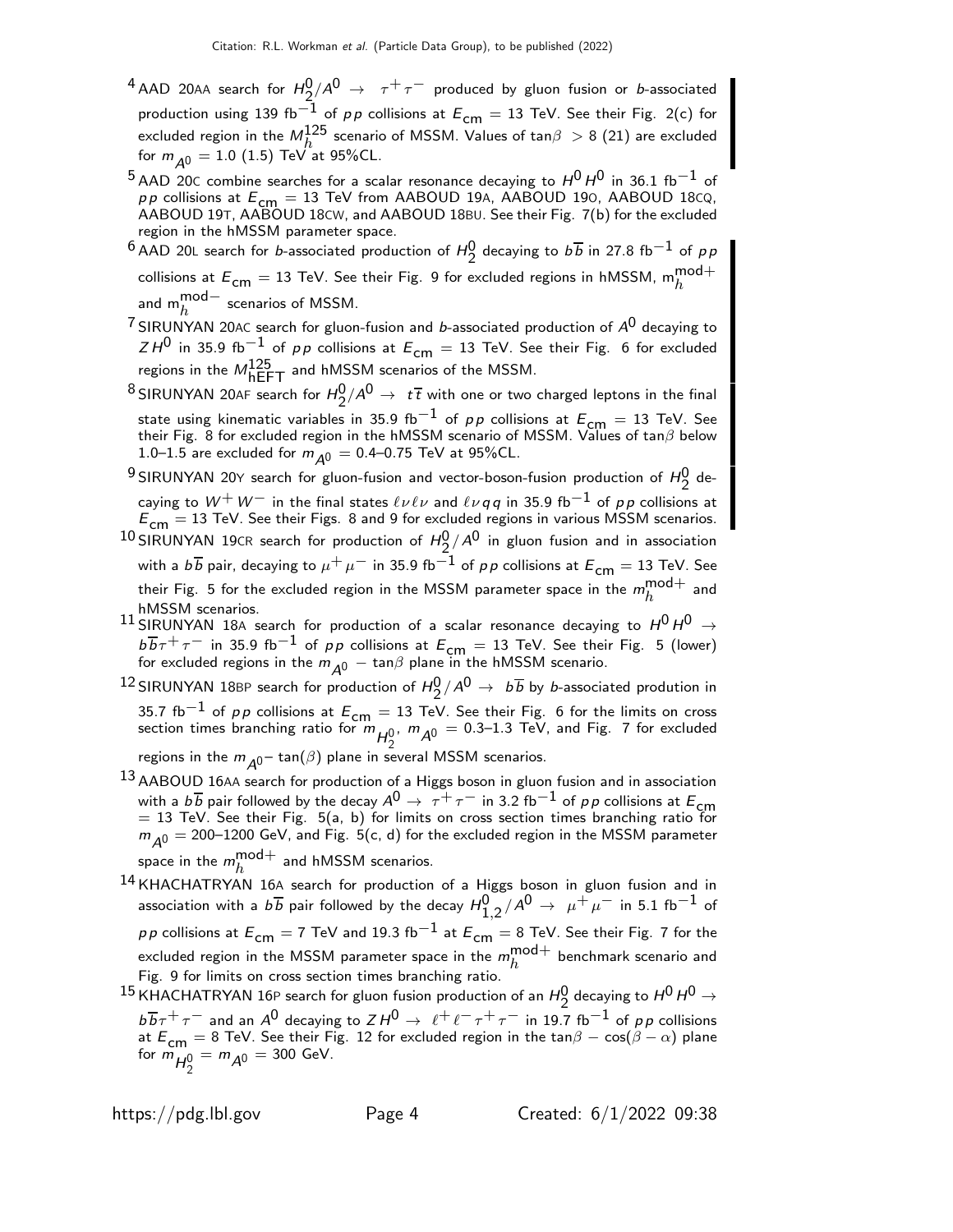[4] AAD 20AA search for $H_2^0/A^0 \rightarrow \tau^+\tau^-$ produced by gluon fusion or $b$-associated production using 139 fb$^{-1}$ of $pp$ collisions at $E_{\rm cm}$ = 13 TeV. See their Fig. 2(c) for excluded region in the $M_h^{125}$ scenario of MSSM. Values of tan$\beta$ > 8 (21) are excluded for $m_{A^0}$ = 1.0 (1.5) TeV at 95%CL.

[5] AAD 20C combine searches for a scalar resonance decaying to $H^0 H^0$ in 36.1 fb$^{-1}$ of $pp$ collisions at $E_{\rm cm}$ = 13 TeV from AABOUD 19A, AABOUD 19O, AABOUD 18CQ, AABOUD 19T, AABOUD 18CW, and AABOUD 18BU. See their Fig. 7(b) for the excluded region in the hMSSM parameter space.

[6] AAD 20L search for $b$-associated production of $H_2^0$ decaying to $b\overline{b}$ in 27.8 fb$^{-1}$ of $pp$ collisions at $E_{\rm cm}$ = 13 TeV. See their Fig. 9 for excluded regions in hMSSM, $m_h^{\rm mod+}$ and $m_h^{\rm mod-}$ scenarios of MSSM.

[7] SIRUNYAN 20AC search for gluon-fusion and $b$-associated production of $A^0$ decaying to $Z H^0$ in 35.9 fb$^{-1}$ of $pp$ collisions at $E_{\rm cm}$ = 13 TeV. See their Fig. 6 for excluded regions in the $M_{\rm hEFT}^{125}$ and hMSSM scenarios of the MSSM.

[8] SIRUNYAN 20AF search for $H_2^0/A^0 \rightarrow t\overline{t}$ with one or two charged leptons in the final state using kinematic variables in 35.9 fb$^{-1}$ of $pp$ collisions at $E_{\rm cm}$ = 13 TeV. See their Fig. 8 for excluded region in the hMSSM scenario of MSSM. Values of tan$\beta$ below 1.0–1.5 are excluded for $m_{A^0}$ = 0.4–0.75 TeV at 95%CL.

[9] SIRUNYAN 20Y search for gluon-fusion and vector-boson-fusion production of $H_2^0$ decaying to $W^+ W^-$ in the final states $\ell\nu\ell\nu$ and $\ell\nu q q$ in 35.9 fb$^{-1}$ of $pp$ collisions at $E_{\rm cm}$ = 13 TeV. See their Figs. 8 and 9 for excluded regions in various MSSM scenarios.

[10] SIRUNYAN 19CR search for production of $H_2^0/A^0$ in gluon fusion and in association with a $b\overline{b}$ pair, decaying to $\mu^+\mu^-$ in 35.9 fb$^{-1}$ of $pp$ collisions at $E_{\rm cm}$ = 13 TeV. See their Fig. 5 for the excluded region in the MSSM parameter space in the $m_h^{\rm mod+}$ and hMSSM scenarios.

[11] SIRUNYAN 18A search for production of a scalar resonance decaying to $H^0 H^0 \rightarrow b\overline{b}\tau^+\tau^-$ in 35.9 fb$^{-1}$ of $pp$ collisions at $E_{\rm cm}$ = 13 TeV. See their Fig. 5 (lower) for excluded regions in the $m_{A^0}$ − tan$\beta$ plane in the hMSSM scenario.

[12] SIRUNYAN 18BP search for production of $H_2^0/A^0 \rightarrow b\overline{b}$ by $b$-associated prodution in 35.7 fb$^{-1}$ of $pp$ collisions at $E_{\rm cm}$ = 13 TeV. See their Fig. 6 for the limits on cross section times branching ratio for $m_{H_2^0}$, $m_{A^0}$ = 0.3–1.3 TeV, and Fig. 7 for excluded regions in the $m_{A^0}$− tan($\beta$) plane in several MSSM scenarios.

[13] AABOUD 16AA search for production of a Higgs boson in gluon fusion and in association with a $b\overline{b}$ pair followed by the decay $A^0 \rightarrow \tau^+\tau^-$ in 3.2 fb$^{-1}$ of $pp$ collisions at $E_{\rm cm}$ = 13 TeV. See their Fig. 5(a, b) for limits on cross section times branching ratio for $m_{A^0}$ = 200–1200 GeV, and Fig. 5(c, d) for the excluded region in the MSSM parameter space in the $m_h^{\rm mod+}$ and hMSSM scenarios.

[14] KHACHATRYAN 16A search for production of a Higgs boson in gluon fusion and in association with a $b\overline{b}$ pair followed by the decay $H_{1,2}^0/A^0 \rightarrow \mu^+\mu^-$ in 5.1 fb$^{-1}$ of $pp$ collisions at $E_{\rm cm}$ = 7 TeV and 19.3 fb$^{-1}$ at $E_{\rm cm}$ = 8 TeV. See their Fig. 7 for the excluded region in the MSSM parameter space in the $m_h^{\rm mod+}$ benchmark scenario and Fig. 9 for limits on cross section times branching ratio.

[15] KHACHATRYAN 16P search for gluon fusion production of an $H_2^0$ decaying to $H^0 H^0 \rightarrow b\overline{b}\tau^+\tau^-$ and an $A^0$ decaying to $Z H^0 \rightarrow \ell^+\ell^-\tau^+\tau^-$ in 19.7 fb$^{-1}$ of $pp$ collisions at $E_{\rm cm}$ = 8 TeV. See their Fig. 12 for excluded region in the tan$\beta$ − cos($\beta - \alpha$) plane for $m_{H_2^0} = m_{A^0}$ = 300 GeV.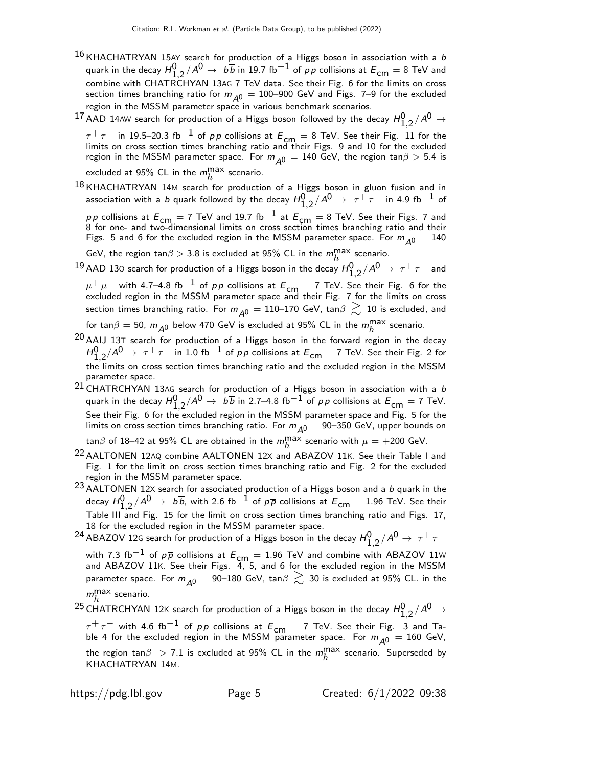[16] KHACHATRYAN 15AY search for production of a Higgs boson in association with a $b$ quark in the decay $H^0_{1,2}/A^0 \to b\overline{b}$ in 19.7 fb$^{-1}$ of $pp$ collisions at $E_{\rm cm}$ = 8 TeV and combine with CHATRCHYAN 13AG 7 TeV data. See their Fig. 6 for the limits on cross section times branching ratio for $m_{A^0}$ = 100–900 GeV and Figs. 7–9 for the excluded region in the MSSM parameter space in various benchmark scenarios.

[17] AAD 14AW search for production of a Higgs boson followed by the decay $H^0_{1,2}/A^0 \to \tau^+\tau^-$ in 19.5–20.3 fb$^{-1}$ of $pp$ collisions at $E_{\rm cm}$ = 8 TeV. See their Fig. 11 for the limits on cross section times branching ratio and their Figs. 9 and 10 for the excluded region in the MSSM parameter space. For $m_{A^0}$ = 140 GeV, the region tan$\beta$ > 5.4 is excluded at 95% CL in the $m_h^{\rm max}$ scenario.

[18] KHACHATRYAN 14M search for production of a Higgs boson in gluon fusion and in association with a $b$ quark followed by the decay $H^0_{1,2}/A^0 \to \tau^+\tau^-$ in 4.9 fb$^{-1}$ of $pp$ collisions at $E_{\rm cm}$ = 7 TeV and 19.7 fb$^{-1}$ at $E_{\rm cm}$ = 8 TeV. See their Figs. 7 and 8 for one- and two-dimensional limits on cross section times branching ratio and their Figs. 5 and 6 for the excluded region in the MSSM parameter space. For $m_{A^0}$ = 140 GeV, the region tan$\beta$ > 3.8 is excluded at 95% CL in the $m_h^{\rm max}$ scenario.

[19] AAD 13O search for production of a Higgs boson in the decay $H^0_{1,2}/A^0 \to \tau^+\tau^-$ and $\mu^+\mu^-$ with 4.7–4.8 fb$^{-1}$ of $pp$ collisions at $E_{\rm cm}$ = 7 TeV. See their Fig. 6 for the excluded region in the MSSM parameter space and their Fig. 7 for the limits on cross section times branching ratio. For $m_{A^0}$ = 110–170 GeV, tan$\beta \gtrsim$ 10 is excluded, and for tan$\beta$ = 50, $m_{A^0}$ below 470 GeV is excluded at 95% CL in the $m_h^{\rm max}$ scenario.

[20] AAIJ 13T search for production of a Higgs boson in the forward region in the decay $H^0_{1,2}/A^0 \to \tau^+\tau^-$ in 1.0 fb$^{-1}$ of $pp$ collisions at $E_{\rm cm}$ = 7 TeV. See their Fig. 2 for the limits on cross section times branching ratio and the excluded region in the MSSM parameter space.

[21] CHATRCHYAN 13AG search for production of a Higgs boson in association with a $b$ quark in the decay $H^0_{1,2}/A^0 \to b\overline{b}$ in 2.7–4.8 fb$^{-1}$ of $pp$ collisions at $E_{\rm cm}$ = 7 TeV. See their Fig. 6 for the excluded region in the MSSM parameter space and Fig. 5 for the limits on cross section times branching ratio. For $m_{A^0}$ = 90–350 GeV, upper bounds on tan$\beta$ of 18–42 at 95% CL are obtained in the $m_h^{\rm max}$ scenario with $\mu$ = +200 GeV.

[22] AALTONEN 12AQ combine AALTONEN 12X and ABAZOV 11K. See their Table I and Fig. 1 for the limit on cross section times branching ratio and Fig. 2 for the excluded region in the MSSM parameter space.

[23] AALTONEN 12X search for associated production of a Higgs boson and a $b$ quark in the decay $H^0_{1,2}/A^0 \to b\overline{b}$, with 2.6 fb$^{-1}$ of $p\overline{p}$ collisions at $E_{\rm cm}$ = 1.96 TeV. See their Table III and Fig. 15 for the limit on cross section times branching ratio and Figs. 17, 18 for the excluded region in the MSSM parameter space.

[24] ABAZOV 12G search for production of a Higgs boson in the decay $H^0_{1,2}/A^0 \to \tau^+\tau^-$ with 7.3 fb$^{-1}$ of $p\overline{p}$ collisions at $E_{\rm cm}$ = 1.96 TeV and combine with ABAZOV 11W and ABAZOV 11K. See their Figs. 4, 5, and 6 for the excluded region in the MSSM parameter space. For $m_{A^0}$ = 90–180 GeV, tan$\beta \gtrsim$ 30 is excluded at 95% CL. in the $m_h^{\rm max}$ scenario.

[25] CHATRCHYAN 12K search for production of a Higgs boson in the decay $H^0_{1,2}/A^0 \to \tau^+\tau^-$ with 4.6 fb$^{-1}$ of $pp$ collisions at $E_{\rm cm}$ = 7 TeV. See their Fig. 3 and Table 4 for the excluded region in the MSSM parameter space. For $m_{A^0}$ = 160 GeV, the region tan$\beta$ > 7.1 is excluded at 95% CL in the $m_h^{\rm max}$ scenario. Superseded by KHACHATRYAN 14M.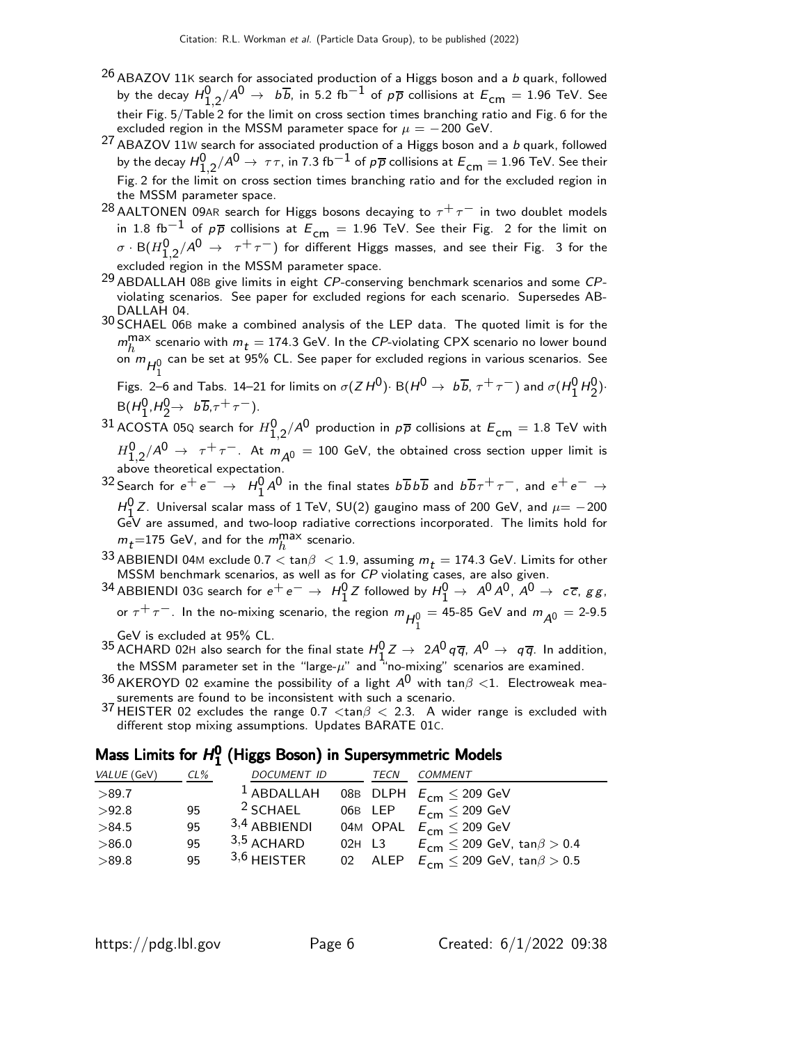[26] ABAZOV 11K search for associated production of a Higgs boson and a $b$ quark, followed by the decay $H^0_{1,2}/A^0 \rightarrow b\overline{b}$, in 5.2 fb$^{-1}$ of $p\overline{p}$ collisions at $E_{\rm cm}$ = 1.96 TeV. See their Fig. 5/Table 2 for the limit on cross section times branching ratio and Fig. 6 for the excluded region in the MSSM parameter space for $\mu = -200$ GeV.

[27] ABAZOV 11W search for associated production of a Higgs boson and a $b$ quark, followed by the decay $H^0_{1,2}/A^0 \rightarrow \tau\tau$, in 7.3 fb$^{-1}$ of $p\overline{p}$ collisions at $E_{\rm cm}$ = 1.96 TeV. See their Fig. 2 for the limit on cross section times branching ratio and for the excluded region in the MSSM parameter space.

[28] AALTONEN 09AR search for Higgs bosons decaying to $\tau^+\tau^-$ in two doublet models in 1.8 fb$^{-1}$ of $p\overline{p}$ collisions at $E_{\rm cm}$ = 1.96 TeV. See their Fig. 2 for the limit on $\sigma \cdot {\rm B}(H^0_{1,2}/A^0 \rightarrow \tau^+\tau^-)$ for different Higgs masses, and see their Fig. 3 for the excluded region in the MSSM parameter space.

[29] ABDALLAH 08B give limits in eight $CP$-conserving benchmark scenarios and some $CP$-violating scenarios. See paper for excluded regions for each scenario. Supersedes ABDALLAH 04.

[30] SCHAEL 06B make a combined analysis of the LEP data. The quoted limit is for the $m_h^{\rm max}$ scenario with $m_t$ = 174.3 GeV. In the $CP$-violating CPX scenario no lower bound on $m_{H^0_1}$ can be set at 95% CL. See paper for excluded regions in various scenarios. See Figs. 2–6 and Tabs. 14–21 for limits on $\sigma(ZH^0)\cdot {\rm B}(H^0 \rightarrow b\overline{b}, \tau^+\tau^-)$ and $\sigma(H^0_1 H^0_2)\cdot {\rm B}(H^0_1,H^0_2 \rightarrow b\overline{b},\tau^+\tau^-)$.

[31] ACOSTA 05Q search for $H^0_{1,2}/A^0$ production in $p\overline{p}$ collisions at $E_{\rm cm}$ = 1.8 TeV with $H^0_{1,2}/A^0 \rightarrow \tau^+\tau^-$. At $m_{A^0}$ = 100 GeV, the obtained cross section upper limit is above theoretical expectation.

[32] Search for $e^+e^- \rightarrow H^0_1 A^0$ in the final states $b\overline{b}b\overline{b}$ and $b\overline{b}\tau^+\tau^-$, and $e^+e^- \rightarrow H^0_1 Z$. Universal scalar mass of 1 TeV, SU(2) gaugino mass of 200 GeV, and $\mu = -200$ GeV are assumed, and two-loop radiative corrections incorporated. The limits hold for $m_t$=175 GeV, and for the $m_h^{\rm max}$ scenario.

[33] ABBIENDI 04M exclude $0.7 < \tan\beta < 1.9$, assuming $m_t$ = 174.3 GeV. Limits for other MSSM benchmark scenarios, as well as for $CP$ violating cases, are also given.

[34] ABBIENDI 03G search for $e^+e^- \rightarrow H^0_1 Z$ followed by $H^0_1 \rightarrow A^0 A^0$, $A^0 \rightarrow c\overline{c}$, $gg$, or $\tau^+\tau^-$. In the no-mixing scenario, the region $m_{H^0_1}$ = 45-85 GeV and $m_{A^0}$ = 2-9.5 GeV is excluded at 95% CL.

[35] ACHARD 02H also search for the final state $H^0_1 Z \rightarrow 2A^0 q\overline{q}$, $A^0 \rightarrow q\overline{q}$. In addition, the MSSM parameter set in the "large-$\mu$" and "no-mixing" scenarios are examined.

[36] AKEROYD 02 examine the possibility of a light $A^0$ with $\tan\beta < 1$. Electroweak measurements are found to be inconsistent with such a scenario.

[37] HEISTER 02 excludes the range $0.7 < \tan\beta < 2.3$. A wider range is excluded with different stop mixing assumptions. Updates BARATE 01C.

## Mass Limits for $H^0_1$ (Higgs Boson) in Supersymmetric Models

| VALUE (GeV) | CL% | DOCUMENT ID | | TECN | COMMENT |
|---|---|---|---|---|---|
| >89.7 | | [1] ABDALLAH | 08B | DLPH | $E_{\rm cm} \leq$ 209 GeV |
| >92.8 | 95 | [2] SCHAEL | 06B | LEP | $E_{\rm cm} \leq$ 209 GeV |
| >84.5 | 95 | [3,4] ABBIENDI | 04M | OPAL | $E_{\rm cm} \leq$ 209 GeV |
| >86.0 | 95 | [3,5] ACHARD | 02H | L3 | $E_{\rm cm} \leq$ 209 GeV, $\tan\beta > 0.4$ |
| >89.8 | 95 | [3,6] HEISTER | 02 | ALEP | $E_{\rm cm} \leq$ 209 GeV, $\tan\beta > 0.5$ |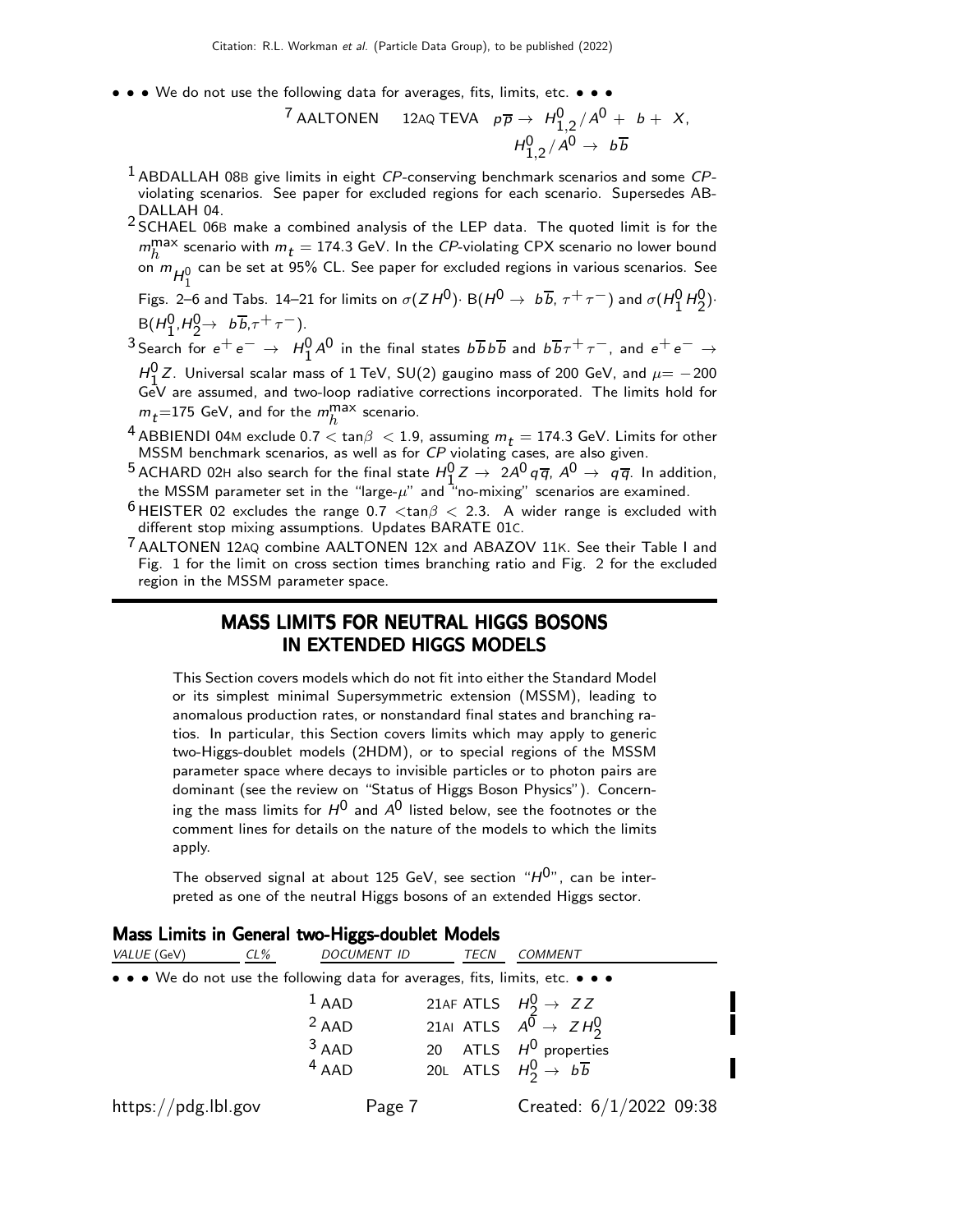• • • We do not use the following data for averages, fits, limits, etc. • • •

| | | | |
|---|---|---|---|
| [7] AALTONEN | 12AQ | TEVA | $p\overline{p} \to H^0_{1,2}/A^0 + b + X$, $H^0_{1,2}/A^0 \to b\overline{b}$ |

[1] ABDALLAH 08B give limits in eight *CP*-conserving benchmark scenarios and some *CP*-violating scenarios. See paper for excluded regions for each scenario. Supersedes ABDALLAH 04.

[2] SCHAEL 06B make a combined analysis of the LEP data. The quoted limit is for the $m_h^{\rm max}$ scenario with $m_t = 174.3$ GeV. In the *CP*-violating CPX scenario no lower bound on $m_{H^0_1}$ can be set at 95% CL. See paper for excluded regions in various scenarios. See Figs. 2–6 and Tabs. 14–21 for limits on $\sigma(ZH^0)\cdot$ B$(H^0 \to b\overline{b}, \tau^+\tau^-)$ and $\sigma(H^0_1 H^0_2)\cdot$ B$(H^0_1,H^0_2 \to b\overline{b},\tau^+\tau^-)$.

[3] Search for $e^+e^- \to H^0_1 A^0$ in the final states $b\overline{b}b\overline{b}$ and $b\overline{b}\tau^+\tau^-$, and $e^+e^- \to H^0_1 Z$. Universal scalar mass of 1 TeV, SU(2) gaugino mass of 200 GeV, and $\mu = -200$ GeV are assumed, and two-loop radiative corrections incorporated. The limits hold for $m_t$=175 GeV, and for the $m_h^{\rm max}$ scenario.

[4] ABBIENDI 04M exclude $0.7 < \tan\beta < 1.9$, assuming $m_t = 174.3$ GeV. Limits for other MSSM benchmark scenarios, as well as for *CP* violating cases, are also given.

[5] ACHARD 02H also search for the final state $H^0_1 Z \to 2A^0 q\overline{q}$, $A^0 \to q\overline{q}$. In addition, the MSSM parameter set in the "large-$\mu$" and "no-mixing" scenarios are examined.

[6] HEISTER 02 excludes the range $0.7 < \tan\beta < 2.3$. A wider range is excluded with different stop mixing assumptions. Updates BARATE 01C.

[7] AALTONEN 12AQ combine AALTONEN 12X and ABAZOV 11K. See their Table I and Fig. 1 for the limit on cross section times branching ratio and Fig. 2 for the excluded region in the MSSM parameter space.

## MASS LIMITS FOR NEUTRAL HIGGS BOSONS IN EXTENDED HIGGS MODELS

This Section covers models which do not fit into either the Standard Model or its simplest minimal Supersymmetric extension (MSSM), leading to anomalous production rates, or nonstandard final states and branching ratios. In particular, this Section covers limits which may apply to generic two-Higgs-doublet models (2HDM), or to special regions of the MSSM parameter space where decays to invisible particles or to photon pairs are dominant (see the review on "Status of Higgs Boson Physics"). Concerning the mass limits for $H^0$ and $A^0$ listed below, see the footnotes or the comment lines for details on the nature of the models to which the limits apply.

The observed signal at about 125 GeV, see section "$H^0$", can be interpreted as one of the neutral Higgs bosons of an extended Higgs sector.

### Mass Limits in General two-Higgs-doublet Models

| *VALUE* (GeV) | *CL%* | *DOCUMENT ID* | | *TECN* | *COMMENT* |
|---|---|---|---|---|---|
| • • • We do not use the following data for averages, fits, limits, etc. • • • | | | | | |
| | | [1] AAD | 21AF | ATLS | $H^0_2 \to ZZ$ |
| | | [2] AAD | 21AI | ATLS | $A^0 \to ZH^0_2$ |
| | | [3] AAD | 20 | ATLS | $H^0$ properties |
| | | [4] AAD | 20L | ATLS | $H^0_2 \to b\overline{b}$ |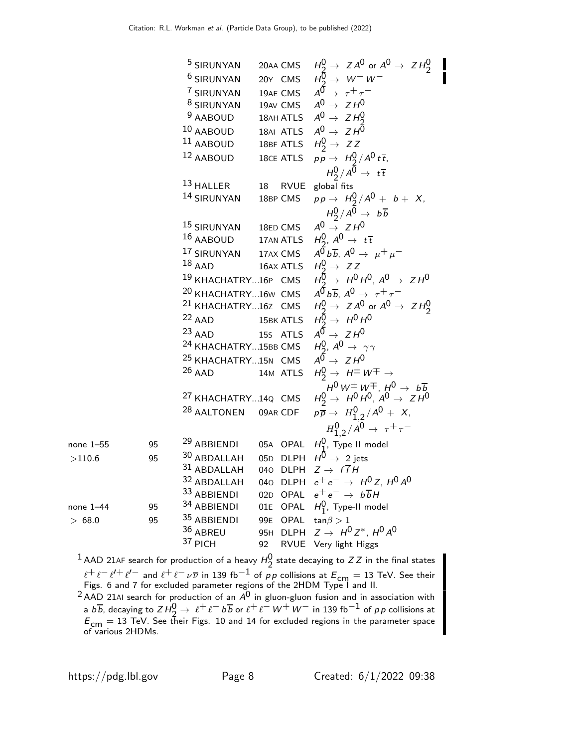| VALUE (GeV) | CL% | DOCUMENT ID | | TECN | COMMENT |
|---|---|---|---|---|---|
| | | SIRUNYAN[5] | 20AA | CMS | $H_2^0 \to ZA^0$ or $A^0 \to ZH_2^0$ |
| | | SIRUNYAN[6] | 20Y | CMS | $H_2^0 \to W^+W^-$ |
| | | SIRUNYAN[7] | 19AE | CMS | $A^0 \to \tau^+\tau^-$ |
| | | SIRUNYAN[8] | 19AV | CMS | $A^0 \to ZH^0$ |
| | | AABOUD[9] | 18AH | ATLS | $A^0 \to ZH_2^0$ |
| | | AABOUD[10] | 18AI | ATLS | $A^0 \to ZH^0$ |
| | | AABOUD[11] | 18BF | ATLS | $H_2^0 \to ZZ$ |
| | | AABOUD[12] | 18CE | ATLS | $pp \to H_2^0/A^0 t\overline{t}$, $H_2^0/A^0 \to t\overline{t}$ |
| | | HALLER[13] | 18 | RVUE | global fits |
| | | SIRUNYAN[14] | 18BP | CMS | $pp \to H_2^0/A^0 + b + X$, $H_2^0/A^0 \to b\overline{b}$ |
| | | SIRUNYAN[15] | 18ED | CMS | $A^0 \to ZH^0$ |
| | | AABOUD[16] | 17AN | ATLS | $H_2^0$, $A^0 \to t\overline{t}$ |
| | | SIRUNYAN[17] | 17AX | CMS | $A^0 b\overline{b}$, $A^0 \to \mu^+\mu^-$ |
| | | AAD[18] | 16AX | ATLS | $H_2^0 \to ZZ$ |
| | | KHACHATRY...[19] | 16P | CMS | $H_2^0 \to H^0H^0$, $A^0 \to ZH^0$ |
| | | KHACHATRY...[20] | 16W | CMS | $A^0 b\overline{b}$, $A^0 \to \tau^+\tau^-$ |
| | | KHACHATRY...[21] | 16Z | CMS | $H_2^0 \to ZA^0$ or $A^0 \to ZH_2^0$ |
| | | AAD[22] | 15BK | ATLS | $H_2^0 \to H^0H^0$ |
| | | AAD[23] | 15S | ATLS | $A^0 \to ZH^0$ |
| | | KHACHATRY...[24] | 15BB | CMS | $H_2^0$, $A^0 \to \gamma\gamma$ |
| | | KHACHATRY...[25] | 15N | CMS | $A^0 \to ZH^0$ |
| | | AAD[26] | 14M | ATLS | $H_2^0 \to H^\pm W^\mp \to H^0 W^\pm W^\mp$, $H^0 \to b\overline{b}$ |
| | | KHACHATRY...[27] | 14Q | CMS | $H_2^0 \to H^0H^0$, $A^0 \to ZH^0$ |
| | | AALTONEN[28] | 09AR | CDF | $p\overline{p} \to H_{1,2}^0/A^0 + X$, $H_{1,2}^0/A^0 \to \tau^+\tau^-$ |
| none 1–55 | 95 | ABBIENDI[29] | 05A | OPAL | $H_1^0$, Type II model |
| >110.6 | 95 | ABDALLAH[30] | 05D | DLPH | $H^0 \to$ 2 jets |
| | | ABDALLAH[31] | 04O | DLPH | $Z \to f\overline{f}H$ |
| | | ABDALLAH[32] | 04O | DLPH | $e^+e^- \to H^0 Z$, $H^0 A^0$ |
| | | ABBIENDI[33] | 02D | OPAL | $e^+e^- \to b\overline{b}H$ |
| none 1–44 | 95 | ABBIENDI[34] | 01E | OPAL | $H_1^0$, Type-II model |
| > 68.0 | 95 | ABBIENDI[35] | 99E | OPAL | $\tan\beta > 1$ |
| | | ABREU[36] | 95H | DLPH | $Z \to H^0 Z^*$, $H^0 A^0$ |
| | | PICH[37] | 92 | RVUE | Very light Higgs |

[1] AAD 21AF search for production of a heavy $H_2^0$ state decaying to $ZZ$ in the final states $\ell^+\ell^-\ell'^+\ell'^-$ and $\ell^+\ell^-\nu\overline{\nu}$ in 139 fb$^{-1}$ of $pp$ collisions at $E_{\rm cm}$ = 13 TeV. See their Figs. 6 and 7 for excluded parameter regions of the 2HDM Type I and II.

[2] AAD 21AI search for production of an $A^0$ in gluon-gluon fusion and in association with a $b\overline{b}$, decaying to $ZH_2^0 \to \ell^+\ell^- b\overline{b}$ or $\ell^+\ell^- W^+W^-$ in 139 fb$^{-1}$ of $pp$ collisions at $E_{\rm cm}$ = 13 TeV. See their Figs. 10 and 14 for excluded regions in the parameter space of various 2HDMs.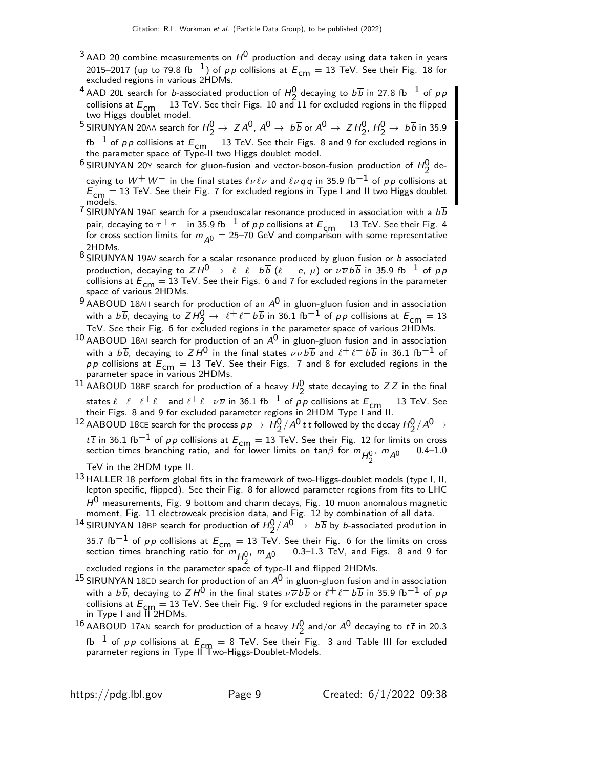[3] AAD 20 combine measurements on $H^0$ production and decay using data taken in years 2015–2017 (up to 79.8 fb$^{-1}$) of $pp$ collisions at $E_{cm}$ = 13 TeV. See their Fig. 18 for excluded regions in various 2HDMs.

[4] AAD 20L search for $b$-associated production of $H_2^0$ decaying to $b\overline{b}$ in 27.8 fb$^{-1}$ of $pp$ collisions at $E_{cm}$ = 13 TeV. See their Figs. 10 and 11 for excluded regions in the flipped two Higgs doublet model.

[5] SIRUNYAN 20AA search for $H_2^0 \rightarrow ZA^0$, $A^0 \rightarrow b\overline{b}$ or $A^0 \rightarrow ZH_2^0$, $H_2^0 \rightarrow b\overline{b}$ in 35.9 fb$^{-1}$ of $pp$ collisions at $E_{cm}$ = 13 TeV. See their Figs. 8 and 9 for excluded regions in the parameter space of Type-II two Higgs doublet model.

[6] SIRUNYAN 20Y search for gluon-fusion and vector-boson-fusion production of $H_2^0$ decaying to $W^+W^-$ in the final states $\ell\nu\ell\nu$ and $\ell\nu qq$ in 35.9 fb$^{-1}$ of $pp$ collisions at $E_{cm}$ = 13 TeV. See their Fig. 7 for excluded regions in Type I and II two Higgs doublet models.

[7] SIRUNYAN 19AE search for a pseudoscalar resonance produced in association with a $b\overline{b}$ pair, decaying to $\tau^+\tau^-$ in 35.9 fb$^{-1}$ of $pp$ collisions at $E_{cm}$ = 13 TeV. See their Fig. 4 for cross section limits for $m_{A^0}$ = 25–70 GeV and comparison with some representative 2HDMs.

[8] SIRUNYAN 19AV search for a scalar resonance produced by gluon fusion or $b$ associated production, decaying to $ZH^0 \rightarrow \ell^+\ell^- b\overline{b}$ ($\ell = e$, $\mu$) or $\nu\overline{\nu}b\overline{b}$ in 35.9 fb$^{-1}$ of $pp$ collisions at $E_{cm}$ = 13 TeV. See their Figs. 6 and 7 for excluded regions in the parameter space of various 2HDMs.

[9] AABOUD 18AH search for production of an $A^0$ in gluon-gluon fusion and in association with a $b\overline{b}$, decaying to $ZH_2^0 \rightarrow \ell^+\ell^- b\overline{b}$ in 36.1 fb$^{-1}$ of $pp$ collisions at $E_{cm}$ = 13 TeV. See their Fig. 6 for excluded regions in the parameter space of various 2HDMs.

[10] AABOUD 18AI search for production of an $A^0$ in gluon-gluon fusion and in association with a $b\overline{b}$, decaying to $ZH^0$ in the final states $\nu\overline{\nu}b\overline{b}$ and $\ell^+\ell^- b\overline{b}$ in 36.1 fb$^{-1}$ of $pp$ collisions at $E_{cm}$ = 13 TeV. See their Figs. 7 and 8 for excluded regions in the parameter space in various 2HDMs.

[11] AABOUD 18BF search for production of a heavy $H_2^0$ state decaying to $ZZ$ in the final states $\ell^+\ell^-\ell^+\ell^-$ and $\ell^+\ell^-\nu\overline{\nu}$ in 36.1 fb$^{-1}$ of $pp$ collisions at $E_{cm}$ = 13 TeV. See their Figs. 8 and 9 for excluded parameter regions in 2HDM Type I and II.

[12] AABOUD 18CE search for the process $pp \rightarrow H_2^0/A^0 t\overline{t}$ followed by the decay $H_2^0/A^0 \rightarrow t\overline{t}$ in 36.1 fb$^{-1}$ of $pp$ collisions at $E_{cm}$ = 13 TeV. See their Fig. 12 for limits on cross section times branching ratio, and for lower limits on tan$\beta$ for $m_{H_2^0}$, $m_{A^0}$ = 0.4–1.0 TeV in the 2HDM type II.

[13] HALLER 18 perform global fits in the framework of two-Higgs-doublet models (type I, II, lepton specific, flipped). See their Fig. 8 for allowed parameter regions from fits to LHC $H^0$ measurements, Fig. 9 bottom and charm decays, Fig. 10 muon anomalous magnetic moment, Fig. 11 electroweak precision data, and Fig. 12 by combination of all data.

[14] SIRUNYAN 18BP search for production of $H_2^0/A^0 \rightarrow b\overline{b}$ by $b$-associated prodution in 35.7 fb$^{-1}$ of $pp$ collisions at $E_{cm}$ = 13 TeV. See their Fig. 6 for the limits on cross section times branching ratio for $m_{H_2^0}$, $m_{A^0}$ = 0.3–1.3 TeV, and Figs. 8 and 9 for excluded regions in the parameter space of type-II and flipped 2HDMs.

[15] SIRUNYAN 18ED search for production of an $A^0$ in gluon-gluon fusion and in association with a $b\overline{b}$, decaying to $ZH^0$ in the final states $\nu\overline{\nu}b\overline{b}$ or $\ell^+\ell^- b\overline{b}$ in 35.9 fb$^{-1}$ of $pp$ collisions at $E_{cm}$ = 13 TeV. See their Fig. 9 for excluded regions in the parameter space in Type I and II 2HDMs.

[16] AABOUD 17AN search for production of a heavy $H_2^0$ and/or $A^0$ decaying to $t\overline{t}$ in 20.3 fb$^{-1}$ of $pp$ collisions at $E_{cm}$ = 8 TeV. See their Fig. 3 and Table III for excluded parameter regions in Type II Two-Higgs-Doublet-Models.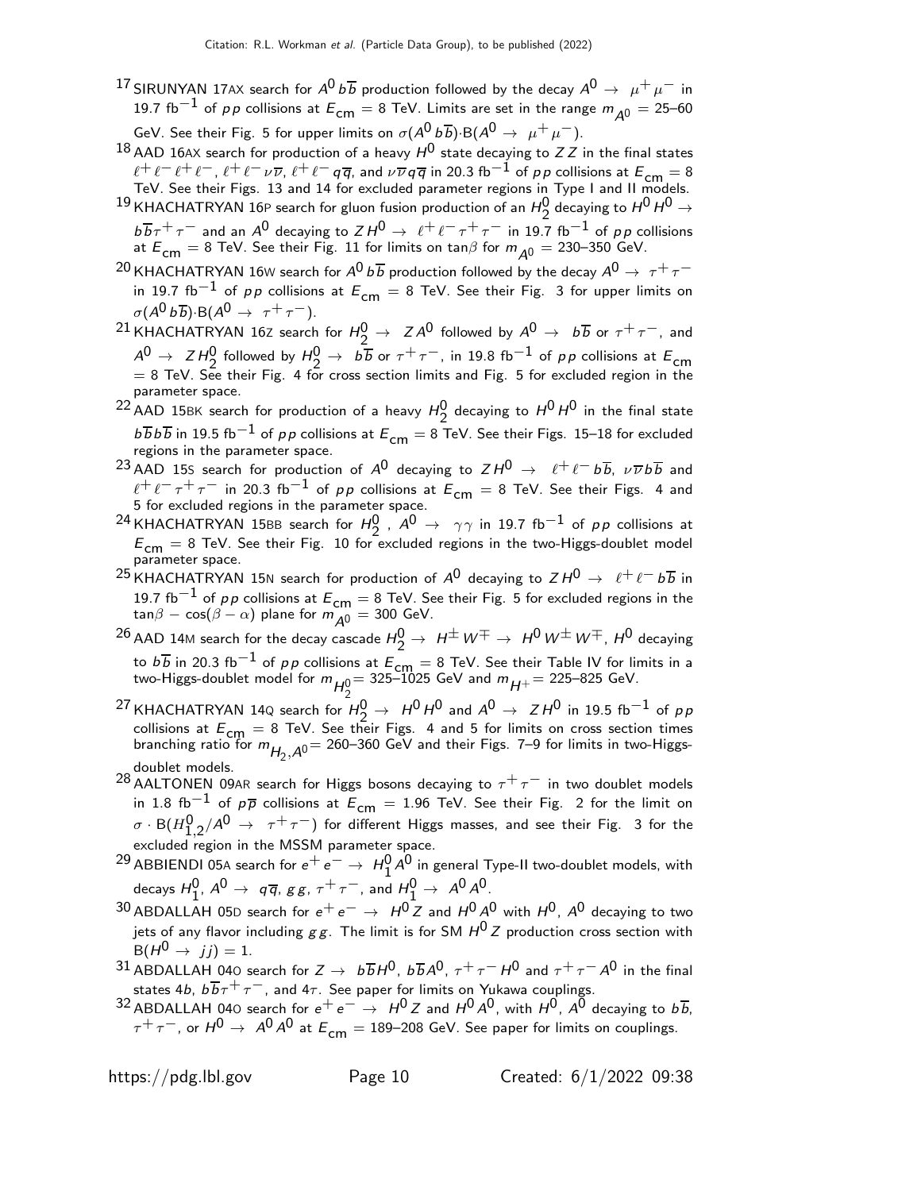[17] SIRUNYAN 17AX search for $A^0 b\overline{b}$ production followed by the decay $A^0 \rightarrow \mu^+\mu^-$ in 19.7 fb$^{-1}$ of $pp$ collisions at $E_{\rm cm}$ = 8 TeV. Limits are set in the range $m_{A^0}$ = 25–60 GeV. See their Fig. 5 for upper limits on $\sigma(A^0 b\overline{b})\cdot$B$(A^0 \rightarrow \mu^+\mu^-)$.

[18] AAD 16AX search for production of a heavy $H^0$ state decaying to $ZZ$ in the final states $\ell^+\ell^-\ell^+\ell^-$, $\ell^+\ell^-\nu\overline{\nu}$, $\ell^+\ell^- q\overline{q}$, and $\nu\overline{\nu} q\overline{q}$ in 20.3 fb$^{-1}$ of $pp$ collisions at $E_{\rm cm}$ = 8 TeV. See their Figs. 13 and 14 for excluded parameter regions in Type I and II models.

[19] KHACHATRYAN 16P search for gluon fusion production of an $H_2^0$ decaying to $H^0 H^0 \rightarrow b\overline{b}\tau^+\tau^-$ and an $A^0$ decaying to $ZH^0 \rightarrow \ell^+\ell^-\tau^+\tau^-$ in 19.7 fb$^{-1}$ of $pp$ collisions at $E_{\rm cm}$ = 8 TeV. See their Fig. 11 for limits on tan$\beta$ for $m_{A^0}$ = 230–350 GeV.

[20] KHACHATRYAN 16W search for $A^0 b\overline{b}$ production followed by the decay $A^0 \rightarrow \tau^+\tau^-$ in 19.7 fb$^{-1}$ of $pp$ collisions at $E_{\rm cm}$ = 8 TeV. See their Fig. 3 for upper limits on $\sigma(A^0 b\overline{b})\cdot$B$(A^0 \rightarrow \tau^+\tau^-)$.

[21] KHACHATRYAN 16Z search for $H_2^0 \rightarrow ZA^0$ followed by $A^0 \rightarrow b\overline{b}$ or $\tau^+\tau^-$, and $A^0 \rightarrow ZH_2^0$ followed by $H_2^0 \rightarrow b\overline{b}$ or $\tau^+\tau^-$, in 19.8 fb$^{-1}$ of $pp$ collisions at $E_{\rm cm}$ = 8 TeV. See their Fig. 4 for cross section limits and Fig. 5 for excluded region in the parameter space.

[22] AAD 15BK search for production of a heavy $H_2^0$ decaying to $H^0 H^0$ in the final state $b\overline{b}b\overline{b}$ in 19.5 fb$^{-1}$ of $pp$ collisions at $E_{\rm cm}$ = 8 TeV. See their Figs. 15–18 for excluded regions in the parameter space.

[23] AAD 15S search for production of $A^0$ decaying to $ZH^0 \rightarrow \ell^+\ell^- b\overline{b}$, $\nu\overline{\nu} b\overline{b}$ and $\ell^+\ell^-\tau^+\tau^-$ in 20.3 fb$^{-1}$ of $pp$ collisions at $E_{\rm cm}$ = 8 TeV. See their Figs. 4 and 5 for excluded regions in the parameter space.

[24] KHACHATRYAN 15BB search for $H_2^0$, $A^0 \rightarrow \gamma\gamma$ in 19.7 fb$^{-1}$ of $pp$ collisions at $E_{\rm cm}$ = 8 TeV. See their Fig. 10 for excluded regions in the two-Higgs-doublet model parameter space.

[25] KHACHATRYAN 15N search for production of $A^0$ decaying to $ZH^0 \rightarrow \ell^+\ell^- b\overline{b}$ in 19.7 fb$^{-1}$ of $pp$ collisions at $E_{\rm cm}$ = 8 TeV. See their Fig. 5 for excluded regions in the tan$\beta$ − cos$(\beta - \alpha)$ plane for $m_{A^0}$ = 300 GeV.

[26] AAD 14M search for the decay cascade $H_2^0 \rightarrow H^\pm W^\mp \rightarrow H^0 W^\pm W^\mp$, $H^0$ decaying to $b\overline{b}$ in 20.3 fb$^{-1}$ of $pp$ collisions at $E_{\rm cm}$ = 8 TeV. See their Table IV for limits in a two-Higgs-doublet model for $m_{H_2^0}$= 325–1025 GeV and $m_{H^+}$= 225–825 GeV.

[27] KHACHATRYAN 14Q search for $H_2^0 \rightarrow H^0 H^0$ and $A^0 \rightarrow ZH^0$ in 19.5 fb$^{-1}$ of $pp$ collisions at $E_{\rm cm}$ = 8 TeV. See their Figs. 4 and 5 for limits on cross section times branching ratio for $m_{H_2, A^0}$= 260–360 GeV and their Figs. 7–9 for limits in two-Higgs-doublet models.

[28] AALTONEN 09AR search for Higgs bosons decaying to $\tau^+\tau^-$ in two doublet models in 1.8 fb$^{-1}$ of $p\overline{p}$ collisions at $E_{\rm cm}$ = 1.96 TeV. See their Fig. 2 for the limit on $\sigma \cdot$ B$(H_{1,2}^0/A^0 \rightarrow \tau^+\tau^-)$ for different Higgs masses, and see their Fig. 3 for the excluded region in the MSSM parameter space.

[29] ABBIENDI 05A search for $e^+e^- \rightarrow H_1^0 A^0$ in general Type-II two-doublet models, with decays $H_1^0$, $A^0 \rightarrow q\overline{q}$, $gg$, $\tau^+\tau^-$, and $H_1^0 \rightarrow A^0 A^0$.

[30] ABDALLAH 05D search for $e^+e^- \rightarrow H^0 Z$ and $H^0 A^0$ with $H^0$, $A^0$ decaying to two jets of any flavor including $gg$. The limit is for SM $H^0 Z$ production cross section with B$(H^0 \rightarrow jj)$ = 1.

[31] ABDALLAH 04O search for $Z \rightarrow b\overline{b}H^0$, $b\overline{b}A^0$, $\tau^+\tau^- H^0$ and $\tau^+\tau^- A^0$ in the final states 4$b$, $b\overline{b}\tau^+\tau^-$, and 4$\tau$. See paper for limits on Yukawa couplings.

[32] ABDALLAH 04O search for $e^+e^- \rightarrow H^0 Z$ and $H^0 A^0$, with $H^0$, $A^0$ decaying to $b\overline{b}$, $\tau^+\tau^-$, or $H^0 \rightarrow A^0 A^0$ at $E_{\rm cm}$ = 189–208 GeV. See paper for limits on couplings.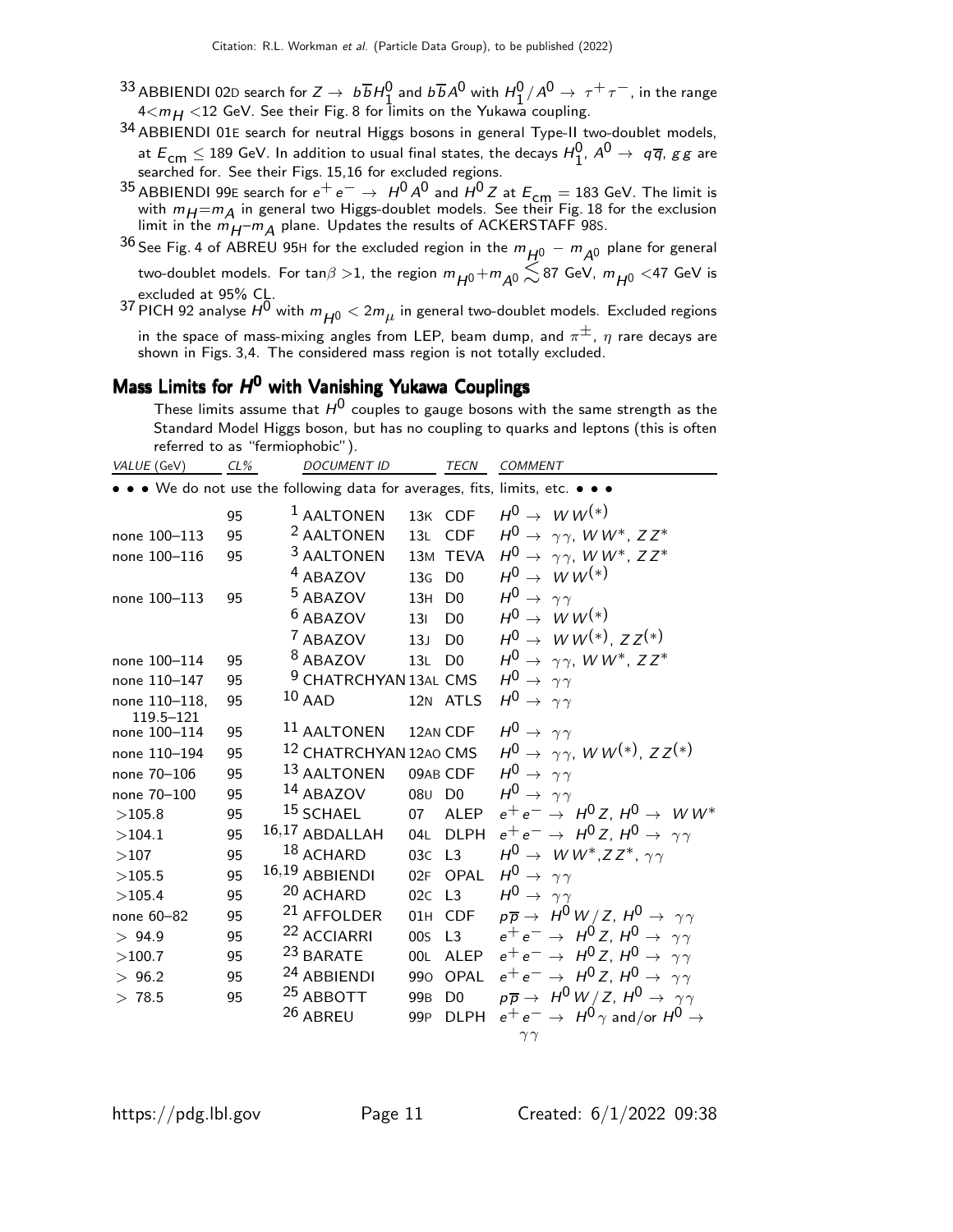[33] ABBIENDI 02D search for $Z \to b\overline{b}H_1^0$ and $b\overline{b}A^0$ with $H_1^0/A^0 \to \tau^+\tau^-$, in the range $4< m_H <12$ GeV. See their Fig. 8 for limits on the Yukawa coupling.

[34] ABBIENDI 01E search for neutral Higgs bosons in general Type-II two-doublet models, at $E_{cm} \leq 189$ GeV. In addition to usual final states, the decays $H_1^0$, $A^0 \to q\overline{q}$, $gg$ are searched for. See their Figs. 15,16 for excluded regions.

[35] ABBIENDI 99E search for $e^+e^- \to H^0A^0$ and $H^0Z$ at $E_{cm} = 183$ GeV. The limit is with $m_H = m_A$ in general two Higgs-doublet models. See their Fig. 18 for the exclusion limit in the $m_H$–$m_A$ plane. Updates the results of ACKERSTAFF 98S.

[36] See Fig. 4 of ABREU 95H for the excluded region in the $m_{H^0} - m_{A^0}$ plane for general two-doublet models. For $\tan\beta > 1$, the region $m_{H^0} + m_{A^0} \lesssim 87$ GeV, $m_{H^0} < 47$ GeV is excluded at 95% CL.

[37] PICH 92 analyse $H^0$ with $m_{H^0} < 2m_\mu$ in general two-doublet models. Excluded regions in the space of mass-mixing angles from LEP, beam dump, and $\pi^\pm$, $\eta$ rare decays are shown in Figs. 3,4. The considered mass region is not totally excluded.

## Mass Limits for $H^0$ with Vanishing Yukawa Couplings

These limits assume that $H^0$ couples to gauge bosons with the same strength as the Standard Model Higgs boson, but has no coupling to quarks and leptons (this is often referred to as "fermiophobic").

| VALUE (GeV) | CL% | DOCUMENT ID | | TECN | COMMENT |
|---|---|---|---|---|---|
| • • • We do not use the following data for averages, fits, limits, etc. • • • | | | | | |
| | 95 | [1] AALTONEN | 13K | CDF | $H^0 \to WW^{(*)}$ |
| none 100–113 | 95 | [2] AALTONEN | 13L | CDF | $H^0 \to \gamma\gamma$, $WW^*$, $ZZ^*$ |
| none 100–116 | 95 | [3] AALTONEN | 13M | TEVA | $H^0 \to \gamma\gamma$, $WW^*$, $ZZ^*$ |
| | | [4] ABAZOV | 13G | D0 | $H^0 \to WW^{(*)}$ |
| none 100–113 | 95 | [5] ABAZOV | 13H | D0 | $H^0 \to \gamma\gamma$ |
| | | [6] ABAZOV | 13I | D0 | $H^0 \to WW^{(*)}$ |
| | | [7] ABAZOV | 13J | D0 | $H^0 \to WW^{(*)}$, $ZZ^{(*)}$ |
| none 100–114 | 95 | [8] ABAZOV | 13L | D0 | $H^0 \to \gamma\gamma$, $WW^*$, $ZZ^*$ |
| none 110–147 | 95 | [9] CHATRCHYAN | 13AL | CMS | $H^0 \to \gamma\gamma$ |
| none 110–118, 119.5–121 | 95 | [10] AAD | 12N | ATLS | $H^0 \to \gamma\gamma$ |
| none 100–114 | 95 | [11] AALTONEN | 12AN | CDF | $H^0 \to \gamma\gamma$ |
| none 110–194 | 95 | [12] CHATRCHYAN | 12AO | CMS | $H^0 \to \gamma\gamma$, $WW^{(*)}$, $ZZ^{(*)}$ |
| none 70–106 | 95 | [13] AALTONEN | 09AB | CDF | $H^0 \to \gamma\gamma$ |
| none 70–100 | 95 | [14] ABAZOV | 08U | D0 | $H^0 \to \gamma\gamma$ |
| >105.8 | 95 | [15] SCHAEL | 07 | ALEP | $e^+e^- \to H^0Z$, $H^0 \to WW^*$ |
| >104.1 | 95 | [16,17] ABDALLAH | 04L | DLPH | $e^+e^- \to H^0Z$, $H^0 \to \gamma\gamma$ |
| >107 | 95 | [18] ACHARD | 03C | L3 | $H^0 \to WW^*$, $ZZ^*$, $\gamma\gamma$ |
| >105.5 | 95 | [16,19] ABBIENDI | 02F | OPAL | $H^0 \to \gamma\gamma$ |
| >105.4 | 95 | [20] ACHARD | 02C | L3 | $H^0 \to \gamma\gamma$ |
| none 60–82 | 95 | [21] AFFOLDER | 01H | CDF | $p\overline{p} \to H^0W/Z$, $H^0 \to \gamma\gamma$ |
| > 94.9 | 95 | [22] ACCIARRI | 00S | L3 | $e^+e^- \to H^0Z$, $H^0 \to \gamma\gamma$ |
| >100.7 | 95 | [23] BARATE | 00L | ALEP | $e^+e^- \to H^0Z$, $H^0 \to \gamma\gamma$ |
| > 96.2 | 95 | [24] ABBIENDI | 99O | OPAL | $e^+e^- \to H^0Z$, $H^0 \to \gamma\gamma$ |
| > 78.5 | 95 | [25] ABBOTT | 99B | D0 | $p\overline{p} \to H^0W/Z$, $H^0 \to \gamma\gamma$ |
| | | [26] ABREU | 99P | DLPH | $e^+e^- \to H^0\gamma$ and/or $H^0 \to \gamma\gamma$ |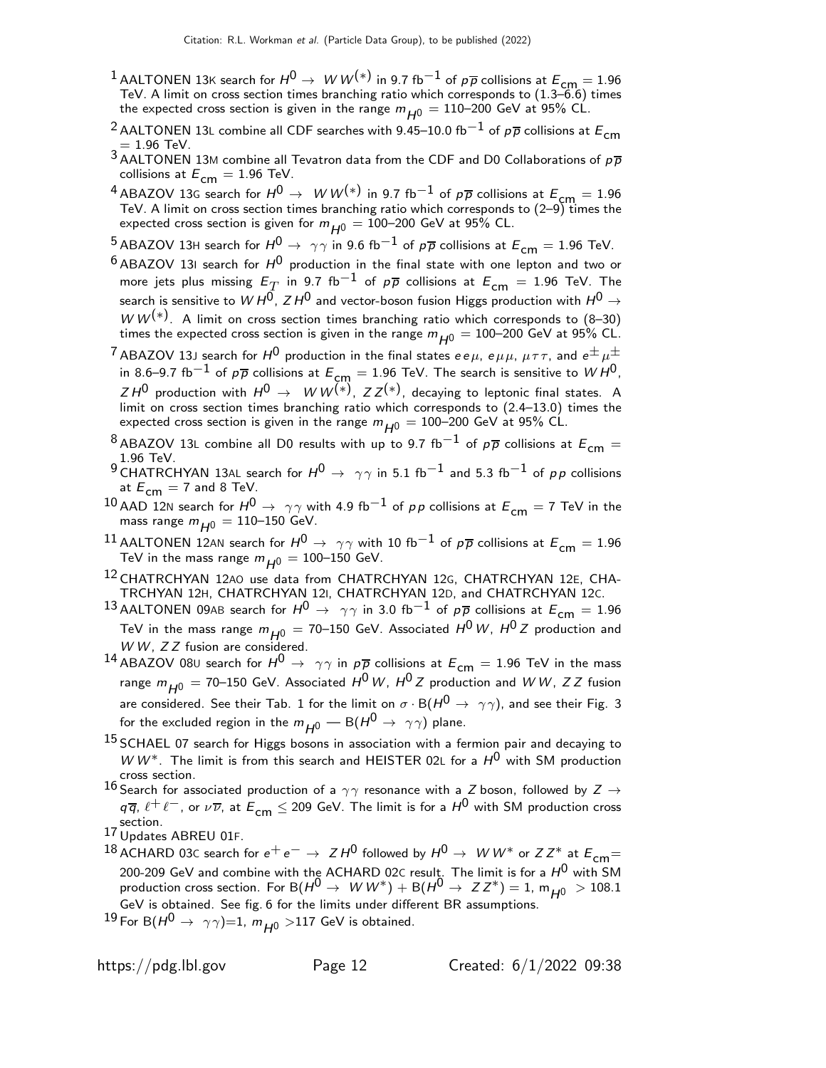[1] AALTONEN 13K search for $H^0 \to WW^{(*)}$ in 9.7 fb$^{-1}$ of $p\overline{p}$ collisions at $E_{\rm cm} = 1.96$ TeV. A limit on cross section times branching ratio which corresponds to (1.3–6.6) times the expected cross section is given in the range $m_{H^0} = 110$–200 GeV at 95% CL.

[2] AALTONEN 13L combine all CDF searches with 9.45–10.0 fb$^{-1}$ of $p\overline{p}$ collisions at $E_{\rm cm} = 1.96$ TeV.

[3] AALTONEN 13M combine all Tevatron data from the CDF and D0 Collaborations of $p\overline{p}$ collisions at $E_{\rm cm} = 1.96$ TeV.

[4] ABAZOV 13G search for $H^0 \to WW^{(*)}$ in 9.7 fb$^{-1}$ of $p\overline{p}$ collisions at $E_{\rm cm} = 1.96$ TeV. A limit on cross section times branching ratio which corresponds to (2–9) times the expected cross section is given for $m_{H^0} = 100$–200 GeV at 95% CL.

[5] ABAZOV 13H search for $H^0 \to \gamma\gamma$ in 9.6 fb$^{-1}$ of $p\overline{p}$ collisions at $E_{\rm cm} = 1.96$ TeV.

[6] ABAZOV 13I search for $H^0$ production in the final state with one lepton and two or more jets plus missing $E_T$ in 9.7 fb$^{-1}$ of $p\overline{p}$ collisions at $E_{\rm cm} = 1.96$ TeV. The search is sensitive to $WH^0$, $ZH^0$ and vector-boson fusion Higgs production with $H^0 \to WW^{(*)}$. A limit on cross section times branching ratio which corresponds to (8–30) times the expected cross section is given in the range $m_{H^0} = 100$–200 GeV at 95% CL.

[7] ABAZOV 13J search for $H^0$ production in the final states $ee\mu$, $e\mu\mu$, $\mu\tau\tau$, and $e^{\pm}\mu^{\pm}$ in 8.6–9.7 fb$^{-1}$ of $p\overline{p}$ collisions at $E_{\rm cm} = 1.96$ TeV. The search is sensitive to $WH^0$, $ZH^0$ production with $H^0 \to WW^{(*)}$, $ZZ^{(*)}$, decaying to leptonic final states. A limit on cross section times branching ratio which corresponds to (2.4–13.0) times the expected cross section is given in the range $m_{H^0} = 100$–200 GeV at 95% CL.

[8] ABAZOV 13L combine all D0 results with up to 9.7 fb$^{-1}$ of $p\overline{p}$ collisions at $E_{\rm cm} = 1.96$ TeV.

[9] CHATRCHYAN 13AL search for $H^0 \to \gamma\gamma$ in 5.1 fb$^{-1}$ and 5.3 fb$^{-1}$ of $pp$ collisions at $E_{\rm cm} = 7$ and 8 TeV.

[10] AAD 12N search for $H^0 \to \gamma\gamma$ with 4.9 fb$^{-1}$ of $pp$ collisions at $E_{\rm cm} = 7$ TeV in the mass range $m_{H^0} = 110$–150 GeV.

[11] AALTONEN 12AN search for $H^0 \to \gamma\gamma$ with 10 fb$^{-1}$ of $p\overline{p}$ collisions at $E_{\rm cm} = 1.96$ TeV in the mass range $m_{H^0} = 100$–150 GeV.

[12] CHATRCHYAN 12AO use data from CHATRCHYAN 12G, CHATRCHYAN 12E, CHATRCHYAN 12H, CHATRCHYAN 12I, CHATRCHYAN 12D, and CHATRCHYAN 12C.

[13] AALTONEN 09AB search for $H^0 \to \gamma\gamma$ in 3.0 fb$^{-1}$ of $p\overline{p}$ collisions at $E_{\rm cm} = 1.96$ TeV in the mass range $m_{H^0} = 70$–150 GeV. Associated $H^0 W$, $H^0 Z$ production and $WW$, $ZZ$ fusion are considered.

[14] ABAZOV 08U search for $H^0 \to \gamma\gamma$ in $p\overline{p}$ collisions at $E_{\rm cm} = 1.96$ TeV in the mass range $m_{H^0} = 70$–150 GeV. Associated $H^0 W$, $H^0 Z$ production and $WW$, $ZZ$ fusion are considered. See their Tab. 1 for the limit on $\sigma \cdot {\rm B}(H^0 \to \gamma\gamma)$, and see their Fig. 3 for the excluded region in the $m_{H^0}$ — ${\rm B}(H^0 \to \gamma\gamma)$ plane.

[15] SCHAEL 07 search for Higgs bosons in association with a fermion pair and decaying to $WW^*$. The limit is from this search and HEISTER 02L for a $H^0$ with SM production cross section.

[16] Search for associated production of a $\gamma\gamma$ resonance with a $Z$ boson, followed by $Z \to q\overline{q}$, $\ell^+\ell^-$, or $\nu\overline{\nu}$, at $E_{\rm cm} \leq 209$ GeV. The limit is for a $H^0$ with SM production cross section.

[17] Updates ABREU 01F.

[18] ACHARD 03C search for $e^+e^- \to ZH^0$ followed by $H^0 \to WW^*$ or $ZZ^*$ at $E_{\rm cm}$= 200-209 GeV and combine with the ACHARD 02C result. The limit is for a $H^0$ with SM production cross section. For ${\rm B}(H^0 \to WW^*) + {\rm B}(H^0 \to ZZ^*) = 1$, $m_{H^0} > 108.1$ GeV is obtained. See fig. 6 for the limits under different BR assumptions.

[19] For ${\rm B}(H^0 \to \gamma\gamma)$=1, $m_{H^0} >$117 GeV is obtained.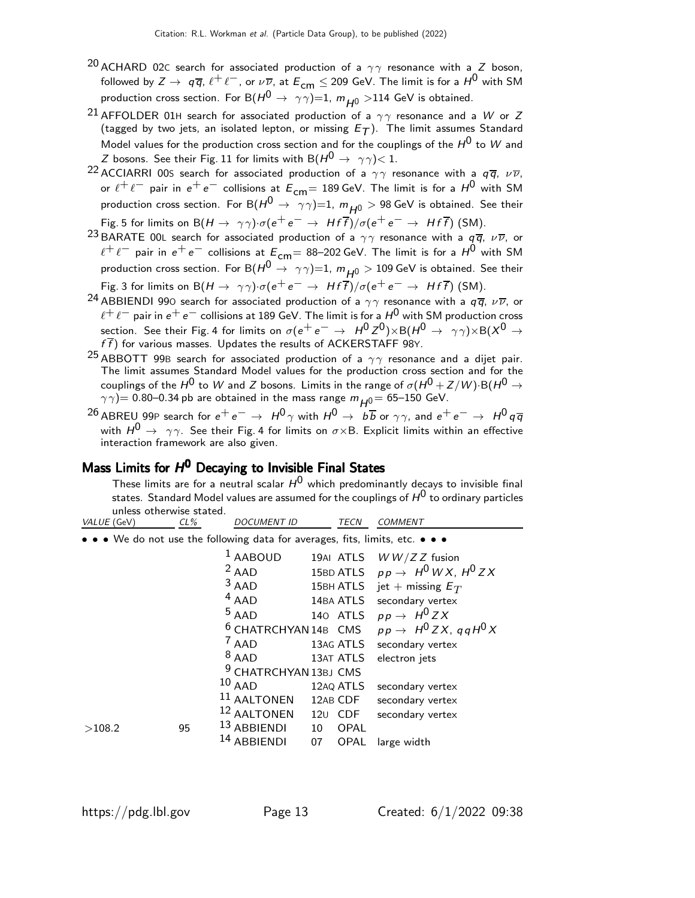[20] ACHARD 02C search for associated production of a $\gamma\gamma$ resonance with a $Z$ boson, followed by $Z \rightarrow q\overline{q}$, $\ell^+\ell^-$, or $\nu\overline{\nu}$, at $E_{\rm cm} \leq 209$ GeV. The limit is for a $H^0$ with SM production cross section. For B($H^0 \rightarrow \gamma\gamma$)=1, $m_{H^0} >$114 GeV is obtained.

[21] AFFOLDER 01H search for associated production of a $\gamma\gamma$ resonance and a $W$ or $Z$ (tagged by two jets, an isolated lepton, or missing $E_T$). The limit assumes Standard Model values for the production cross section and for the couplings of the $H^0$ to $W$ and $Z$ bosons. See their Fig. 11 for limits with B($H^0 \rightarrow \gamma\gamma$)$<$ 1.

[22] ACCIARRI 00S search for associated production of a $\gamma\gamma$ resonance with a $q\overline{q}$, $\nu\overline{\nu}$, or $\ell^+\ell^-$ pair in $e^+e^-$ collisions at $E_{\rm cm}$= 189 GeV. The limit is for a $H^0$ with SM production cross section. For B($H^0 \rightarrow \gamma\gamma$)=1, $m_{H^0} >$ 98 GeV is obtained. See their Fig. 5 for limits on B($H \rightarrow \gamma\gamma$)$\cdot\sigma(e^+e^- \rightarrow Hf\overline{f})/\sigma(e^+e^- \rightarrow Hf\overline{f})$ (SM).

[23] BARATE 00L search for associated production of a $\gamma\gamma$ resonance with a $q\overline{q}$, $\nu\overline{\nu}$, or $\ell^+\ell^-$ pair in $e^+e^-$ collisions at $E_{\rm cm}$= 88–202 GeV. The limit is for a $H^0$ with SM production cross section. For B($H^0 \rightarrow \gamma\gamma$)=1, $m_{H^0} >$ 109 GeV is obtained. See their Fig. 3 for limits on B($H \rightarrow \gamma\gamma$)$\cdot\sigma(e^+e^- \rightarrow Hf\overline{f})/\sigma(e^+e^- \rightarrow Hf\overline{f})$ (SM).

[24] ABBIENDI 99O search for associated production of a $\gamma\gamma$ resonance with a $q\overline{q}$, $\nu\overline{\nu}$, or $\ell^+\ell^-$ pair in $e^+e^-$ collisions at 189 GeV. The limit is for a $H^0$ with SM production cross section. See their Fig. 4 for limits on $\sigma(e^+e^- \rightarrow H^0Z^0)$$\times$B($H^0 \rightarrow \gamma\gamma$)$\times$B($X^0 \rightarrow f\overline{f}$) for various masses. Updates the results of ACKERSTAFF 98Y.

[25] ABBOTT 99B search for associated production of a $\gamma\gamma$ resonance and a dijet pair. The limit assumes Standard Model values for the production cross section and for the couplings of the $H^0$ to $W$ and $Z$ bosons. Limits in the range of $\sigma(H^0+Z/W)\cdot$B($H^0 \rightarrow \gamma\gamma$)= 0.80–0.34 pb are obtained in the mass range $m_{H^0}$= 65–150 GeV.

[26] ABREU 99P search for $e^+e^- \rightarrow H^0\gamma$ with $H^0 \rightarrow b\overline{b}$ or $\gamma\gamma$, and $e^+e^- \rightarrow H^0q\overline{q}$ with $H^0 \rightarrow \gamma\gamma$. See their Fig. 4 for limits on $\sigma\times$B. Explicit limits within an effective interaction framework are also given.

## Mass Limits for $H^0$ Decaying to Invisible Final States

These limits are for a neutral scalar $H^0$ which predominantly decays to invisible final states. Standard Model values are assumed for the couplings of $H^0$ to ordinary particles unless otherwise stated.

| VALUE (GeV) | CL% | DOCUMENT ID | | TECN | COMMENT |
|---|---|---|---|---|---|
| • • • We do not use the following data for averages, fits, limits, etc. • • • | | | | | |
| | | [1] AABOUD | 19AI | ATLS | $WW/ZZ$ fusion |
| | | [2] AAD | 15BD | ATLS | $pp \rightarrow H^0WX$, $H^0ZX$ |
| | | [3] AAD | 15BH | ATLS | jet + missing $E_T$ |
| | | [4] AAD | 14BA | ATLS | secondary vertex |
| | | [5] AAD | 14O | ATLS | $pp \rightarrow H^0ZX$ |
| | | [6] CHATRCHYAN | 14B | CMS | $pp \rightarrow H^0ZX$, $qqH^0X$ |
| | | [7] AAD | 13AG | ATLS | secondary vertex |
| | | [8] AAD | 13AT | ATLS | electron jets |
| | | [9] CHATRCHYAN | 13BJ | CMS | |
| | | [10] AAD | 12AQ | ATLS | secondary vertex |
| | | [11] AALTONEN | 12AB | CDF | secondary vertex |
| | | [12] AALTONEN | 12U | CDF | secondary vertex |
| >108.2 | 95 | [13] ABBIENDI | 10 | OPAL | |
| | | [14] ABBIENDI | 07 | OPAL | large width |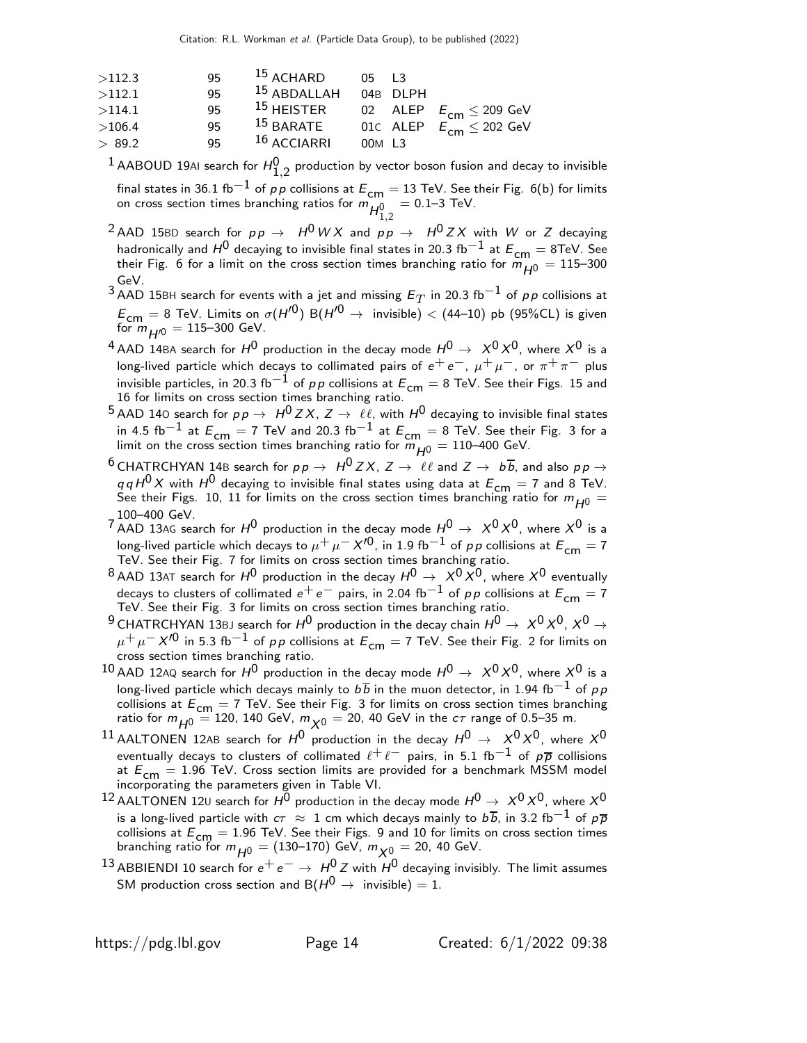| | | | | | |
|---|---|---|---|---|---|
| >112.3 | 95 | [15] ACHARD | 05 | L3 | |
| >112.1 | 95 | [15] ABDALLAH | 04B | DLPH | |
| >114.1 | 95 | [15] HEISTER | 02 | ALEP | $E_{cm} \leq 209$ GeV |
| >106.4 | 95 | [15] BARATE | 01C | ALEP | $E_{cm} \leq 202$ GeV |
| > 89.2 | 95 | [16] ACCIARRI | 00M | L3 | |

[1] AABOUD 19AI search for $H^0_{1,2}$ production by vector boson fusion and decay to invisible final states in 36.1 fb$^{-1}$ of $pp$ collisions at $E_{cm} = 13$ TeV. See their Fig. 6(b) for limits on cross section times branching ratios for $m_{H^0_{1,2}} = 0.1$–3 TeV.

[2] AAD 15BD search for $pp \rightarrow H^0 W X$ and $pp \rightarrow H^0 Z X$ with $W$ or $Z$ decaying hadronically and $H^0$ decaying to invisible final states in 20.3 fb$^{-1}$ at $E_{cm} = 8$TeV. See their Fig. 6 for a limit on the cross section times branching ratio for $m_{H^0} = 115$–300 GeV.

[3] AAD 15BH search for events with a jet and missing $E_T$ in 20.3 fb$^{-1}$ of $pp$ collisions at $E_{cm} = 8$ TeV. Limits on $\sigma(H'^0)$ B($H'^0 \rightarrow$ invisible) < (44–10) pb (95%CL) is given for $m_{H'^0} = 115$–300 GeV.

[4] AAD 14BA search for $H^0$ production in the decay mode $H^0 \rightarrow X^0 X^0$, where $X^0$ is a long-lived particle which decays to collimated pairs of $e^+ e^-$, $\mu^+ \mu^-$, or $\pi^+ \pi^-$ plus invisible particles, in 20.3 fb$^{-1}$ of $pp$ collisions at $E_{cm} = 8$ TeV. See their Figs. 15 and 16 for limits on cross section times branching ratio.

[5] AAD 14O search for $pp \rightarrow H^0 Z X$, $Z \rightarrow \ell\ell$, with $H^0$ decaying to invisible final states in 4.5 fb$^{-1}$ at $E_{cm} = 7$ TeV and 20.3 fb$^{-1}$ at $E_{cm} = 8$ TeV. See their Fig. 3 for a limit on the cross section times branching ratio for $m_{H^0} = 110$–400 GeV.

[6] CHATRCHYAN 14B search for $pp \rightarrow H^0 Z X$, $Z \rightarrow \ell\ell$ and $Z \rightarrow b\overline{b}$, and also $pp \rightarrow q q H^0 X$ with $H^0$ decaying to invisible final states using data at $E_{cm} = 7$ and 8 TeV. See their Figs. 10, 11 for limits on the cross section times branching ratio for $m_{H^0} =$ 100–400 GeV.

[7] AAD 13AG search for $H^0$ production in the decay mode $H^0 \rightarrow X^0 X^0$, where $X^0$ is a long-lived particle which decays to $\mu^+ \mu^- X'^0$, in 1.9 fb$^{-1}$ of $pp$ collisions at $E_{cm} = 7$ TeV. See their Fig. 7 for limits on cross section times branching ratio.

[8] AAD 13AT search for $H^0$ production in the decay $H^0 \rightarrow X^0 X^0$, where $X^0$ eventually decays to clusters of collimated $e^+ e^-$ pairs, in 2.04 fb$^{-1}$ of $pp$ collisions at $E_{cm} = 7$ TeV. See their Fig. 3 for limits on cross section times branching ratio.

[9] CHATRCHYAN 13BJ search for $H^0$ production in the decay chain $H^0 \rightarrow X^0 X^0$, $X^0 \rightarrow \mu^+ \mu^- X'^0$ in 5.3 fb$^{-1}$ of $pp$ collisions at $E_{cm} = 7$ TeV. See their Fig. 2 for limits on cross section times branching ratio.

[10] AAD 12AQ search for $H^0$ production in the decay mode $H^0 \rightarrow X^0 X^0$, where $X^0$ is a long-lived particle which decays mainly to $b\overline{b}$ in the muon detector, in 1.94 fb$^{-1}$ of $pp$ collisions at $E_{cm} = 7$ TeV. See their Fig. 3 for limits on cross section times branching ratio for $m_{H^0} = 120$, 140 GeV, $m_{X^0} = 20$, 40 GeV in the $c\tau$ range of 0.5–35 m.

[11] AALTONEN 12AB search for $H^0$ production in the decay $H^0 \rightarrow X^0 X^0$, where $X^0$ eventually decays to clusters of collimated $\ell^+ \ell^-$ pairs, in 5.1 fb$^{-1}$ of $p\overline{p}$ collisions at $E_{cm} = 1.96$ TeV. Cross section limits are provided for a benchmark MSSM model incorporating the parameters given in Table VI.

[12] AALTONEN 12U search for $H^0$ production in the decay mode $H^0 \rightarrow X^0 X^0$, where $X^0$ is a long-lived particle with $c\tau \approx 1$ cm which decays mainly to $b\overline{b}$, in 3.2 fb$^{-1}$ of $p\overline{p}$ collisions at $E_{cm} = 1.96$ TeV. See their Figs. 9 and 10 for limits on cross section times branching ratio for $m_{H^0} = (130$–$170)$ GeV, $m_{X^0} = 20$, 40 GeV.

[13] ABBIENDI 10 search for $e^+ e^- \rightarrow H^0 Z$ with $H^0$ decaying invisibly. The limit assumes SM production cross section and B($H^0 \rightarrow$ invisible) = 1.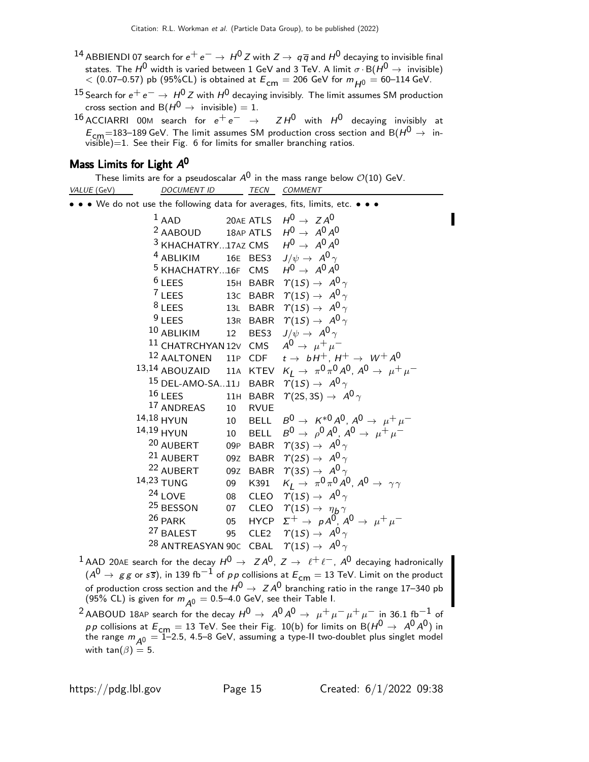[14] ABBIENDI 07 search for $e^+e^- \to H^0 Z$ with $Z \to q\overline{q}$ and $H^0$ decaying to invisible final states. The $H^0$ width is varied between 1 GeV and 3 TeV. A limit $\sigma \cdot B(H^0 \to \text{invisible}) < (0.07\text{–}0.57)$ pb (95%CL) is obtained at $E_{cm} = 206$ GeV for $m_{H^0} = 60\text{–}114$ GeV.

[15] Search for $e^+e^- \to H^0 Z$ with $H^0$ decaying invisibly. The limit assumes SM production cross section and $B(H^0 \to \text{invisible}) = 1$.

[16] ACCIARRI 00M search for $e^+e^- \to ZH^0$ with $H^0$ decaying invisibly at $E_{cm}$=183–189 GeV. The limit assumes SM production cross section and $B(H^0 \to \text{invisible})$=1. See their Fig. 6 for limits for smaller branching ratios.

## Mass Limits for Light $A^0$

These limits are for a pseudoscalar $A^0$ in the mass range below $\mathcal{O}(10)$ GeV.

| VALUE (GeV) | DOCUMENT ID | | TECN | COMMENT |
|---|---|---|---|---|
| • • • We do not use the following data for averages, fits, limits, etc. • • • | | | | |
| | [1] AAD | 20AE | ATLS | $H^0 \to ZA^0$ |
| | [2] AABOUD | 18AP | ATLS | $H^0 \to A^0 A^0$ |
| | [3] KHACHATRY... | 17AZ | CMS | $H^0 \to A^0 A^0$ |
| | [4] ABLIKIM | 16E | BES3 | $J/\psi \to A^0 \gamma$ |
| | [5] KHACHATRY... | 16F | CMS | $H^0 \to A^0 A^0$ |
| | [6] LEES | 15H | BABR | $\Upsilon(1S) \to A^0 \gamma$ |
| | [7] LEES | 13C | BABR | $\Upsilon(1S) \to A^0 \gamma$ |
| | [8] LEES | 13L | BABR | $\Upsilon(1S) \to A^0 \gamma$ |
| | [9] LEES | 13R | BABR | $\Upsilon(1S) \to A^0 \gamma$ |
| | [10] ABLIKIM | 12 | BES3 | $J/\psi \to A^0 \gamma$ |
| | [11] CHATRCHYAN | 12V | CMS | $A^0 \to \mu^+\mu^-$ |
| | [12] AALTONEN | 11P | CDF | $t \to bH^+$, $H^+ \to W^+ A^0$ |
| | [13,14] ABOUZAID | 11A | KTEV | $K_L \to \pi^0 \pi^0 A^0$, $A^0 \to \mu^+\mu^-$ |
| | [15] DEL-AMO-SA... | 11J | BABR | $\Upsilon(1S) \to A^0 \gamma$ |
| | [16] LEES | 11H | BABR | $\Upsilon(2S, 3S) \to A^0 \gamma$ |
| | [17] ANDREAS | 10 | RVUE | |
| | [14,18] HYUN | 10 | BELL | $B^0 \to K^{*0} A^0$, $A^0 \to \mu^+\mu^-$ |
| | [14,19] HYUN | 10 | BELL | $B^0 \to \rho^0 A^0$, $A^0 \to \mu^+\mu^-$ |
| | [20] AUBERT | 09P | BABR | $\Upsilon(3S) \to A^0 \gamma$ |
| | [21] AUBERT | 09Z | BABR | $\Upsilon(2S) \to A^0 \gamma$ |
| | [22] AUBERT | 09Z | BABR | $\Upsilon(3S) \to A^0 \gamma$ |
| | [14,23] TUNG | 09 | K391 | $K_L \to \pi^0 \pi^0 A^0$, $A^0 \to \gamma\gamma$ |
| | [24] LOVE | 08 | CLEO | $\Upsilon(1S) \to A^0 \gamma$ |
| | [25] BESSON | 07 | CLEO | $\Upsilon(1S) \to \eta_b \gamma$ |
| | [26] PARK | 05 | HYCP | $\Sigma^+ \to pA^0$, $A^0 \to \mu^+\mu^-$ |
| | [27] BALEST | 95 | CLE2 | $\Upsilon(1S) \to A^0 \gamma$ |
| | [28] ANTREASYAN | 90C | CBAL | $\Upsilon(1S) \to A^0 \gamma$ |

[1] AAD 20AE search for the decay $H^0 \to ZA^0$, $Z \to \ell^+\ell^-$, $A^0$ decaying hadronically ($A^0 \to gg$ or $s\overline{s}$), in 139 fb$^{-1}$ of $pp$ collisions at $E_{cm} = 13$ TeV. Limit on the product of production cross section and the $H^0 \to ZA^0$ branching ratio in the range 17–340 pb (95% CL) is given for $m_{A^0} = 0.5\text{–}4.0$ GeV, see their Table I.

[2] AABOUD 18AP search for the decay $H^0 \to A^0 A^0 \to \mu^+\mu^-\mu^+\mu^-$ in 36.1 fb$^{-1}$ of $pp$ collisions at $E_{cm} = 13$ TeV. See their Fig. 10(b) for limits on $B(H^0 \to A^0 A^0)$ in the range $m_{A^0} = 1\text{–}2.5$, 4.5–8 GeV, assuming a type-II two-doublet plus singlet model with $\tan(\beta) = 5$.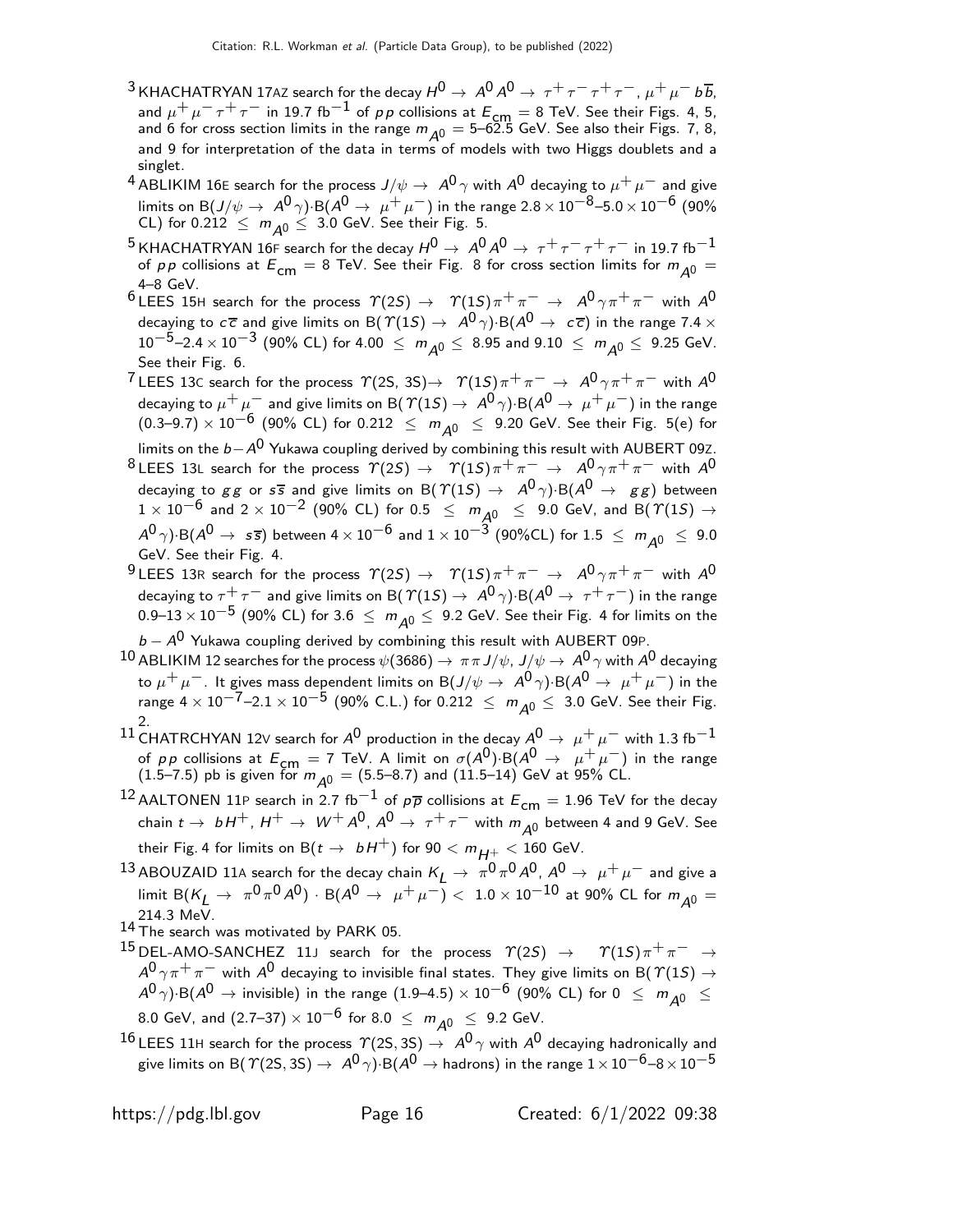[3] KHACHATRYAN 17AZ search for the decay $H^0 \to A^0 A^0 \to \tau^+\tau^-\tau^+\tau^-$, $\mu^+\mu^- b\overline{b}$, and $\mu^+\mu^-\tau^+\tau^-$ in 19.7 fb$^{-1}$ of $pp$ collisions at $E_{cm}$ = 8 TeV. See their Figs. 4, 5, and 6 for cross section limits in the range $m_{A^0}$ = 5–62.5 GeV. See also their Figs. 7, 8, and 9 for interpretation of the data in terms of models with two Higgs doublets and a singlet.

[4] ABLIKIM 16E search for the process $J/\psi \to A^0\gamma$ with $A^0$ decaying to $\mu^+\mu^-$ and give limits on B($J/\psi \to A^0\gamma$)·B($A^0 \to \mu^+\mu^-$) in the range $2.8 \times 10^{-8}$–$5.0 \times 10^{-6}$ (90% CL) for $0.212 \le m_{A^0} \le 3.0$ GeV. See their Fig. 5.

[5] KHACHATRYAN 16F search for the decay $H^0 \to A^0 A^0 \to \tau^+\tau^-\tau^+\tau^-$ in 19.7 fb$^{-1}$ of $pp$ collisions at $E_{cm}$ = 8 TeV. See their Fig. 8 for cross section limits for $m_{A^0}$ = 4–8 GeV.

[6] LEES 15H search for the process $\Upsilon(2S) \to \Upsilon(1S)\pi^+\pi^- \to A^0\gamma\pi^+\pi^-$ with $A^0$ decaying to $c\overline{c}$ and give limits on B($\Upsilon(1S) \to A^0\gamma$)·B($A^0 \to c\overline{c}$) in the range $7.4 \times 10^{-5}$–$2.4 \times 10^{-3}$ (90% CL) for $4.00 \le m_{A^0} \le 8.95$ and $9.10 \le m_{A^0} \le 9.25$ GeV. See their Fig. 6.

[7] LEES 13C search for the process $\Upsilon$(2S, 3S)$\to \Upsilon(1S)\pi^+\pi^- \to A^0\gamma\pi^+\pi^-$ with $A^0$ decaying to $\mu^+\mu^-$ and give limits on B($\Upsilon(1S) \to A^0\gamma$)·B($A^0 \to \mu^+\mu^-$) in the range $(0.3$–$9.7) \times 10^{-6}$ (90% CL) for $0.212 \le m_{A^0} \le 9.20$ GeV. See their Fig. 5(e) for limits on the $b-A^0$ Yukawa coupling derived by combining this result with AUBERT 09Z.

[8] LEES 13L search for the process $\Upsilon(2S) \to \Upsilon(1S)\pi^+\pi^- \to A^0\gamma\pi^+\pi^-$ with $A^0$ decaying to $gg$ or $s\overline{s}$ and give limits on B($\Upsilon(1S) \to A^0\gamma$)·B($A^0 \to gg$) between $1 \times 10^{-6}$ and $2 \times 10^{-2}$ (90% CL) for $0.5 \le m_{A^0} \le 9.0$ GeV, and B($\Upsilon(1S) \to A^0\gamma$)·B($A^0 \to s\overline{s}$) between $4 \times 10^{-6}$ and $1 \times 10^{-3}$ (90%CL) for $1.5 \le m_{A^0} \le 9.0$ GeV. See their Fig. 4.

[9] LEES 13R search for the process $\Upsilon(2S) \to \Upsilon(1S)\pi^+\pi^- \to A^0\gamma\pi^+\pi^-$ with $A^0$ decaying to $\tau^+\tau^-$ and give limits on B($\Upsilon(1S) \to A^0\gamma$)·B($A^0 \to \tau^+\tau^-$) in the range $0.9$–$13 \times 10^{-5}$ (90% CL) for $3.6 \le m_{A^0} \le 9.2$ GeV. See their Fig. 4 for limits on the $b-A^0$ Yukawa coupling derived by combining this result with AUBERT 09P.

[10] ABLIKIM 12 searches for the process $\psi(3686) \to \pi\pi J/\psi$, $J/\psi \to A^0\gamma$ with $A^0$ decaying to $\mu^+\mu^-$. It gives mass dependent limits on B($J/\psi \to A^0\gamma$)·B($A^0 \to \mu^+\mu^-$) in the range $4 \times 10^{-7}$–$2.1 \times 10^{-5}$ (90% C.L.) for $0.212 \le m_{A^0} \le 3.0$ GeV. See their Fig. 2.

[11] CHATRCHYAN 12V search for $A^0$ production in the decay $A^0 \to \mu^+\mu^-$ with 1.3 fb$^{-1}$ of $pp$ collisions at $E_{cm}$ = 7 TeV. A limit on $\sigma(A^0)$·B($A^0 \to \mu^+\mu^-$) in the range (1.5–7.5) pb is given for $m_{A^0}$ = (5.5–8.7) and (11.5–14) GeV at 95% CL.

[12] AALTONEN 11P search in 2.7 fb$^{-1}$ of $p\overline{p}$ collisions at $E_{cm}$ = 1.96 TeV for the decay chain $t \to bH^+$, $H^+ \to W^+A^0$, $A^0 \to \tau^+\tau^-$ with $m_{A^0}$ between 4 and 9 GeV. See their Fig. 4 for limits on B($t \to bH^+$) for $90 < m_{H^+} < 160$ GeV.

[13] ABOUZAID 11A search for the decay chain $K_L \to \pi^0\pi^0A^0$, $A^0 \to \mu^+\mu^-$ and give a limit B($K_L \to \pi^0\pi^0A^0$) · B($A^0 \to \mu^+\mu^-$) $< 1.0 \times 10^{-10}$ at 90% CL for $m_{A^0}$ = 214.3 MeV.

[14] The search was motivated by PARK 05.

[15] DEL-AMO-SANCHEZ 11J search for the process $\Upsilon(2S) \to \Upsilon(1S)\pi^+\pi^- \to A^0\gamma\pi^+\pi^-$ with $A^0$ decaying to invisible final states. They give limits on B($\Upsilon(1S) \to A^0\gamma$)·B($A^0 \to$ invisible) in the range $(1.9$–$4.5) \times 10^{-6}$ (90% CL) for $0 \le m_{A^0} \le 8.0$ GeV, and $(2.7$–$37) \times 10^{-6}$ for $8.0 \le m_{A^0} \le 9.2$ GeV.

[16] LEES 11H search for the process $\Upsilon$(2S, 3S) $\to A^0\gamma$ with $A^0$ decaying hadronically and give limits on B($\Upsilon$(2S, 3S) $\to A^0\gamma$)·B($A^0 \to$ hadrons) in the range $1 \times 10^{-6}$–$8 \times 10^{-5}$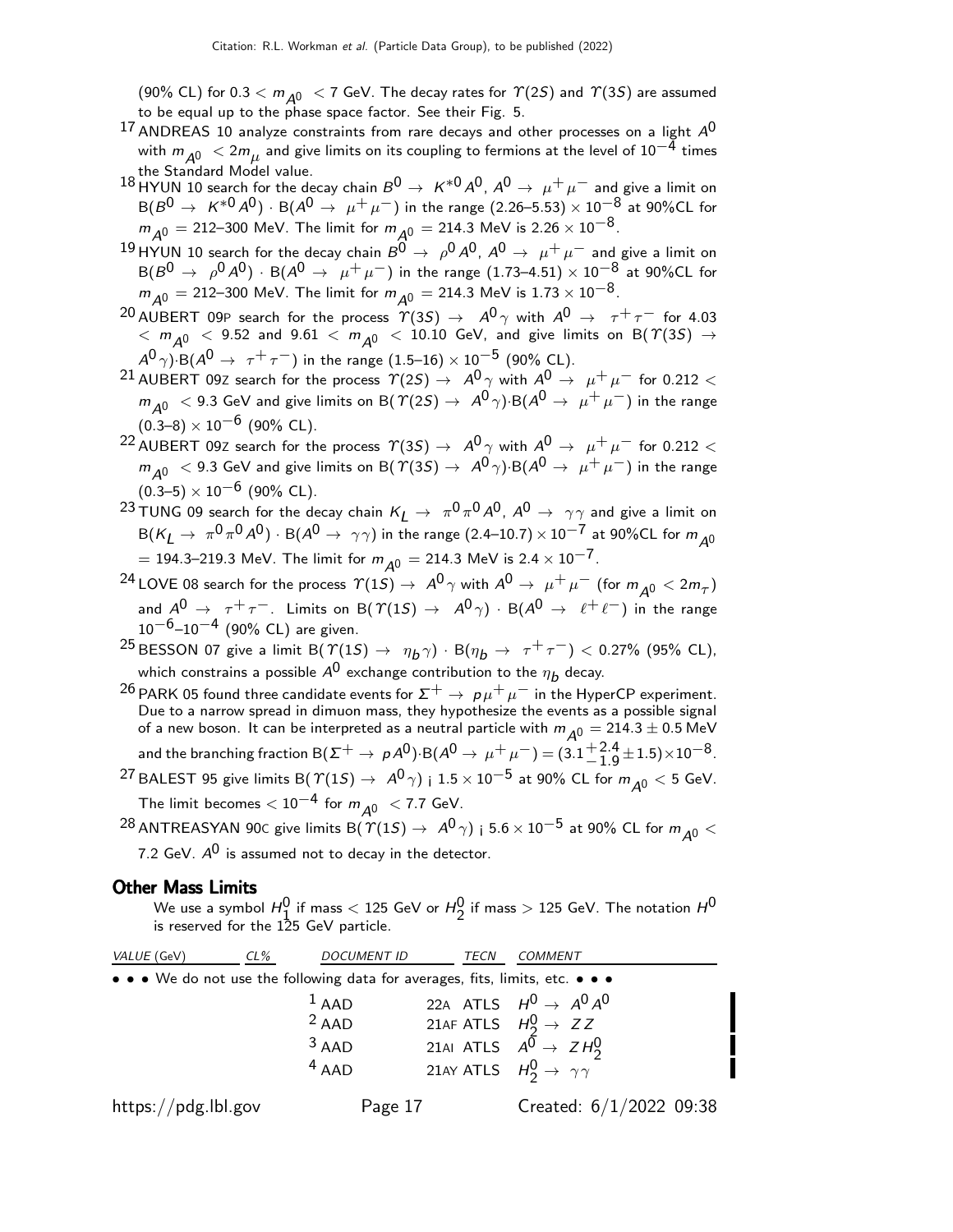(90% CL) for $0.3 < m_{A^0} < 7$ GeV. The decay rates for $\Upsilon(2S)$ and $\Upsilon(3S)$ are assumed to be equal up to the phase space factor. See their Fig. 5.

[17] ANDREAS 10 analyze constraints from rare decays and other processes on a light $A^0$ with $m_{A^0} < 2m_\mu$ and give limits on its coupling to fermions at the level of $10^{-4}$ times the Standard Model value.

[18] HYUN 10 search for the decay chain $B^0 \to K^{*0} A^0$, $A^0 \to \mu^+\mu^-$ and give a limit on $B(B^0 \to K^{*0} A^0) \cdot B(A^0 \to \mu^+\mu^-)$ in the range $(2.26–5.53) \times 10^{-8}$ at 90%CL for $m_{A^0} = 212–300$ MeV. The limit for $m_{A^0} = 214.3$ MeV is $2.26 \times 10^{-8}$.

[19] HYUN 10 search for the decay chain $B^0 \to \rho^0 A^0$, $A^0 \to \mu^+\mu^-$ and give a limit on $B(B^0 \to \rho^0 A^0) \cdot B(A^0 \to \mu^+\mu^-)$ in the range $(1.73–4.51) \times 10^{-8}$ at 90%CL for $m_{A^0} = 212–300$ MeV. The limit for $m_{A^0} = 214.3$ MeV is $1.73 \times 10^{-8}$.

[20] AUBERT 09P search for the process $\Upsilon(3S) \to A^0\gamma$ with $A^0 \to \tau^+\tau^-$ for $4.03 < m_{A^0} < 9.52$ and $9.61 < m_{A^0} < 10.10$ GeV, and give limits on $B(\Upsilon(3S) \to A^0\gamma) \cdot B(A^0 \to \tau^+\tau^-)$ in the range $(1.5–16) \times 10^{-5}$ (90% CL).

[21] AUBERT 09Z search for the process $\Upsilon(2S) \to A^0\gamma$ with $A^0 \to \mu^+\mu^-$ for $0.212 < m_{A^0} < 9.3$ GeV and give limits on $B(\Upsilon(2S) \to A^0\gamma) \cdot B(A^0 \to \mu^+\mu^-)$ in the range $(0.3–8) \times 10^{-6}$ (90% CL).

[22] AUBERT 09Z search for the process $\Upsilon(3S) \to A^0\gamma$ with $A^0 \to \mu^+\mu^-$ for $0.212 < m_{A^0} < 9.3$ GeV and give limits on $B(\Upsilon(3S) \to A^0\gamma) \cdot B(A^0 \to \mu^+\mu^-)$ in the range $(0.3–5) \times 10^{-6}$ (90% CL).

[23] TUNG 09 search for the decay chain $K_L \to \pi^0\pi^0 A^0$, $A^0 \to \gamma\gamma$ and give a limit on $B(K_L \to \pi^0\pi^0 A^0) \cdot B(A^0 \to \gamma\gamma)$ in the range $(2.4–10.7) \times 10^{-7}$ at 90%CL for $m_{A^0} = 194.3–219.3$ MeV. The limit for $m_{A^0} = 214.3$ MeV is $2.4 \times 10^{-7}$.

[24] LOVE 08 search for the process $\Upsilon(1S) \to A^0\gamma$ with $A^0 \to \mu^+\mu^-$ (for $m_{A^0} < 2m_\tau$) and $A^0 \to \tau^+\tau^-$. Limits on $B(\Upsilon(1S) \to A^0\gamma) \cdot B(A^0 \to \ell^+\ell^-)$ in the range $10^{-6}–10^{-4}$ (90% CL) are given.

[25] BESSON 07 give a limit $B(\Upsilon(1S) \to \eta_b\gamma) \cdot B(\eta_b \to \tau^+\tau^-) < 0.27\%$ (95% CL), which constrains a possible $A^0$ exchange contribution to the $\eta_b$ decay.

[26] PARK 05 found three candidate events for $\Sigma^+ \to p\mu^+\mu^-$ in the HyperCP experiment. Due to a narrow spread in dimuon mass, they hypothesize the events as a possible signal of a new boson. It can be interpreted as a neutral particle with $m_{A^0} = 214.3 \pm 0.5$ MeV and the branching fraction $B(\Sigma^+ \to pA^0) \cdot B(A^0 \to \mu^+\mu^-) = (3.1^{+2.4}_{-1.9} \pm 1.5) \times 10^{-8}$.

[27] BALEST 95 give limits $B(\Upsilon(1S) \to A^0\gamma) < 1.5 \times 10^{-5}$ at 90% CL for $m_{A^0} < 5$ GeV. The limit becomes $< 10^{-4}$ for $m_{A^0} < 7.7$ GeV.

[28] ANTREASYAN 90C give limits $B(\Upsilon(1S) \to A^0\gamma) < 5.6 \times 10^{-5}$ at 90% CL for $m_{A^0} < 7.2$ GeV. $A^0$ is assumed not to decay in the detector.

## Other Mass Limits

We use a symbol $H_1^0$ if mass < 125 GeV or $H_2^0$ if mass > 125 GeV. The notation $H^0$ is reserved for the 125 GeV particle.

| VALUE (GeV) | CL% | DOCUMENT ID | TECN | COMMENT |
|---|---|---|---|---|
| • • • We do not use the following data for averages, fits, limits, etc. • • • | | | | |
| | | [1] AAD 22A | ATLS | $H^0 \to A^0 A^0$ |
| | | [2] AAD 21AF | ATLS | $H_2^0 \to ZZ$ |
| | | [3] AAD 21AI | ATLS | $A^0 \to ZH_2^0$ |
| | | [4] AAD 21AY | ATLS | $H_2^0 \to \gamma\gamma$ |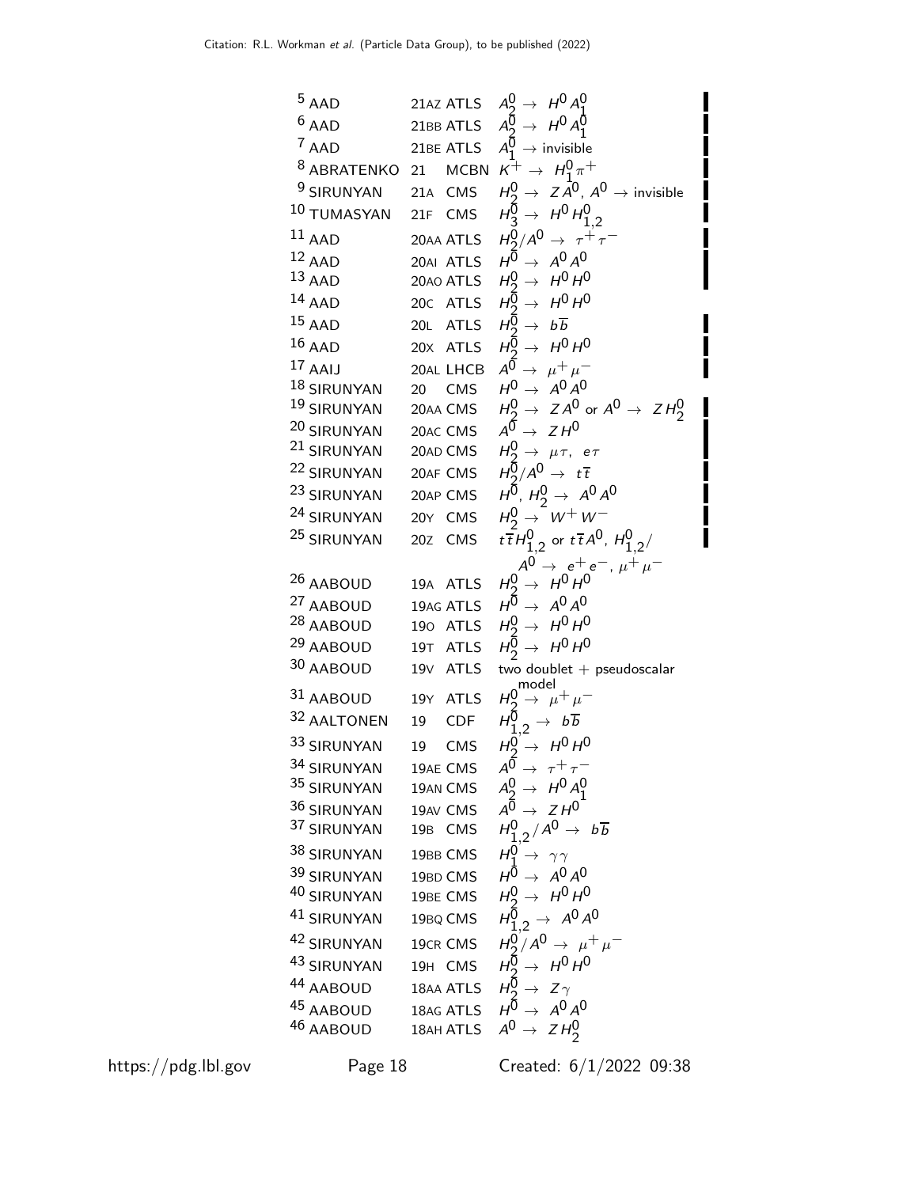| | | |
|---|---|---|
| [5] AAD | 21AZ ATLS | $A_2^0 \to H^0 A_1^0$ |
| [6] AAD | 21BB ATLS | $A_2^0 \to H^0 A_1^0$ |
| [7] AAD | 21BE ATLS | $A_1^0 \to$ invisible |
| [8] ABRATENKO | 21 MCBN | $K^+ \to H_1^0 \pi^+$ |
| [9] SIRUNYAN | 21A CMS | $H_2^0 \to Z A^0$, $A^0 \to$ invisible |
| [10] TUMASYAN | 21F CMS | $H_3^0 \to H^0 H_{1,2}^0$ |
| [11] AAD | 20AA ATLS | $H_2^0/A^0 \to \tau^+ \tau^-$ |
| [12] AAD | 20AI ATLS | $H^0 \to A^0 A^0$ |
| [13] AAD | 20AO ATLS | $H_2^0 \to H^0 H^0$ |
| [14] AAD | 20C ATLS | $H_2^0 \to H^0 H^0$ |
| [15] AAD | 20L ATLS | $H_2^0 \to b\overline{b}$ |
| [16] AAD | 20X ATLS | $H_2^0 \to H^0 H^0$ |
| [17] AAIJ | 20AL LHCB | $A^0 \to \mu^+ \mu^-$ |
| [18] SIRUNYAN | 20 CMS | $H^0 \to A^0 A^0$ |
| [19] SIRUNYAN | 20AA CMS | $H_2^0 \to Z A^0$ or $A^0 \to Z H_2^0$ |
| [20] SIRUNYAN | 20AC CMS | $A^0 \to Z H^0$ |
| [21] SIRUNYAN | 20AD CMS | $H_2^0 \to \mu \tau$, $e \tau$ |
| [22] SIRUNYAN | 20AF CMS | $H_2^0/A^0 \to t\overline{t}$ |
| [23] SIRUNYAN | 20AP CMS | $H^0$, $H_2^0 \to A^0 A^0$ |
| [24] SIRUNYAN | 20Y CMS | $H_2^0 \to W^+ W^-$ |
| [25] SIRUNYAN | 20Z CMS | $t\overline{t}H_{1,2}^0$ or $t\overline{t}A^0$, $H_{1,2}^0/A^0 \to e^+e^-$, $\mu^+\mu^-$ |
| [26] AABOUD | 19A ATLS | $H_2^0 \to H^0 H^0$ |
| [27] AABOUD | 19AG ATLS | $H^0 \to A^0 A^0$ |
| [28] AABOUD | 19O ATLS | $H_2^0 \to H^0 H^0$ |
| [29] AABOUD | 19T ATLS | $H_2^0 \to H^0 H^0$ |
| [30] AABOUD | 19V ATLS | two doublet + pseudoscalar model |
| [31] AABOUD | 19Y ATLS | $H_2^0 \to \mu^+ \mu^-$ |
| [32] AALTONEN | 19 CDF | $H_{1,2}^0 \to b\overline{b}$ |
| [33] SIRUNYAN | 19 CMS | $H_2^0 \to H^0 H^0$ |
| [34] SIRUNYAN | 19AE CMS | $A^0 \to \tau^+ \tau^-$ |
| [35] SIRUNYAN | 19AN CMS | $A_2^0 \to H^0 A_1^0$ |
| [36] SIRUNYAN | 19AV CMS | $A^0 \to Z H^0$ |
| [37] SIRUNYAN | 19B CMS | $H_{1,2}^0/A^0 \to b\overline{b}$ |
| [38] SIRUNYAN | 19BB CMS | $H_1^0 \to \gamma\gamma$ |
| [39] SIRUNYAN | 19BD CMS | $H^0 \to A^0 A^0$ |
| [40] SIRUNYAN | 19BE CMS | $H_2^0 \to H^0 H^0$ |
| [41] SIRUNYAN | 19BQ CMS | $H_{1,2}^0 \to A^0 A^0$ |
| [42] SIRUNYAN | 19CR CMS | $H_2^0/A^0 \to \mu^+ \mu^-$ |
| [43] SIRUNYAN | 19H CMS | $H_2^0 \to H^0 H^0$ |
| [44] AABOUD | 18AA ATLS | $H_2^0 \to Z \gamma$ |
| [45] AABOUD | 18AG ATLS | $H^0 \to A^0 A^0$ |
| [46] AABOUD | 18AH ATLS | $A^0 \to Z H_2^0$ |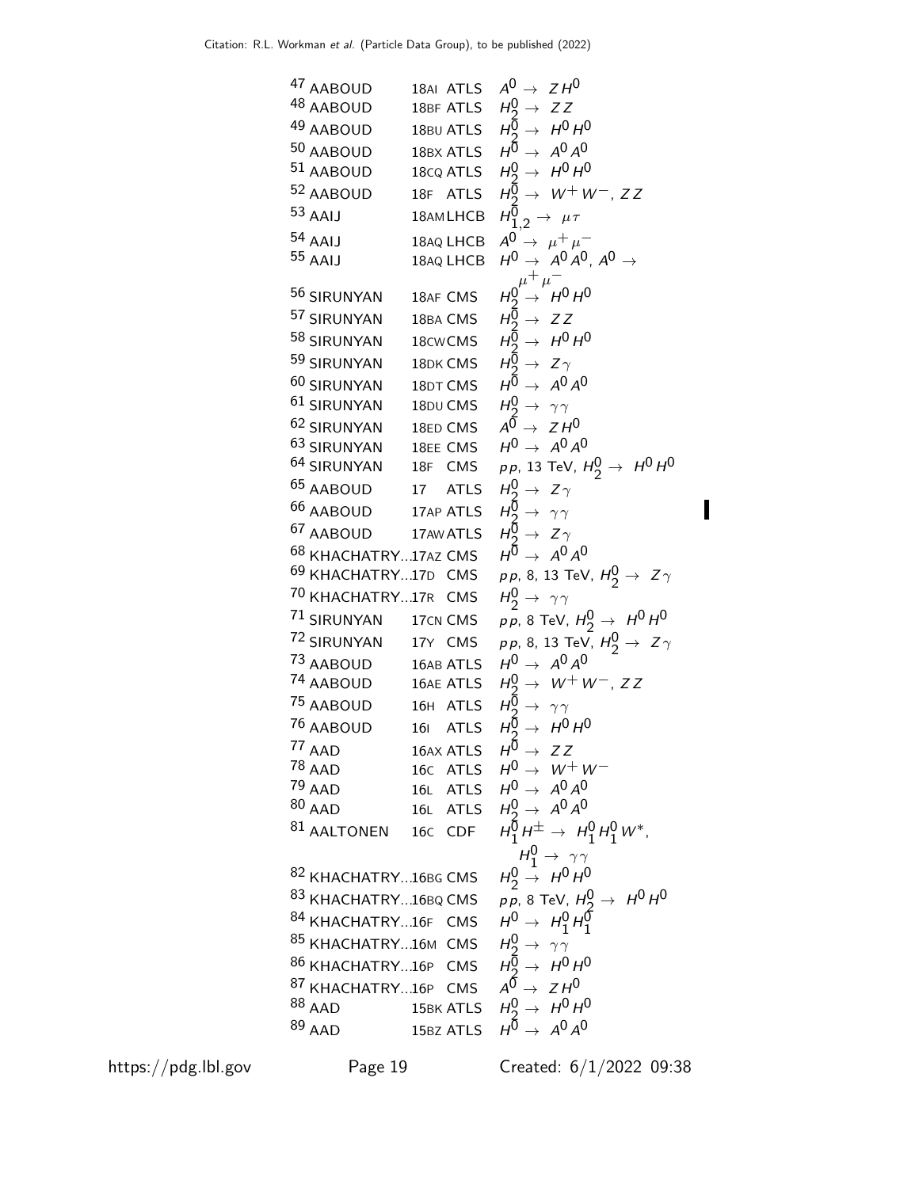| | | |
|---|---|---|
| [47] AABOUD | 18AI ATLS | $A^0 \to ZH^0$ |
| [48] AABOUD | 18BF ATLS | $H_2^0 \to ZZ$ |
| [49] AABOUD | 18BU ATLS | $H_2^0 \to H^0 H^0$ |
| [50] AABOUD | 18BX ATLS | $H^0 \to A^0 A^0$ |
| [51] AABOUD | 18CQ ATLS | $H_2^0 \to H^0 H^0$ |
| [52] AABOUD | 18F ATLS | $H_2^0 \to W^+ W^-$, $ZZ$ |
| [53] AAIJ | 18AM LHCB | $H_{1,2}^0 \to \mu\tau$ |
| [54] AAIJ | 18AQ LHCB | $A^0 \to \mu^+ \mu^-$ |
| [55] AAIJ | 18AQ LHCB | $H^0 \to A^0 A^0$, $A^0 \to \mu^+ \mu^-$ |
| [56] SIRUNYAN | 18AF CMS | $H_2^0 \to H^0 H^0$ |
| [57] SIRUNYAN | 18BA CMS | $H_2^0 \to ZZ$ |
| [58] SIRUNYAN | 18CW CMS | $H_2^0 \to H^0 H^0$ |
| [59] SIRUNYAN | 18DK CMS | $H_2^0 \to Z\gamma$ |
| [60] SIRUNYAN | 18DT CMS | $H^0 \to A^0 A^0$ |
| [61] SIRUNYAN | 18DU CMS | $H_2^0 \to \gamma\gamma$ |
| [62] SIRUNYAN | 18ED CMS | $A^0 \to ZH^0$ |
| [63] SIRUNYAN | 18EE CMS | $H^0 \to A^0 A^0$ |
| [64] SIRUNYAN | 18F CMS | $pp$, 13 TeV, $H_2^0 \to H^0 H^0$ |
| [65] AABOUD | 17 ATLS | $H_2^0 \to Z\gamma$ |
| [66] AABOUD | 17AP ATLS | $H_2^0 \to \gamma\gamma$ |
| [67] AABOUD | 17AW ATLS | $H_2^0 \to Z\gamma$ |
| [68] KHACHATRY... | 17AZ CMS | $H^0 \to A^0 A^0$ |
| [69] KHACHATRY... | 17D CMS | $pp$, 8, 13 TeV, $H_2^0 \to Z\gamma$ |
| [70] KHACHATRY... | 17R CMS | $H_2^0 \to \gamma\gamma$ |
| [71] SIRUNYAN | 17CN CMS | $pp$, 8 TeV, $H_2^0 \to H^0 H^0$ |
| [72] SIRUNYAN | 17Y CMS | $pp$, 8, 13 TeV, $H_2^0 \to Z\gamma$ |
| [73] AABOUD | 16AB ATLS | $H^0 \to A^0 A^0$ |
| [74] AABOUD | 16AE ATLS | $H_2^0 \to W^+ W^-$, $ZZ$ |
| [75] AABOUD | 16H ATLS | $H_2^0 \to \gamma\gamma$ |
| [76] AABOUD | 16I ATLS | $H_2^0 \to H^0 H^0$ |
| [77] AAD | 16AX ATLS | $H^0 \to ZZ$ |
| [78] AAD | 16C ATLS | $H^0 \to W^+ W^-$ |
| [79] AAD | 16L ATLS | $H^0 \to A^0 A^0$ |
| [80] AAD | 16L ATLS | $H_2^0 \to A^0 A^0$ |
| [81] AALTONEN | 16C CDF | $H_1^0 H^\pm \to H_1^0 H_1^0 W^*$, $H_1^0 \to \gamma\gamma$ |
| [82] KHACHATRY... | 16BG CMS | $H_2^0 \to H^0 H^0$ |
| [83] KHACHATRY... | 16BQ CMS | $pp$, 8 TeV, $H_2^0 \to H^0 H^0$ |
| [84] KHACHATRY... | 16F CMS | $H^0 \to H_1^0 H_1^0$ |
| [85] KHACHATRY... | 16M CMS | $H_2^0 \to \gamma\gamma$ |
| [86] KHACHATRY... | 16P CMS | $H_2^0 \to H^0 H^0$ |
| [87] KHACHATRY... | 16P CMS | $A^0 \to ZH^0$ |
| [88] AAD | 15BK ATLS | $H_2^0 \to H^0 H^0$ |
| [89] AAD | 15BZ ATLS | $H^0 \to A^0 A^0$ |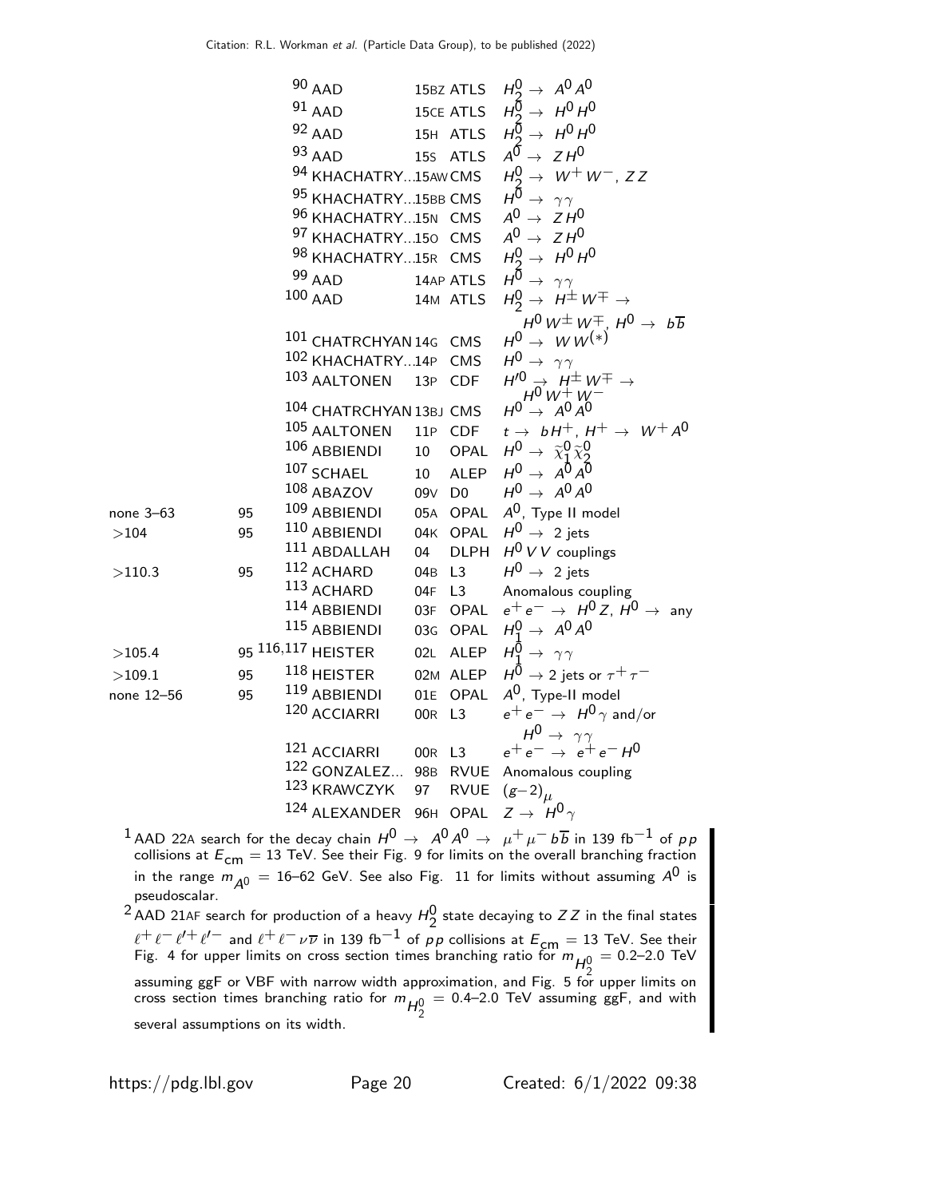| VALUE (GeV) | CL% | DOCUMENT ID | | TECN | COMMENT |
|---|---|---|---|---|---|
| | | [90] AAD | 15BZ | ATLS | $H_2^0 \rightarrow A^0 A^0$ |
| | | [91] AAD | 15CE | ATLS | $H_2^0 \rightarrow H^0 H^0$ |
| | | [92] AAD | 15H | ATLS | $H_2^0 \rightarrow H^0 H^0$ |
| | | [93] AAD | 15S | ATLS | $A^0 \rightarrow Z H^0$ |
| | | [94] KHACHATRY... | 15AW | CMS | $H_2^0 \rightarrow W^+ W^-$, $ZZ$ |
| | | [95] KHACHATRY... | 15BB | CMS | $H^0 \rightarrow \gamma\gamma$ |
| | | [96] KHACHATRY... | 15N | CMS | $A^0 \rightarrow Z H^0$ |
| | | [97] KHACHATRY... | 15O | CMS | $A^0 \rightarrow Z H^0$ |
| | | [98] KHACHATRY... | 15R | CMS | $H_2^0 \rightarrow H^0 H^0$ |
| | | [99] AAD | 14AP | ATLS | $H^0 \rightarrow \gamma\gamma$ |
| | | [100] AAD | 14M | ATLS | $H_2^0 \rightarrow H^\pm W^\mp \rightarrow H^0 W^\pm W^\mp$, $H^0 \rightarrow b\overline{b}$ |
| | | [101] CHATRCHYAN | 14G | CMS | $H^0 \rightarrow W W^{(*)}$ |
| | | [102] KHACHATRY... | 14P | CMS | $H^0 \rightarrow \gamma\gamma$ |
| | | [103] AALTONEN | 13P | CDF | $H'^0 \rightarrow H^\pm W^\mp \rightarrow H^0 W^+ W^-$ |
| | | [104] CHATRCHYAN | 13BJ | CMS | $H^0 \rightarrow A^0 A^0$ |
| | | [105] AALTONEN | 11P | CDF | $t \rightarrow b H^+$, $H^+ \rightarrow W^+ A^0$ |
| | | [106] ABBIENDI | 10 | OPAL | $H^0 \rightarrow \widetilde{\chi}_1^0 \widetilde{\chi}_2^0$ |
| | | [107] SCHAEL | 10 | ALEP | $H^0 \rightarrow A^0 A^0$ |
| | | [108] ABAZOV | 09V | D0 | $H^0 \rightarrow A^0 A^0$ |
| none 3–63 | 95 | [109] ABBIENDI | 05A | OPAL | $A^0$, Type II model |
| >104 | 95 | [110] ABBIENDI | 04K | OPAL | $H^0 \rightarrow$ 2 jets |
| | | [111] ABDALLAH | 04 | DLPH | $H^0 V V$ couplings |
| >110.3 | 95 | [112] ACHARD | 04B | L3 | $H^0 \rightarrow$ 2 jets |
| | | [113] ACHARD | 04F | L3 | Anomalous coupling |
| | | [114] ABBIENDI | 03F | OPAL | $e^+ e^- \rightarrow H^0 Z$, $H^0 \rightarrow$ any |
| | | [115] ABBIENDI | 03G | OPAL | $H_1^0 \rightarrow A^0 A^0$ |
| >105.4 | 95 | [116,117] HEISTER | 02L | ALEP | $H_1^0 \rightarrow \gamma\gamma$ |
| >109.1 | 95 | [118] HEISTER | 02M | ALEP | $H^0 \rightarrow$ 2 jets or $\tau^+ \tau^-$ |
| none 12–56 | 95 | [119] ABBIENDI | 01E | OPAL | $A^0$, Type-II model |
| | | [120] ACCIARRI | 00R | L3 | $e^+ e^- \rightarrow H^0 \gamma$ and/or $H^0 \rightarrow \gamma\gamma$ |
| | | [121] ACCIARRI | 00R | L3 | $e^+ e^- \rightarrow e^+ e^- H^0$ |
| | | [122] GONZALEZ... | 98B | RVUE | Anomalous coupling |
| | | [123] KRAWCZYK | 97 | RVUE | $(g-2)_\mu$ |
| | | [124] ALEXANDER | 96H | OPAL | $Z \rightarrow H^0 \gamma$ |

[1] AAD 22A search for the decay chain $H^0 \rightarrow A^0 A^0 \rightarrow \mu^+ \mu^- b\overline{b}$ in 139 fb$^{-1}$ of $pp$ collisions at $E_{\rm cm}$ = 13 TeV. See their Fig. 9 for limits on the overall branching fraction in the range $m_{A^0}$ = 16–62 GeV. See also Fig. 11 for limits without assuming $A^0$ is pseudoscalar.

[2] AAD 21AF search for production of a heavy $H_2^0$ state decaying to $ZZ$ in the final states $\ell^+ \ell^- \ell'^+ \ell'^-$ and $\ell^+ \ell^- \nu\overline{\nu}$ in 139 fb$^{-1}$ of $pp$ collisions at $E_{\rm cm}$ = 13 TeV. See their Fig. 4 for upper limits on cross section times branching ratio for $m_{H_2^0}$ = 0.2–2.0 TeV assuming ggF or VBF with narrow width approximation, and Fig. 5 for upper limits on cross section times branching ratio for $m_{H_2^0}$ = 0.4–2.0 TeV assuming ggF, and with several assumptions on its width.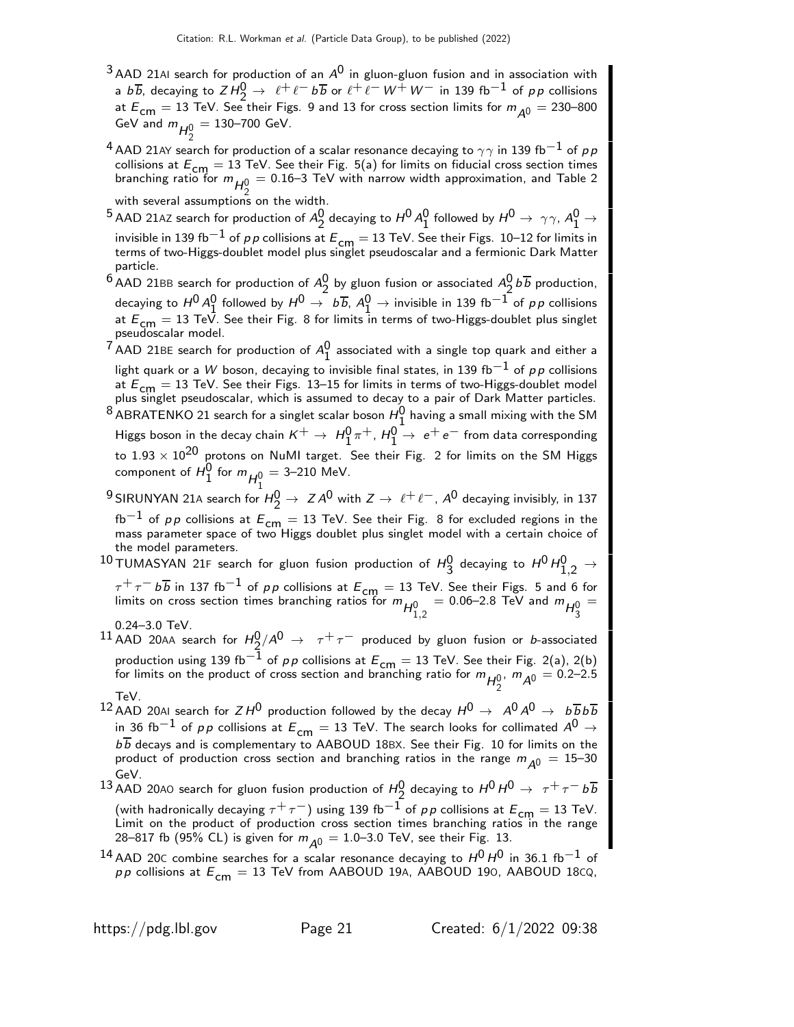[3] AAD 21AI search for production of an $A^0$ in gluon-gluon fusion and in association with a $b\overline{b}$, decaying to $Z H_2^0 \rightarrow \ell^+ \ell^- b\overline{b}$ or $\ell^+ \ell^- W^+ W^-$ in 139 fb$^{-1}$ of $pp$ collisions at $E_{cm}$ = 13 TeV. See their Figs. 9 and 13 for cross section limits for $m_{A^0}$ = 230–800 GeV and $m_{H_2^0}$ = 130–700 GeV.

[4] AAD 21AY search for production of a scalar resonance decaying to $\gamma\gamma$ in 139 fb$^{-1}$ of $pp$ collisions at $E_{cm}$ = 13 TeV. See their Fig. 5(a) for limits on fiducial cross section times branching ratio for $m_{H_2^0}$ = 0.16–3 TeV with narrow width approximation, and Table 2 with several assumptions on the width.

[5] AAD 21AZ search for production of $A_2^0$ decaying to $H^0 A_1^0$ followed by $H^0 \rightarrow \gamma\gamma$, $A_1^0 \rightarrow$ invisible in 139 fb$^{-1}$ of $pp$ collisions at $E_{cm}$ = 13 TeV. See their Figs. 10–12 for limits in terms of two-Higgs-doublet model plus singlet pseudoscalar and a fermionic Dark Matter particle.

[6] AAD 21BB search for production of $A_2^0$ by gluon fusion or associated $A_2^0 b\overline{b}$ production, decaying to $H^0 A_1^0$ followed by $H^0 \rightarrow b\overline{b}$, $A_1^0 \rightarrow$ invisible in 139 fb$^{-1}$ of $pp$ collisions at $E_{cm}$ = 13 TeV. See their Fig. 8 for limits in terms of two-Higgs-doublet plus singlet pseudoscalar model.

[7] AAD 21BE search for production of $A_1^0$ associated with a single top quark and either a light quark or a $W$ boson, decaying to invisible final states, in 139 fb$^{-1}$ of $pp$ collisions at $E_{cm}$ = 13 TeV. See their Figs. 13–15 for limits in terms of two-Higgs-doublet model plus singlet pseudoscalar, which is assumed to decay to a pair of Dark Matter particles.

[8] ABRATENKO 21 search for a singlet scalar boson $H_1^0$ having a small mixing with the SM Higgs boson in the decay chain $K^+ \rightarrow H_1^0 \pi^+$, $H_1^0 \rightarrow e^+ e^-$ from data corresponding to $1.93 \times 10^{20}$ protons on NuMI target. See their Fig. 2 for limits on the SM Higgs component of $H_1^0$ for $m_{H_1^0}$ = 3–210 MeV.

[9] SIRUNYAN 21A search for $H_2^0 \rightarrow Z A^0$ with $Z \rightarrow \ell^+ \ell^-$, $A^0$ decaying invisibly, in 137 fb$^{-1}$ of $pp$ collisions at $E_{cm}$ = 13 TeV. See their Fig. 8 for excluded regions in the mass parameter space of two Higgs doublet plus singlet model with a certain choice of the model parameters.

[10] TUMASYAN 21F search for gluon fusion production of $H_3^0$ decaying to $H^0 H_{1,2}^0 \rightarrow \tau^+ \tau^- b\overline{b}$ in 137 fb$^{-1}$ of $pp$ collisions at $E_{cm}$ = 13 TeV. See their Figs. 5 and 6 for limits on cross section times branching ratios for $m_{H_{1,2}^0}$ = 0.06–2.8 TeV and $m_{H_3^0}$ = 0.24–3.0 TeV.

[11] AAD 20AA search for $H_2^0/A^0 \rightarrow \tau^+ \tau^-$ produced by gluon fusion or $b$-associated production using 139 fb$^{-1}$ of $pp$ collisions at $E_{cm}$ = 13 TeV. See their Fig. 2(a), 2(b) for limits on the product of cross section and branching ratio for $m_{H_2^0}$, $m_{A^0}$ = 0.2–2.5 TeV.

[12] AAD 20AI search for $Z H^0$ production followed by the decay $H^0 \rightarrow A^0 A^0 \rightarrow b\overline{b} b\overline{b}$ in 36 fb$^{-1}$ of $pp$ collisions at $E_{cm}$ = 13 TeV. The search looks for collimated $A^0 \rightarrow b\overline{b}$ decays and is complementary to AABOUD 18BX. See their Fig. 10 for limits on the product of production cross section and branching ratios in the range $m_{A^0}$ = 15–30 GeV.

[13] AAD 20AO search for gluon fusion production of $H_2^0$ decaying to $H^0 H^0 \rightarrow \tau^+ \tau^- b\overline{b}$ (with hadronically decaying $\tau^+ \tau^-$) using 139 fb$^{-1}$ of $pp$ collisions at $E_{cm}$ = 13 TeV. Limit on the product of production cross section times branching ratios in the range 28–817 fb (95% CL) is given for $m_{A^0}$ = 1.0–3.0 TeV, see their Fig. 13.

[14] AAD 20C combine searches for a scalar resonance decaying to $H^0 H^0$ in 36.1 fb$^{-1}$ of $pp$ collisions at $E_{cm}$ = 13 TeV from AABOUD 19A, AABOUD 19O, AABOUD 18CQ,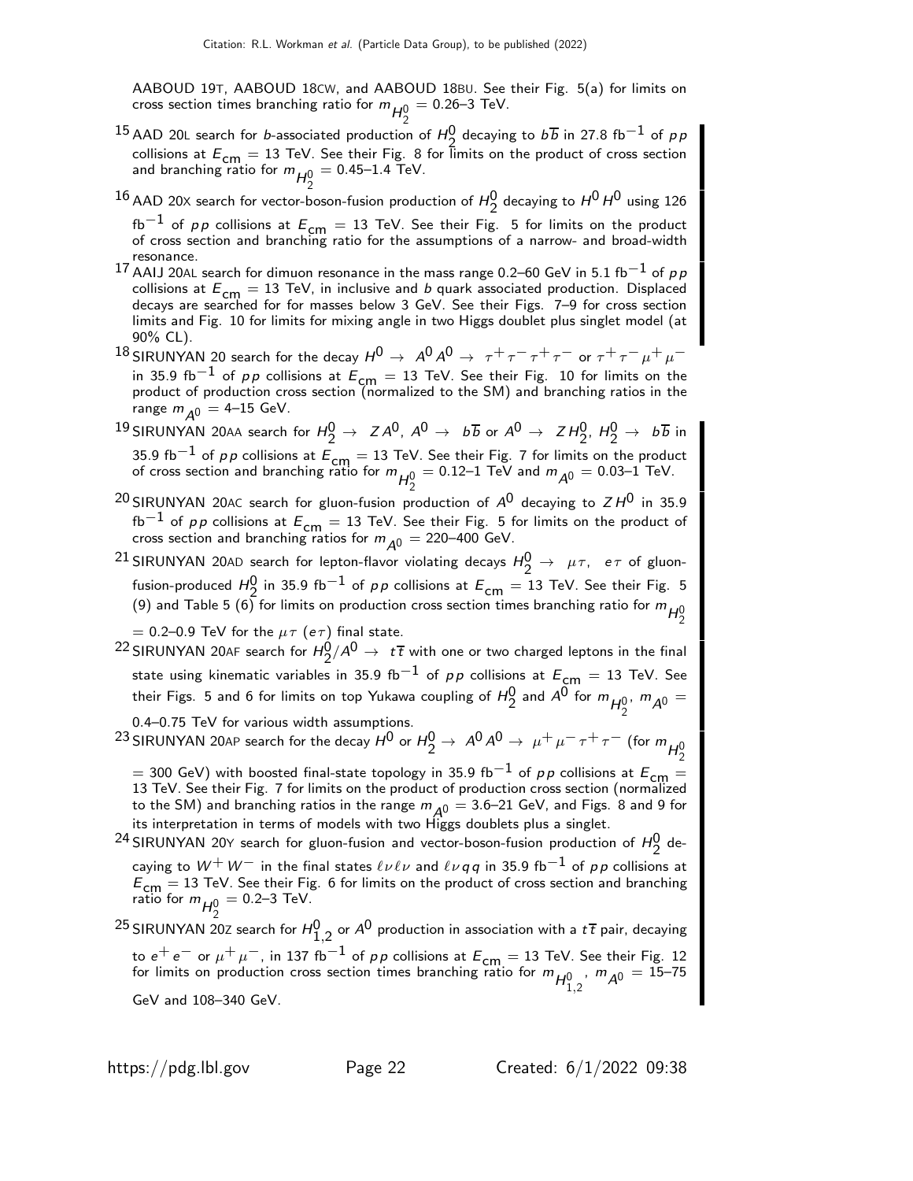AABOUD 19T, AABOUD 18CW, and AABOUD 18BU. See their Fig. 5(a) for limits on cross section times branching ratio for $m_{H^0_2}$ = 0.26–3 TeV.

[15] AAD 20L search for $b$-associated production of $H^0_2$ decaying to $b\overline{b}$ in 27.8 fb$^{-1}$ of $pp$ collisions at $E_{cm}$ = 13 TeV. See their Fig. 8 for limits on the product of cross section and branching ratio for $m_{H^0_2}$ = 0.45–1.4 TeV.

[16] AAD 20X search for vector-boson-fusion production of $H^0_2$ decaying to $H^0 H^0$ using 126 fb$^{-1}$ of $pp$ collisions at $E_{cm}$ = 13 TeV. See their Fig. 5 for limits on the product of cross section and branching ratio for the assumptions of a narrow- and broad-width resonance.

[17] AAIJ 20AL search for dimuon resonance in the mass range 0.2–60 GeV in 5.1 fb$^{-1}$ of $pp$ collisions at $E_{cm}$ = 13 TeV, in inclusive and $b$ quark associated production. Displaced decays are searched for for masses below 3 GeV. See their Figs. 7–9 for cross section limits and Fig. 10 for limits for mixing angle in two Higgs doublet plus singlet model (at 90% CL).

[18] SIRUNYAN 20 search for the decay $H^0 \rightarrow A^0 A^0 \rightarrow \tau^+ \tau^- \tau^+ \tau^-$ or $\tau^+ \tau^- \mu^+ \mu^-$ in 35.9 fb$^{-1}$ of $pp$ collisions at $E_{cm}$ = 13 TeV. See their Fig. 10 for limits on the product of production cross section (normalized to the SM) and branching ratios in the range $m_{A^0}$ = 4–15 GeV.

[19] SIRUNYAN 20AA search for $H^0_2 \rightarrow Z A^0$, $A^0 \rightarrow b\overline{b}$ or $A^0 \rightarrow Z H^0_2$, $H^0_2 \rightarrow b\overline{b}$ in 35.9 fb$^{-1}$ of $pp$ collisions at $E_{cm}$ = 13 TeV. See their Fig. 7 for limits on the product of cross section and branching ratio for $m_{H^0_2}$ = 0.12–1 TeV and $m_{A^0}$ = 0.03–1 TeV.

[20] SIRUNYAN 20AC search for gluon-fusion production of $A^0$ decaying to $Z H^0$ in 35.9 fb$^{-1}$ of $pp$ collisions at $E_{cm}$ = 13 TeV. See their Fig. 5 for limits on the product of cross section and branching ratios for $m_{A^0}$ = 220–400 GeV.

[21] SIRUNYAN 20AD search for lepton-flavor violating decays $H^0_2 \rightarrow \mu\tau$, $e\tau$ of gluon-fusion-produced $H^0_2$ in 35.9 fb$^{-1}$ of $pp$ collisions at $E_{cm}$ = 13 TeV. See their Fig. 5 (9) and Table 5 (6) for limits on production cross section times branching ratio for $m_{H^0_2}$ = 0.2–0.9 TeV for the $\mu\tau$ ($e\tau$) final state.

[22] SIRUNYAN 20AF search for $H^0_2/A^0 \rightarrow t\overline{t}$ with one or two charged leptons in the final state using kinematic variables in 35.9 fb$^{-1}$ of $pp$ collisions at $E_{cm}$ = 13 TeV. See their Figs. 5 and 6 for limits on top Yukawa coupling of $H^0_2$ and $A^0$ for $m_{H^0_2}$, $m_{A^0}$ = 0.4–0.75 TeV for various width assumptions.

[23] SIRUNYAN 20AP search for the decay $H^0$ or $H^0_2 \rightarrow A^0 A^0 \rightarrow \mu^+ \mu^- \tau^+ \tau^-$ (for $m_{H^0_2}$ = 300 GeV) with boosted final-state topology in 35.9 fb$^{-1}$ of $pp$ collisions at $E_{cm}$ = 13 TeV. See their Fig. 7 for limits on the product of production cross section (normalized to the SM) and branching ratios in the range $m_{A^0}$ = 3.6–21 GeV, and Figs. 8 and 9 for its interpretation in terms of models with two Higgs doublets plus a singlet.

[24] SIRUNYAN 20Y search for gluon-fusion and vector-boson-fusion production of $H^0_2$ decaying to $W^+ W^-$ in the final states $\ell\nu\ell\nu$ and $\ell\nu qq$ in 35.9 fb$^{-1}$ of $pp$ collisions at $E_{cm}$ = 13 TeV. See their Fig. 6 for limits on the product of cross section and branching ratio for $m_{H^0_2}$ = 0.2–3 TeV.

[25] SIRUNYAN 20Z search for $H^0_{1,2}$ or $A^0$ production in association with a $t\overline{t}$ pair, decaying to $e^+ e^-$ or $\mu^+ \mu^-$, in 137 fb$^{-1}$ of $pp$ collisions at $E_{cm}$ = 13 TeV. See their Fig. 12 for limits on production cross section times branching ratio for $m_{H^0_{1,2}}$, $m_{A^0}$ = 15–75 GeV and 108–340 GeV.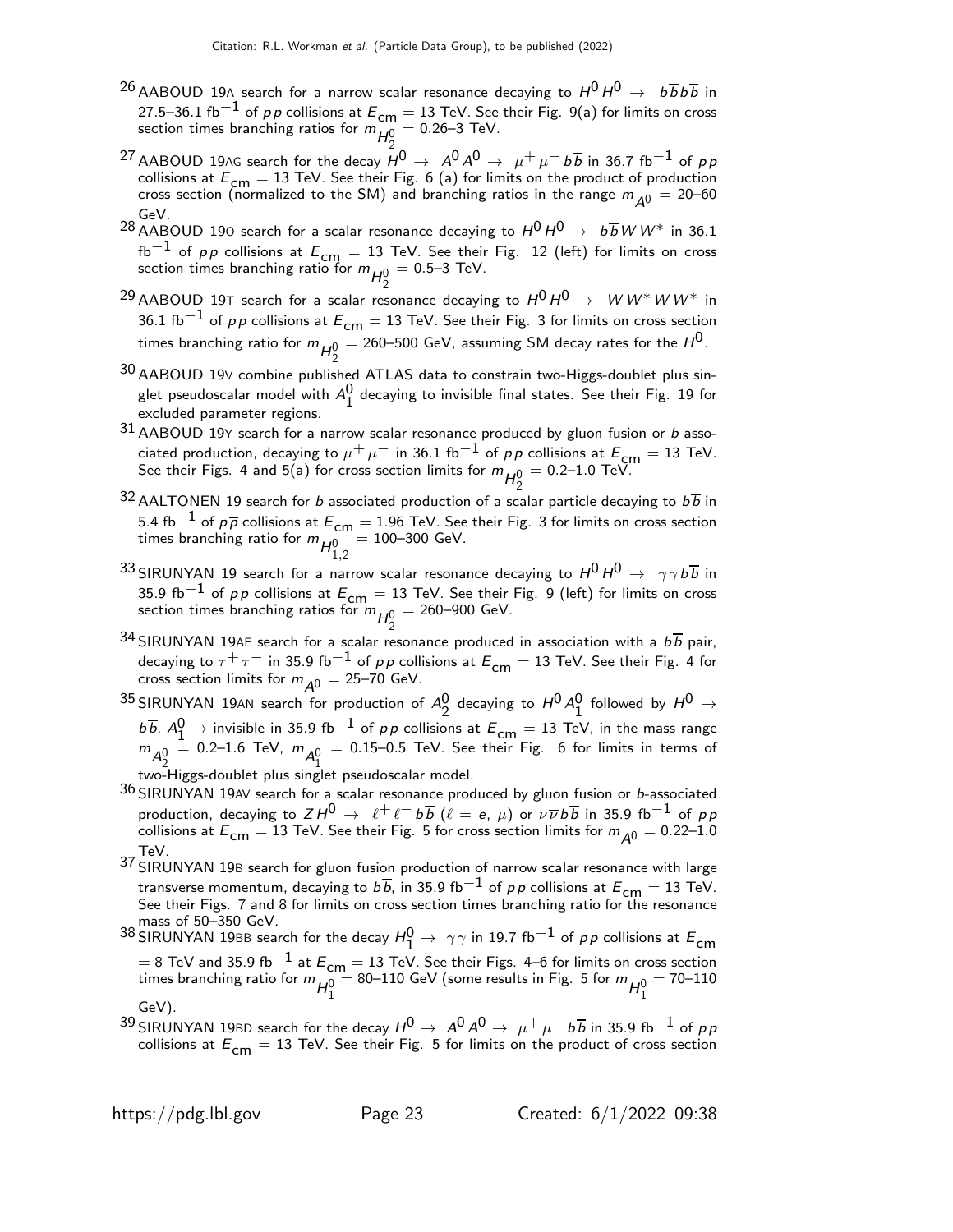[26] AABOUD 19A search for a narrow scalar resonance decaying to $H^0 H^0 \rightarrow b\overline{b}b\overline{b}$ in 27.5–36.1 fb$^{-1}$ of $pp$ collisions at $E_{\text{cm}} = 13$ TeV. See their Fig. 9(a) for limits on cross section times branching ratios for $m_{H_2^0} = 0.26$–3 TeV.

[27] AABOUD 19AG search for the decay $H^0 \rightarrow A^0 A^0 \rightarrow \mu^+ \mu^- b\overline{b}$ in 36.7 fb$^{-1}$ of $pp$ collisions at $E_{\text{cm}} = 13$ TeV. See their Fig. 6 (a) for limits on the product of production cross section (normalized to the SM) and branching ratios in the range $m_{A^0} = 20$–60 GeV.

[28] AABOUD 19O search for a scalar resonance decaying to $H^0 H^0 \rightarrow b\overline{b}WW^*$ in 36.1 fb$^{-1}$ of $pp$ collisions at $E_{\text{cm}} = 13$ TeV. See their Fig. 12 (left) for limits on cross section times branching ratio for $m_{H_2^0} = 0.5$–3 TeV.

[29] AABOUD 19T search for a scalar resonance decaying to $H^0 H^0 \rightarrow WW^*WW^*$ in 36.1 fb$^{-1}$ of $pp$ collisions at $E_{\text{cm}} = 13$ TeV. See their Fig. 3 for limits on cross section times branching ratio for $m_{H_2^0} = 260$–500 GeV, assuming SM decay rates for the $H^0$.

[30] AABOUD 19V combine published ATLAS data to constrain two-Higgs-doublet plus singlet pseudoscalar model with $A_1^0$ decaying to invisible final states. See their Fig. 19 for excluded parameter regions.

[31] AABOUD 19Y search for a narrow scalar resonance produced by gluon fusion or $b$ associated production, decaying to $\mu^+ \mu^-$ in 36.1 fb$^{-1}$ of $pp$ collisions at $E_{\text{cm}} = 13$ TeV. See their Figs. 4 and 5(a) for cross section limits for $m_{H_2^0} = 0.2$–1.0 TeV.

[32] AALTONEN 19 search for $b$ associated production of a scalar particle decaying to $b\overline{b}$ in 5.4 fb$^{-1}$ of $p\overline{p}$ collisions at $E_{\text{cm}} = 1.96$ TeV. See their Fig. 3 for limits on cross section times branching ratio for $m_{H_{1,2}^0} = 100$–300 GeV.

[33] SIRUNYAN 19 search for a narrow scalar resonance decaying to $H^0 H^0 \rightarrow \gamma\gamma b\overline{b}$ in 35.9 fb$^{-1}$ of $pp$ collisions at $E_{\text{cm}} = 13$ TeV. See their Fig. 9 (left) for limits on cross section times branching ratios for $m_{H_2^0} = 260$–900 GeV.

[34] SIRUNYAN 19AE search for a scalar resonance produced in association with a $b\overline{b}$ pair, decaying to $\tau^+ \tau^-$ in 35.9 fb$^{-1}$ of $pp$ collisions at $E_{\text{cm}} = 13$ TeV. See their Fig. 4 for cross section limits for $m_{A^0} = 25$–70 GeV.

[35] SIRUNYAN 19AN search for production of $A_2^0$ decaying to $H^0 A_1^0$ followed by $H^0 \rightarrow b\overline{b}$, $A_1^0 \rightarrow$ invisible in 35.9 fb$^{-1}$ of $pp$ collisions at $E_{\text{cm}} = 13$ TeV, in the mass range $m_{A_2^0} = 0.2$–1.6 TeV, $m_{A_1^0} = 0.15$–0.5 TeV. See their Fig. 6 for limits in terms of two-Higgs-doublet plus singlet pseudoscalar model.

[36] SIRUNYAN 19AV search for a scalar resonance produced by gluon fusion or $b$-associated production, decaying to $ZH^0 \rightarrow \ell^+ \ell^- b\overline{b}$ ($\ell = e$, $\mu$) or $\nu\overline{\nu}b\overline{b}$ in 35.9 fb$^{-1}$ of $pp$ collisions at $E_{\text{cm}} = 13$ TeV. See their Fig. 5 for cross section limits for $m_{A^0} = 0.22$–1.0 TeV.

[37] SIRUNYAN 19B search for gluon fusion production of narrow scalar resonance with large transverse momentum, decaying to $b\overline{b}$, in 35.9 fb$^{-1}$ of $pp$ collisions at $E_{\text{cm}} = 13$ TeV. See their Figs. 7 and 8 for limits on cross section times branching ratio for the resonance mass of 50–350 GeV.

[38] SIRUNYAN 19BB search for the decay $H_1^0 \rightarrow \gamma\gamma$ in 19.7 fb$^{-1}$ of $pp$ collisions at $E_{\text{cm}} = 8$ TeV and 35.9 fb$^{-1}$ at $E_{\text{cm}} = 13$ TeV. See their Figs. 4–6 for limits on cross section times branching ratio for $m_{H_1^0} = 80$–110 GeV (some results in Fig. 5 for $m_{H_1^0} = 70$–110 GeV).

[39] SIRUNYAN 19BD search for the decay $H^0 \rightarrow A^0 A^0 \rightarrow \mu^+ \mu^- b\overline{b}$ in 35.9 fb$^{-1}$ of $pp$ collisions at $E_{\text{cm}} = 13$ TeV. See their Fig. 5 for limits on the product of cross section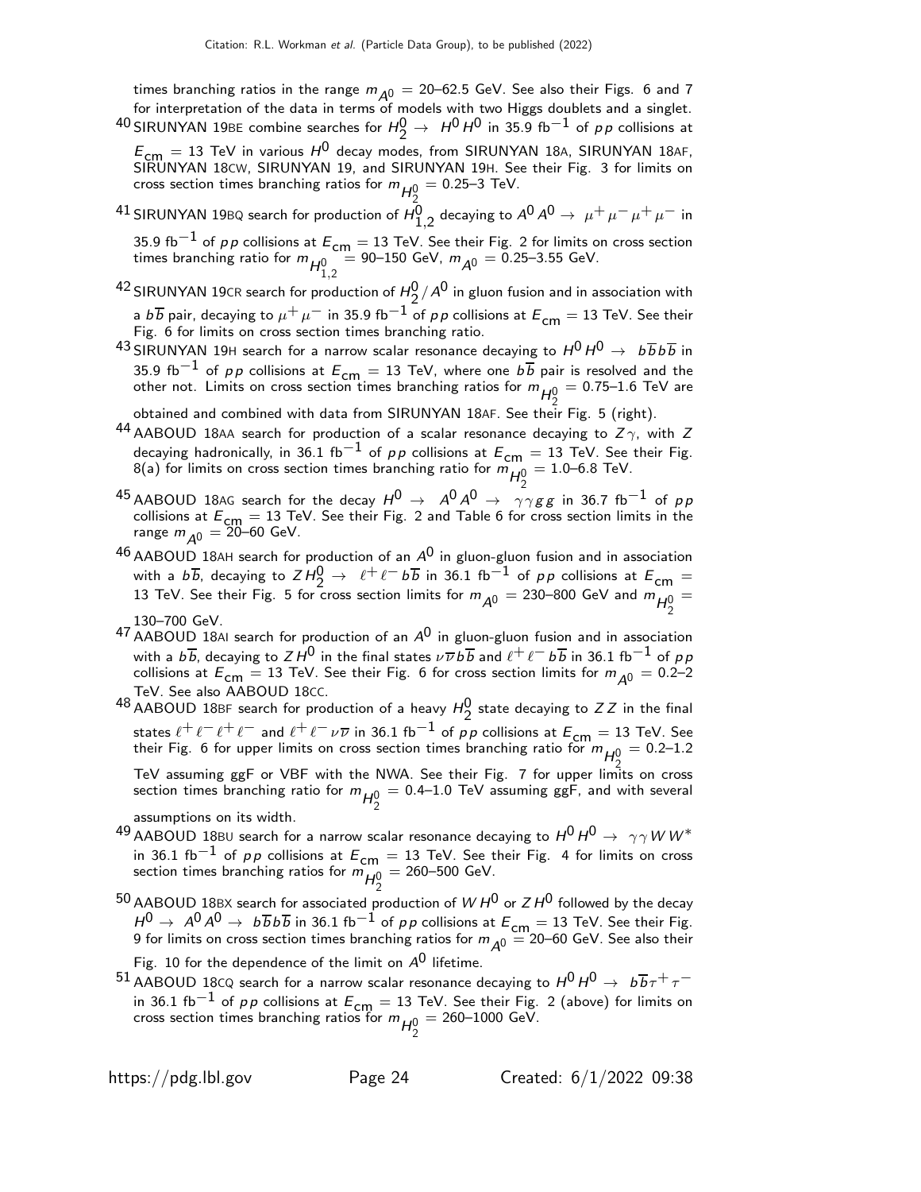times branching ratios in the range $m_{A^0}$ = 20–62.5 GeV. See also their Figs. 6 and 7 for interpretation of the data in terms of models with two Higgs doublets and a singlet.

[40] SIRUNYAN 19BE combine searches for $H^0_2 \rightarrow H^0 H^0$ in 35.9 fb$^{-1}$ of $pp$ collisions at $E_{\rm cm}$ = 13 TeV in various $H^0$ decay modes, from SIRUNYAN 18A, SIRUNYAN 18AF, SIRUNYAN 18CW, SIRUNYAN 19, and SIRUNYAN 19H. See their Fig. 3 for limits on cross section times branching ratios for $m_{H^0_2}$ = 0.25–3 TeV.

[41] SIRUNYAN 19BQ search for production of $H^0_{1,2}$ decaying to $A^0 A^0 \rightarrow \mu^+ \mu^- \mu^+ \mu^-$ in 35.9 fb$^{-1}$ of $pp$ collisions at $E_{\rm cm}$ = 13 TeV. See their Fig. 2 for limits on cross section times branching ratio for $m_{H^0_{1,2}}$ = 90–150 GeV, $m_{A^0}$ = 0.25–3.55 GeV.

[42] SIRUNYAN 19CR search for production of $H^0_2 / A^0$ in gluon fusion and in association with a $b\overline{b}$ pair, decaying to $\mu^+ \mu^-$ in 35.9 fb$^{-1}$ of $pp$ collisions at $E_{\rm cm}$ = 13 TeV. See their Fig. 6 for limits on cross section times branching ratio.

[43] SIRUNYAN 19H search for a narrow scalar resonance decaying to $H^0 H^0 \rightarrow b\overline{b} b\overline{b}$ in 35.9 fb$^{-1}$ of $pp$ collisions at $E_{\rm cm}$ = 13 TeV, where one $b\overline{b}$ pair is resolved and the other not. Limits on cross section times branching ratios for $m_{H^0_2}$ = 0.75–1.6 TeV are obtained and combined with data from SIRUNYAN 18AF. See their Fig. 5 (right).

[44] AABOUD 18AA search for production of a scalar resonance decaying to $Z\gamma$, with $Z$ decaying hadronically, in 36.1 fb$^{-1}$ of $pp$ collisions at $E_{\rm cm}$ = 13 TeV. See their Fig. 8(a) for limits on cross section times branching ratio for $m_{H^0_2}$ = 1.0–6.8 TeV.

[45] AABOUD 18AG search for the decay $H^0 \rightarrow A^0 A^0 \rightarrow \gamma\gamma g g$ in 36.7 fb$^{-1}$ of $pp$ collisions at $E_{\rm cm}$ = 13 TeV. See their Fig. 2 and Table 6 for cross section limits in the range $m_{A^0}$ = 20–60 GeV.

[46] AABOUD 18AH search for production of an $A^0$ in gluon-gluon fusion and in association with a $b\overline{b}$, decaying to $Z H^0_2 \rightarrow \ell^+ \ell^- b\overline{b}$ in 36.1 fb$^{-1}$ of $pp$ collisions at $E_{\rm cm}$ = 13 TeV. See their Fig. 5 for cross section limits for $m_{A^0}$ = 230–800 GeV and $m_{H^0_2}$ = 130–700 GeV.

[47] AABOUD 18AI search for production of an $A^0$ in gluon-gluon fusion and in association with a $b\overline{b}$, decaying to $Z H^0$ in the final states $\nu\overline{\nu} b\overline{b}$ and $\ell^+ \ell^- b\overline{b}$ in 36.1 fb$^{-1}$ of $pp$ collisions at $E_{\rm cm}$ = 13 TeV. See their Fig. 6 for cross section limits for $m_{A^0}$ = 0.2–2 TeV. See also AABOUD 18CC.

[48] AABOUD 18BF search for production of a heavy $H^0_2$ state decaying to $ZZ$ in the final states $\ell^+ \ell^- \ell^+ \ell^-$ and $\ell^+ \ell^- \nu\overline{\nu}$ in 36.1 fb$^{-1}$ of $pp$ collisions at $E_{\rm cm}$ = 13 TeV. See their Fig. 6 for upper limits on cross section times branching ratio for $m_{H^0_2}$ = 0.2–1.2 TeV assuming ggF or VBF with the NWA. See their Fig. 7 for upper limits on cross section times branching ratio for $m_{H^0_2}$ = 0.4–1.0 TeV assuming ggF, and with several assumptions on its width.

[49] AABOUD 18BU search for a narrow scalar resonance decaying to $H^0 H^0 \rightarrow \gamma\gamma W W^*$ in 36.1 fb$^{-1}$ of $pp$ collisions at $E_{\rm cm}$ = 13 TeV. See their Fig. 4 for limits on cross section times branching ratios for $m_{H^0_2}$ = 260–500 GeV.

[50] AABOUD 18BX search for associated production of $W H^0$ or $Z H^0$ followed by the decay $H^0 \rightarrow A^0 A^0 \rightarrow b\overline{b} b\overline{b}$ in 36.1 fb$^{-1}$ of $pp$ collisions at $E_{\rm cm}$ = 13 TeV. See their Fig. 9 for limits on cross section times branching ratios for $m_{A^0}$ = 20–60 GeV. See also their Fig. 10 for the dependence of the limit on $A^0$ lifetime.

[51] AABOUD 18CQ search for a narrow scalar resonance decaying to $H^0 H^0 \rightarrow b\overline{b} \tau^+ \tau^-$ in 36.1 fb$^{-1}$ of $pp$ collisions at $E_{\rm cm}$ = 13 TeV. See their Fig. 2 (above) for limits on cross section times branching ratios for $m_{H^0_2}$ = 260–1000 GeV.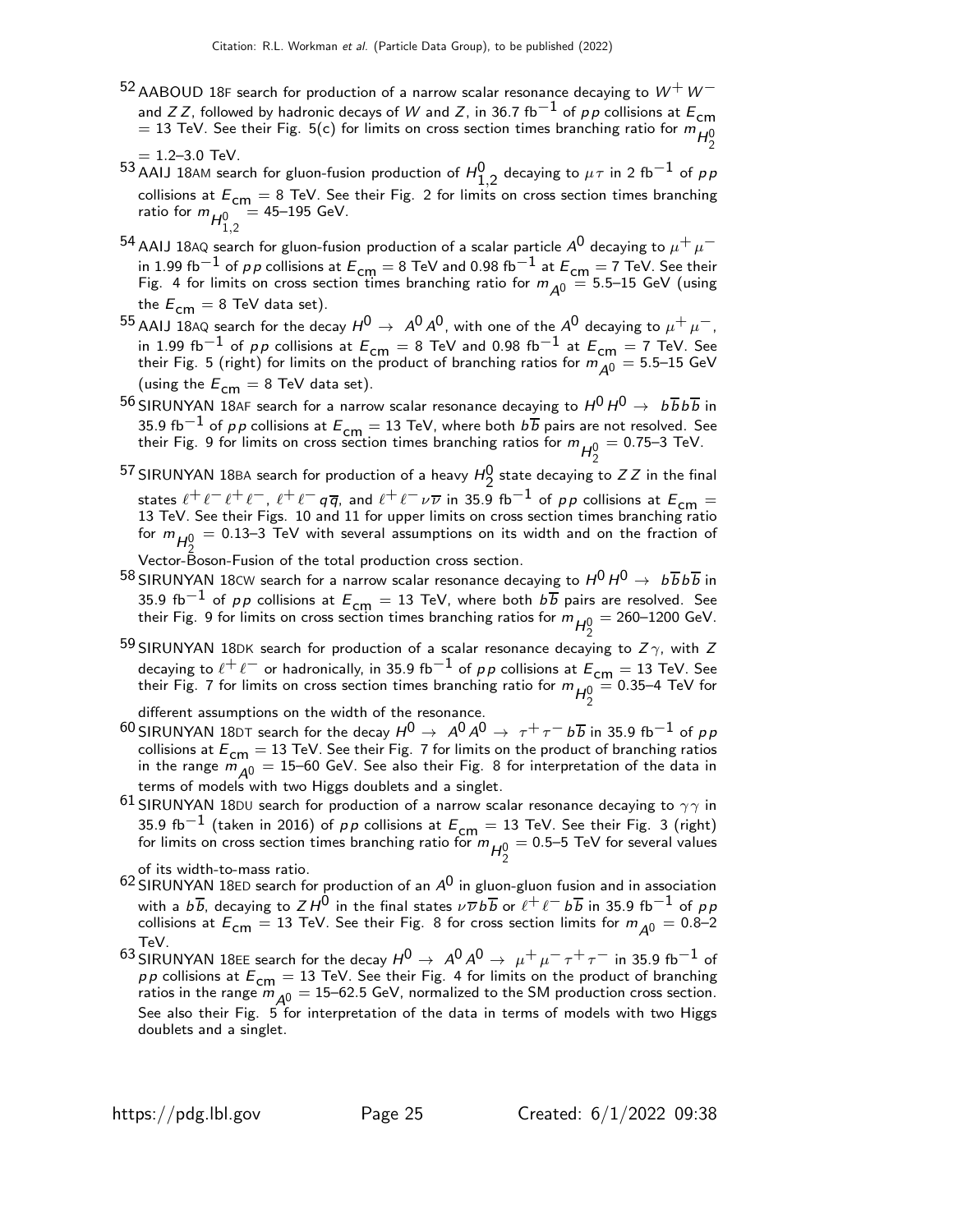[52] AABOUD 18F search for production of a narrow scalar resonance decaying to $W^+ W^-$ and $ZZ$, followed by hadronic decays of $W$ and $Z$, in 36.7 fb$^{-1}$ of $pp$ collisions at $E_{\rm cm}$ = 13 TeV. See their Fig. 5(c) for limits on cross section times branching ratio for $m_{H_2^0}$ = 1.2–3.0 TeV.

[53] AAIJ 18AM search for gluon-fusion production of $H^0_{1,2}$ decaying to $\mu\tau$ in 2 fb$^{-1}$ of $pp$ collisions at $E_{\rm cm}$ = 8 TeV. See their Fig. 2 for limits on cross section times branching ratio for $m_{H^0_{1,2}}$ = 45–195 GeV.

[54] AAIJ 18AQ search for gluon-fusion production of a scalar particle $A^0$ decaying to $\mu^+\mu^-$ in 1.99 fb$^{-1}$ of $pp$ collisions at $E_{\rm cm}$ = 8 TeV and 0.98 fb$^{-1}$ at $E_{\rm cm}$ = 7 TeV. See their Fig. 4 for limits on cross section times branching ratio for $m_{A^0}$ = 5.5–15 GeV (using the $E_{\rm cm}$ = 8 TeV data set).

[55] AAIJ 18AQ search for the decay $H^0 \rightarrow A^0 A^0$, with one of the $A^0$ decaying to $\mu^+\mu^-$, in 1.99 fb$^{-1}$ of $pp$ collisions at $E_{\rm cm}$ = 8 TeV and 0.98 fb$^{-1}$ at $E_{\rm cm}$ = 7 TeV. See their Fig. 5 (right) for limits on the product of branching ratios for $m_{A^0}$ = 5.5–15 GeV (using the $E_{\rm cm}$ = 8 TeV data set).

[56] SIRUNYAN 18AF search for a narrow scalar resonance decaying to $H^0 H^0 \rightarrow b\overline{b}b\overline{b}$ in 35.9 fb$^{-1}$ of $pp$ collisions at $E_{\rm cm}$ = 13 TeV, where both $b\overline{b}$ pairs are not resolved. See their Fig. 9 for limits on cross section times branching ratios for $m_{H_2^0}$ = 0.75–3 TeV.

[57] SIRUNYAN 18BA search for production of a heavy $H_2^0$ state decaying to $ZZ$ in the final states $\ell^+\ell^-\ell^+\ell^-$, $\ell^+\ell^- q\overline{q}$, and $\ell^+\ell^-\nu\overline{\nu}$ in 35.9 fb$^{-1}$ of $pp$ collisions at $E_{\rm cm}$ = 13 TeV. See their Figs. 10 and 11 for upper limits on cross section times branching ratio for $m_{H_2^0}$ = 0.13–3 TeV with several assumptions on its width and on the fraction of Vector-Boson-Fusion of the total production cross section.

[58] SIRUNYAN 18CW search for a narrow scalar resonance decaying to $H^0 H^0 \rightarrow b\overline{b}b\overline{b}$ in 35.9 fb$^{-1}$ of $pp$ collisions at $E_{\rm cm}$ = 13 TeV, where both $b\overline{b}$ pairs are resolved. See their Fig. 9 for limits on cross section times branching ratios for $m_{H_2^0}$ = 260–1200 GeV.

[59] SIRUNYAN 18DK search for production of a scalar resonance decaying to $Z\gamma$, with $Z$ decaying to $\ell^+\ell^-$ or hadronically, in 35.9 fb$^{-1}$ of $pp$ collisions at $E_{\rm cm}$ = 13 TeV. See their Fig. 7 for limits on cross section times branching ratio for $m_{H_2^0}$ = 0.35–4 TeV for different assumptions on the width of the resonance.

[60] SIRUNYAN 18DT search for the decay $H^0 \rightarrow A^0 A^0 \rightarrow \tau^+\tau^- b\overline{b}$ in 35.9 fb$^{-1}$ of $pp$ collisions at $E_{\rm cm}$ = 13 TeV. See their Fig. 7 for limits on the product of branching ratios in the range $m_{A^0}$ = 15–60 GeV. See also their Fig. 8 for interpretation of the data in terms of models with two Higgs doublets and a singlet.

[61] SIRUNYAN 18DU search for production of a narrow scalar resonance decaying to $\gamma\gamma$ in 35.9 fb$^{-1}$ (taken in 2016) of $pp$ collisions at $E_{\rm cm}$ = 13 TeV. See their Fig. 3 (right) for limits on cross section times branching ratio for $m_{H_2^0}$ = 0.5–5 TeV for several values of its width-to-mass ratio.

[62] SIRUNYAN 18ED search for production of an $A^0$ in gluon-gluon fusion and in association with a $b\overline{b}$, decaying to $ZH^0$ in the final states $\nu\overline{\nu}b\overline{b}$ or $\ell^+\ell^- b\overline{b}$ in 35.9 fb$^{-1}$ of $pp$ collisions at $E_{\rm cm}$ = 13 TeV. See their Fig. 8 for cross section limits for $m_{A^0}$ = 0.8–2 TeV.

[63] SIRUNYAN 18EE search for the decay $H^0 \rightarrow A^0 A^0 \rightarrow \mu^+\mu^-\tau^+\tau^-$ in 35.9 fb$^{-1}$ of $pp$ collisions at $E_{\rm cm}$ = 13 TeV. See their Fig. 4 for limits on the product of branching ratios in the range $m_{A^0}$ = 15–62.5 GeV, normalized to the SM production cross section. See also their Fig. 5 for interpretation of the data in terms of models with two Higgs doublets and a singlet.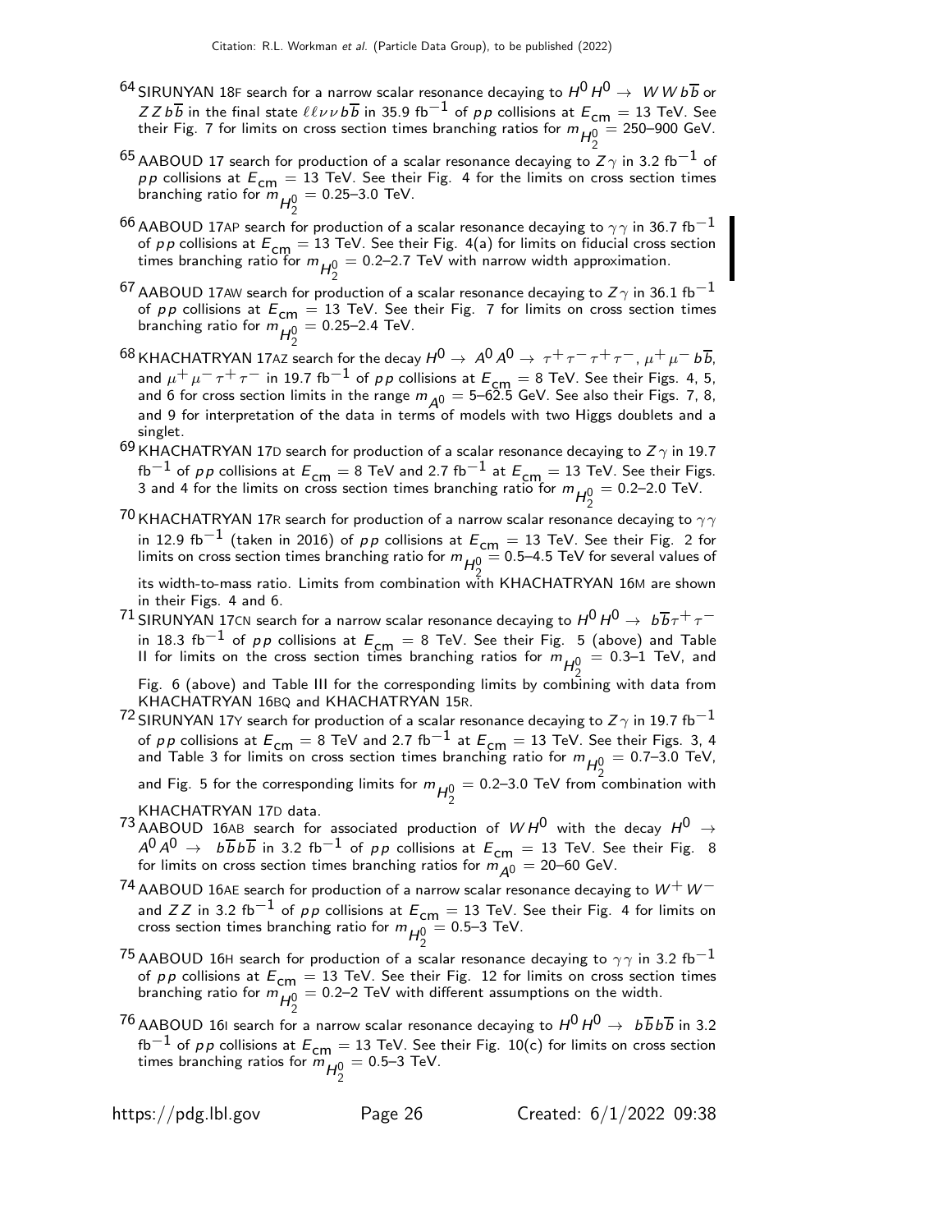[64] SIRUNYAN 18F search for a narrow scalar resonance decaying to $H^0 H^0 \rightarrow W W b\overline{b}$ or $Z Z b\overline{b}$ in the final state $\ell\ell\nu\nu b\overline{b}$ in 35.9 fb$^{-1}$ of $pp$ collisions at $E_{\rm cm}$ = 13 TeV. See their Fig. 7 for limits on cross section times branching ratios for $m_{H_2^0}$ = 250–900 GeV.

[65] AABOUD 17 search for production of a scalar resonance decaying to $Z\gamma$ in 3.2 fb$^{-1}$ of $pp$ collisions at $E_{\rm cm}$ = 13 TeV. See their Fig. 4 for the limits on cross section times branching ratio for $m_{H_2^0}$ = 0.25–3.0 TeV.

[66] AABOUD 17AP search for production of a scalar resonance decaying to $\gamma\gamma$ in 36.7 fb$^{-1}$ of $pp$ collisions at $E_{\rm cm}$ = 13 TeV. See their Fig. 4(a) for limits on fiducial cross section times branching ratio for $m_{H_2^0}$ = 0.2–2.7 TeV with narrow width approximation.

[67] AABOUD 17AW search for production of a scalar resonance decaying to $Z\gamma$ in 36.1 fb$^{-1}$ of $pp$ collisions at $E_{\rm cm}$ = 13 TeV. See their Fig. 7 for limits on cross section times branching ratio for $m_{H_2^0}$ = 0.25–2.4 TeV.

[68] KHACHATRYAN 17AZ search for the decay $H^0 \rightarrow A^0 A^0 \rightarrow \tau^+\tau^-\tau^+\tau^-$, $\mu^+\mu^- b\overline{b}$, and $\mu^+\mu^-\tau^+\tau^-$ in 19.7 fb$^{-1}$ of $pp$ collisions at $E_{\rm cm}$ = 8 TeV. See their Figs. 4, 5, and 6 for cross section limits in the range $m_{A^0}$ = 5–62.5 GeV. See also their Figs. 7, 8, and 9 for interpretation of the data in terms of models with two Higgs doublets and a singlet.

[69] KHACHATRYAN 17D search for production of a scalar resonance decaying to $Z\gamma$ in 19.7 fb$^{-1}$ of $pp$ collisions at $E_{\rm cm}$ = 8 TeV and 2.7 fb$^{-1}$ at $E_{\rm cm}$ = 13 TeV. See their Figs. 3 and 4 for the limits on cross section times branching ratio for $m_{H_2^0}$ = 0.2–2.0 TeV.

[70] KHACHATRYAN 17R search for production of a narrow scalar resonance decaying to $\gamma\gamma$ in 12.9 fb$^{-1}$ (taken in 2016) of $pp$ collisions at $E_{\rm cm}$ = 13 TeV. See their Fig. 2 for limits on cross section times branching ratio for $m_{H_2^0}$ = 0.5–4.5 TeV for several values of its width-to-mass ratio. Limits from combination with KHACHATRYAN 16M are shown in their Figs. 4 and 6.

[71] SIRUNYAN 17CN search for a narrow scalar resonance decaying to $H^0 H^0 \rightarrow b\overline{b}\tau^+\tau^-$ in 18.3 fb$^{-1}$ of $pp$ collisions at $E_{\rm cm}$ = 8 TeV. See their Fig. 5 (above) and Table II for limits on the cross section times branching ratios for $m_{H_2^0}$ = 0.3–1 TeV, and Fig. 6 (above) and Table III for the corresponding limits by combining with data from KHACHATRYAN 16BQ and KHACHATRYAN 15R.

[72] SIRUNYAN 17Y search for production of a scalar resonance decaying to $Z\gamma$ in 19.7 fb$^{-1}$ of $pp$ collisions at $E_{\rm cm}$ = 8 TeV and 2.7 fb$^{-1}$ at $E_{\rm cm}$ = 13 TeV. See their Figs. 3, 4 and Table 3 for limits on cross section times branching ratio for $m_{H_2^0}$ = 0.7–3.0 TeV, and Fig. 5 for the corresponding limits for $m_{H_2^0}$ = 0.2–3.0 TeV from combination with KHACHATRYAN 17D data.

[73] AABOUD 16AB search for associated production of $W H^0$ with the decay $H^0 \rightarrow A^0 A^0 \rightarrow b\overline{b}b\overline{b}$ in 3.2 fb$^{-1}$ of $pp$ collisions at $E_{\rm cm}$ = 13 TeV. See their Fig. 8 for limits on cross section times branching ratios for $m_{A^0}$ = 20–60 GeV.

[74] AABOUD 16AE search for production of a narrow scalar resonance decaying to $W^+W^-$ and $ZZ$ in 3.2 fb$^{-1}$ of $pp$ collisions at $E_{\rm cm}$ = 13 TeV. See their Fig. 4 for limits on cross section times branching ratio for $m_{H_2^0}$ = 0.5–3 TeV.

[75] AABOUD 16H search for production of a scalar resonance decaying to $\gamma\gamma$ in 3.2 fb$^{-1}$ of $pp$ collisions at $E_{\rm cm}$ = 13 TeV. See their Fig. 12 for limits on cross section times branching ratio for $m_{H_2^0}$ = 0.2–2 TeV with different assumptions on the width.

[76] AABOUD 16I search for a narrow scalar resonance decaying to $H^0 H^0 \rightarrow b\overline{b}b\overline{b}$ in 3.2 fb$^{-1}$ of $pp$ collisions at $E_{\rm cm}$ = 13 TeV. See their Fig. 10(c) for limits on cross section times branching ratios for $m_{H_2^0}$ = 0.5–3 TeV.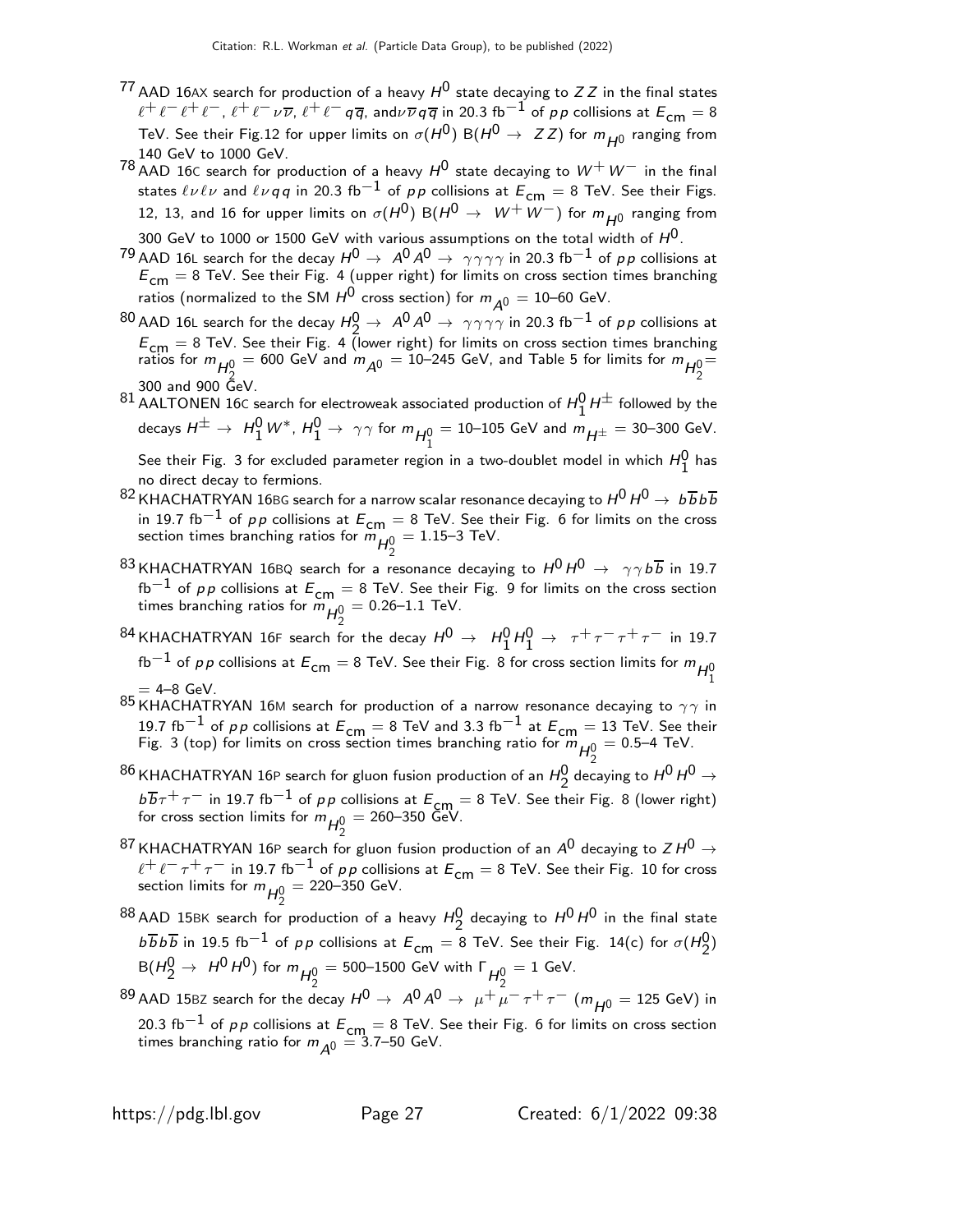[77] AAD 16AX search for production of a heavy $H^0$ state decaying to $ZZ$ in the final states $\ell^+\ell^-\ell^+\ell^-$, $\ell^+\ell^-\nu\overline{\nu}$, $\ell^+\ell^- q\overline{q}$, and$\nu\overline{\nu}q\overline{q}$ in 20.3 fb$^{-1}$ of $pp$ collisions at $E_{\rm cm}$ = 8 TeV. See their Fig.12 for upper limits on $\sigma(H^0)$ B($H^0 \rightarrow ZZ$) for $m_{H^0}$ ranging from 140 GeV to 1000 GeV.

[78] AAD 16C search for production of a heavy $H^0$ state decaying to $W^+W^-$ in the final states $\ell\nu\ell\nu$ and $\ell\nu qq$ in 20.3 fb$^{-1}$ of $pp$ collisions at $E_{\rm cm}$ = 8 TeV. See their Figs. 12, 13, and 16 for upper limits on $\sigma(H^0)$ B($H^0 \rightarrow W^+W^-$) for $m_{H^0}$ ranging from 300 GeV to 1000 or 1500 GeV with various assumptions on the total width of $H^0$.

[79] AAD 16L search for the decay $H^0 \rightarrow A^0 A^0 \rightarrow \gamma\gamma\gamma\gamma$ in 20.3 fb$^{-1}$ of $pp$ collisions at $E_{\rm cm}$ = 8 TeV. See their Fig. 4 (upper right) for limits on cross section times branching ratios (normalized to the SM $H^0$ cross section) for $m_{A^0}$ = 10–60 GeV.

[80] AAD 16L search for the decay $H_2^0 \rightarrow A^0 A^0 \rightarrow \gamma\gamma\gamma\gamma$ in 20.3 fb$^{-1}$ of $pp$ collisions at $E_{\rm cm}$ = 8 TeV. See their Fig. 4 (lower right) for limits on cross section times branching ratios for $m_{H_2^0}$ = 600 GeV and $m_{A^0}$ = 10–245 GeV, and Table 5 for limits for $m_{H_2^0}$= 300 and 900 GeV.

[81] AALTONEN 16C search for electroweak associated production of $H_1^0 H^\pm$ followed by the decays $H^\pm \rightarrow H_1^0 W^*$, $H_1^0 \rightarrow \gamma\gamma$ for $m_{H_1^0}$ = 10–105 GeV and $m_{H^\pm}$ = 30–300 GeV. See their Fig. 3 for excluded parameter region in a two-doublet model in which $H_1^0$ has no direct decay to fermions.

[82] KHACHATRYAN 16BG search for a narrow scalar resonance decaying to $H^0 H^0 \rightarrow b\overline{b}b\overline{b}$ in 19.7 fb$^{-1}$ of $pp$ collisions at $E_{\rm cm}$ = 8 TeV. See their Fig. 6 for limits on the cross section times branching ratios for $m_{H_2^0}$ = 1.15–3 TeV.

[83] KHACHATRYAN 16BQ search for a resonance decaying to $H^0 H^0 \rightarrow \gamma\gamma b\overline{b}$ in 19.7 fb$^{-1}$ of $pp$ collisions at $E_{\rm cm}$ = 8 TeV. See their Fig. 9 for limits on the cross section times branching ratios for $m_{H_2^0}$ = 0.26–1.1 TeV.

[84] KHACHATRYAN 16F search for the decay $H^0 \rightarrow H_1^0 H_1^0 \rightarrow \tau^+\tau^-\tau^+\tau^-$ in 19.7 fb$^{-1}$ of $pp$ collisions at $E_{\rm cm}$ = 8 TeV. See their Fig. 8 for cross section limits for $m_{H_1^0}$ = 4–8 GeV.

[85] KHACHATRYAN 16M search for production of a narrow resonance decaying to $\gamma\gamma$ in 19.7 fb$^{-1}$ of $pp$ collisions at $E_{\rm cm}$ = 8 TeV and 3.3 fb$^{-1}$ at $E_{\rm cm}$ = 13 TeV. See their Fig. 3 (top) for limits on cross section times branching ratio for $m_{H_2^0}$ = 0.5–4 TeV.

[86] KHACHATRYAN 16P search for gluon fusion production of an $H_2^0$ decaying to $H^0 H^0 \rightarrow b\overline{b}\tau^+\tau^-$ in 19.7 fb$^{-1}$ of $pp$ collisions at $E_{\rm cm}$ = 8 TeV. See their Fig. 8 (lower right) for cross section limits for $m_{H_2^0}$ = 260–350 GeV.

[87] KHACHATRYAN 16P search for gluon fusion production of an $A^0$ decaying to $ZH^0 \rightarrow \ell^+\ell^-\tau^+\tau^-$ in 19.7 fb$^{-1}$ of $pp$ collisions at $E_{\rm cm}$ = 8 TeV. See their Fig. 10 for cross section limits for $m_{H_2^0}$ = 220–350 GeV.

[88] AAD 15BK search for production of a heavy $H_2^0$ decaying to $H^0 H^0$ in the final state $b\overline{b}b\overline{b}$ in 19.5 fb$^{-1}$ of $pp$ collisions at $E_{\rm cm}$ = 8 TeV. See their Fig. 14(c) for $\sigma(H_2^0)$ B($H_2^0 \rightarrow H^0 H^0$) for $m_{H_2^0}$ = 500–1500 GeV with $\Gamma_{H_2^0}$ = 1 GeV.

[89] AAD 15BZ search for the decay $H^0 \rightarrow A^0 A^0 \rightarrow \mu^+\mu^-\tau^+\tau^-$ ($m_{H^0}$ = 125 GeV) in 20.3 fb$^{-1}$ of $pp$ collisions at $E_{\rm cm}$ = 8 TeV. See their Fig. 6 for limits on cross section times branching ratio for $m_{A^0}$ = 3.7–50 GeV.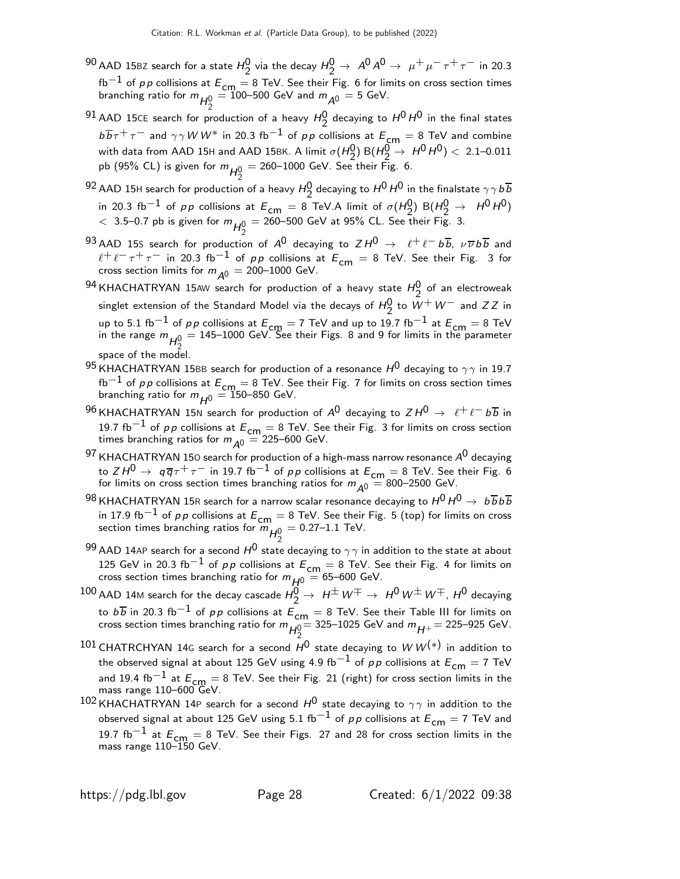[90] AAD 15BZ search for a state $H_2^0$ via the decay $H_2^0 \to A^0 A^0 \to \mu^+ \mu^- \tau^+ \tau^-$ in 20.3 fb$^{-1}$ of $p p$ collisions at $E_{\rm cm} = 8$ TeV. See their Fig. 6 for limits on cross section times branching ratio for $m_{H_2^0} = 100$–500 GeV and $m_{A^0} = 5$ GeV.

[91] AAD 15CE search for production of a heavy $H_2^0$ decaying to $H^0 H^0$ in the final states $b\overline{b}\tau^+\tau^-$ and $\gamma\gamma W W^*$ in 20.3 fb$^{-1}$ of $p p$ collisions at $E_{\rm cm} = 8$ TeV and combine with data from AAD 15H and AAD 15BK. A limit $\sigma(H_2^0)$ B($H_2^0 \to H^0 H^0$) $<$ 2.1–0.011 pb (95% CL) is given for $m_{H_2^0} = 260$–1000 GeV. See their Fig. 6.

[92] AAD 15H search for production of a heavy $H_2^0$ decaying to $H^0 H^0$ in the finalstate $\gamma\gamma b\overline{b}$ in 20.3 fb$^{-1}$ of $p p$ collisions at $E_{\rm cm} = 8$ TeV.A limit of $\sigma(H_2^0)$ B($H_2^0 \to H^0 H^0$) $<$ 3.5–0.7 pb is given for $m_{H_2^0} = 260$–500 GeV at 95% CL. See their Fig. 3.

[93] AAD 15S search for production of $A^0$ decaying to $Z H^0 \to \ell^+\ell^- b\overline{b}$, $\nu\overline{\nu} b\overline{b}$ and $\ell^+\ell^-\tau^+\tau^-$ in 20.3 fb$^{-1}$ of $p p$ collisions at $E_{\rm cm} = 8$ TeV. See their Fig. 3 for cross section limits for $m_{A^0} = 200$–1000 GeV.

[94] KHACHATRYAN 15AW search for production of a heavy state $H_2^0$ of an electroweak singlet extension of the Standard Model via the decays of $H_2^0$ to $W^+W^-$ and $ZZ$ in up to 5.1 fb$^{-1}$ of $p p$ collisions at $E_{\rm cm} = 7$ TeV and up to 19.7 fb$^{-1}$ at $E_{\rm cm} = 8$ TeV in the range $m_{H_2^0} = 145$–1000 GeV. See their Figs. 8 and 9 for limits in the parameter space of the model.

[95] KHACHATRYAN 15BB search for production of a resonance $H^0$ decaying to $\gamma\gamma$ in 19.7 fb$^{-1}$ of $p p$ collisions at $E_{\rm cm} = 8$ TeV. See their Fig. 7 for limits on cross section times branching ratio for $m_{H^0} = 150$–850 GeV.

[96] KHACHATRYAN 15N search for production of $A^0$ decaying to $Z H^0 \to \ell^+\ell^- b\overline{b}$ in 19.7 fb$^{-1}$ of $p p$ collisions at $E_{\rm cm} = 8$ TeV. See their Fig. 3 for limits on cross section times branching ratios for $m_{A^0} = 225$–600 GeV.

[97] KHACHATRYAN 15O search for production of a high-mass narrow resonance $A^0$ decaying to $Z H^0 \to q\overline{q}\tau^+\tau^-$ in 19.7 fb$^{-1}$ of $p p$ collisions at $E_{\rm cm} = 8$ TeV. See their Fig. 6 for limits on cross section times branching ratios for $m_{A^0} = 800$–2500 GeV.

[98] KHACHATRYAN 15R search for a narrow scalar resonance decaying to $H^0 H^0 \to b\overline{b}b\overline{b}$ in 17.9 fb$^{-1}$ of $p p$ collisions at $E_{\rm cm} = 8$ TeV. See their Fig. 5 (top) for limits on cross section times branching ratios for $m_{H_2^0} = 0.27$–1.1 TeV.

[99] AAD 14AP search for a second $H^0$ state decaying to $\gamma\gamma$ in addition to the state at about 125 GeV in 20.3 fb$^{-1}$ of $p p$ collisions at $E_{\rm cm} = 8$ TeV. See their Fig. 4 for limits on cross section times branching ratio for $m_{H^0} = 65$–600 GeV.

[100] AAD 14M search for the decay cascade $H_2^0 \to H^\pm W^\mp \to H^0 W^\pm W^\mp$, $H^0$ decaying to $b\overline{b}$ in 20.3 fb$^{-1}$ of $p p$ collisions at $E_{\rm cm} = 8$ TeV. See their Table III for limits on cross section times branching ratio for $m_{H_2^0} = 325$–1025 GeV and $m_{H^+} = 225$–925 GeV.

[101] CHATRCHYAN 14G search for a second $H^0$ state decaying to $W W^{(*)}$ in addition to the observed signal at about 125 GeV using 4.9 fb$^{-1}$ of $p p$ collisions at $E_{\rm cm} = 7$ TeV and 19.4 fb$^{-1}$ at $E_{\rm cm} = 8$ TeV. See their Fig. 21 (right) for cross section limits in the mass range 110–600 GeV.

[102] KHACHATRYAN 14P search for a second $H^0$ state decaying to $\gamma\gamma$ in addition to the observed signal at about 125 GeV using 5.1 fb$^{-1}$ of $p p$ collisions at $E_{\rm cm} = 7$ TeV and 19.7 fb$^{-1}$ at $E_{\rm cm} = 8$ TeV. See their Figs. 27 and 28 for cross section limits in the mass range 110–150 GeV.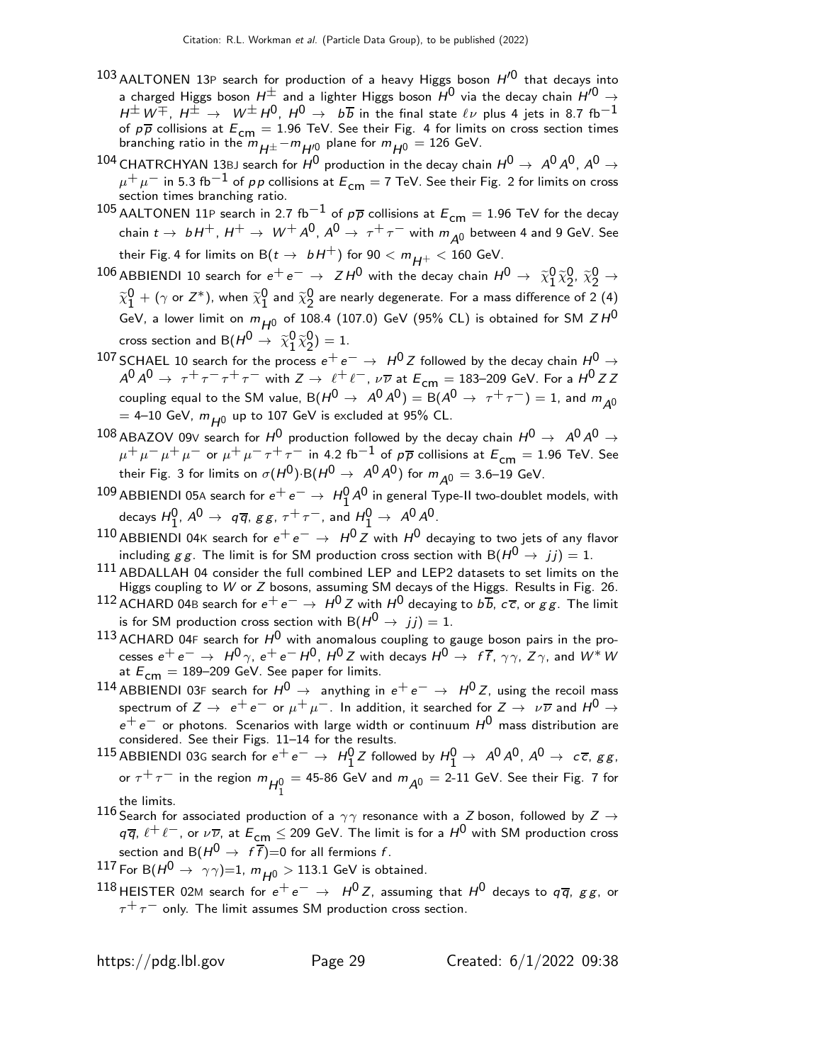[103] AALTONEN 13P search for production of a heavy Higgs boson $H'^0$ that decays into a charged Higgs boson $H^\pm$ and a lighter Higgs boson $H^0$ via the decay chain $H'^0 \rightarrow H^\pm W^\mp$, $H^\pm \rightarrow W^\pm H^0$, $H^0 \rightarrow b\overline{b}$ in the final state $\ell\nu$ plus 4 jets in 8.7 fb$^{-1}$ of $p\overline{p}$ collisions at $E_{\rm cm}$ = 1.96 TeV. See their Fig. 4 for limits on cross section times branching ratio in the $m_{H^\pm}-m_{H'^0}$ plane for $m_{H^0}$ = 126 GeV.

[104] CHATRCHYAN 13BJ search for $H^0$ production in the decay chain $H^0 \rightarrow A^0 A^0$, $A^0 \rightarrow \mu^+\mu^-$ in 5.3 fb$^{-1}$ of $pp$ collisions at $E_{\rm cm}$ = 7 TeV. See their Fig. 2 for limits on cross section times branching ratio.

[105] AALTONEN 11P search in 2.7 fb$^{-1}$ of $p\overline{p}$ collisions at $E_{\rm cm}$ = 1.96 TeV for the decay chain $t \rightarrow bH^+$, $H^+ \rightarrow W^+ A^0$, $A^0 \rightarrow \tau^+\tau^-$ with $m_{A^0}$ between 4 and 9 GeV. See their Fig. 4 for limits on B($t \rightarrow bH^+$) for 90 < $m_{H^+}$ < 160 GeV.

[106] ABBIENDI 10 search for $e^+e^- \rightarrow ZH^0$ with the decay chain $H^0 \rightarrow \widetilde{\chi}^0_1\widetilde{\chi}^0_2$, $\widetilde{\chi}^0_2 \rightarrow \widetilde{\chi}^0_1 + (\gamma$ or $Z^*)$, when $\widetilde{\chi}^0_1$ and $\widetilde{\chi}^0_2$ are nearly degenerate. For a mass difference of 2 (4) GeV, a lower limit on $m_{H^0}$ of 108.4 (107.0) GeV (95% CL) is obtained for SM $ZH^0$ cross section and B($H^0 \rightarrow \widetilde{\chi}^0_1\widetilde{\chi}^0_2$) = 1.

[107] SCHAEL 10 search for the process $e^+e^- \rightarrow H^0 Z$ followed by the decay chain $H^0 \rightarrow A^0 A^0 \rightarrow \tau^+\tau^-\tau^+\tau^-$ with $Z \rightarrow \ell^+\ell^-$, $\nu\overline{\nu}$ at $E_{\rm cm}$ = 183–209 GeV. For a $H^0 ZZ$ coupling equal to the SM value, B($H^0 \rightarrow A^0 A^0$) = B($A^0 \rightarrow \tau^+\tau^-$) = 1, and $m_{A^0}$ = 4–10 GeV, $m_{H^0}$ up to 107 GeV is excluded at 95% CL.

[108] ABAZOV 09V search for $H^0$ production followed by the decay chain $H^0 \rightarrow A^0 A^0 \rightarrow \mu^+\mu^-\mu^+\mu^-$ or $\mu^+\mu^-\tau^+\tau^-$ in 4.2 fb$^{-1}$ of $p\overline{p}$ collisions at $E_{\rm cm}$ = 1.96 TeV. See their Fig. 3 for limits on $\sigma(H^0)\cdot$B($H^0 \rightarrow A^0 A^0$) for $m_{A^0}$ = 3.6–19 GeV.

[109] ABBIENDI 05A search for $e^+e^- \rightarrow H^0_1 A^0$ in general Type-II two-doublet models, with decays $H^0_1$, $A^0 \rightarrow q\overline{q}$, $gg$, $\tau^+\tau^-$, and $H^0_1 \rightarrow A^0 A^0$.

[110] ABBIENDI 04K search for $e^+e^- \rightarrow H^0 Z$ with $H^0$ decaying to two jets of any flavor including $gg$. The limit is for SM production cross section with B($H^0 \rightarrow jj$) = 1.

[111] ABDALLAH 04 consider the full combined LEP and LEP2 datasets to set limits on the Higgs coupling to $W$ or $Z$ bosons, assuming SM decays of the Higgs. Results in Fig. 26.

[112] ACHARD 04B search for $e^+e^- \rightarrow H^0 Z$ with $H^0$ decaying to $b\overline{b}$, $c\overline{c}$, or $gg$. The limit is for SM production cross section with B($H^0 \rightarrow jj$) = 1.

[113] ACHARD 04F search for $H^0$ with anomalous coupling to gauge boson pairs in the processes $e^+e^- \rightarrow H^0\gamma$, $e^+e^- H^0$, $H^0 Z$ with decays $H^0 \rightarrow f\overline{f}$, $\gamma\gamma$, $Z\gamma$, and $W^*W$ at $E_{\rm cm}$ = 189–209 GeV. See paper for limits.

[114] ABBIENDI 03F search for $H^0 \rightarrow$ anything in $e^+e^- \rightarrow H^0 Z$, using the recoil mass spectrum of $Z \rightarrow e^+e^-$ or $\mu^+\mu^-$. In addition, it searched for $Z \rightarrow \nu\overline{\nu}$ and $H^0 \rightarrow e^+e^-$ or photons. Scenarios with large width or continuum $H^0$ mass distribution are considered. See their Figs. 11–14 for the results.

[115] ABBIENDI 03G search for $e^+e^- \rightarrow H^0_1 Z$ followed by $H^0_1 \rightarrow A^0 A^0$, $A^0 \rightarrow c\overline{c}$, $gg$, or $\tau^+\tau^-$ in the region $m_{H^0_1}$ = 45-86 GeV and $m_{A^0}$ = 2-11 GeV. See their Fig. 7 for the limits.

[116] Search for associated production of a $\gamma\gamma$ resonance with a $Z$ boson, followed by $Z \rightarrow q\overline{q}$, $\ell^+\ell^-$, or $\nu\overline{\nu}$, at $E_{\rm cm} \leq$ 209 GeV. The limit is for a $H^0$ with SM production cross section and B($H^0 \rightarrow f\overline{f}$)=0 for all fermions $f$.

[117] For B($H^0 \rightarrow \gamma\gamma$)=1, $m_{H^0}$ > 113.1 GeV is obtained.

[118] HEISTER 02M search for $e^+e^- \rightarrow H^0 Z$, assuming that $H^0$ decays to $q\overline{q}$, $gg$, or $\tau^+\tau^-$ only. The limit assumes SM production cross section.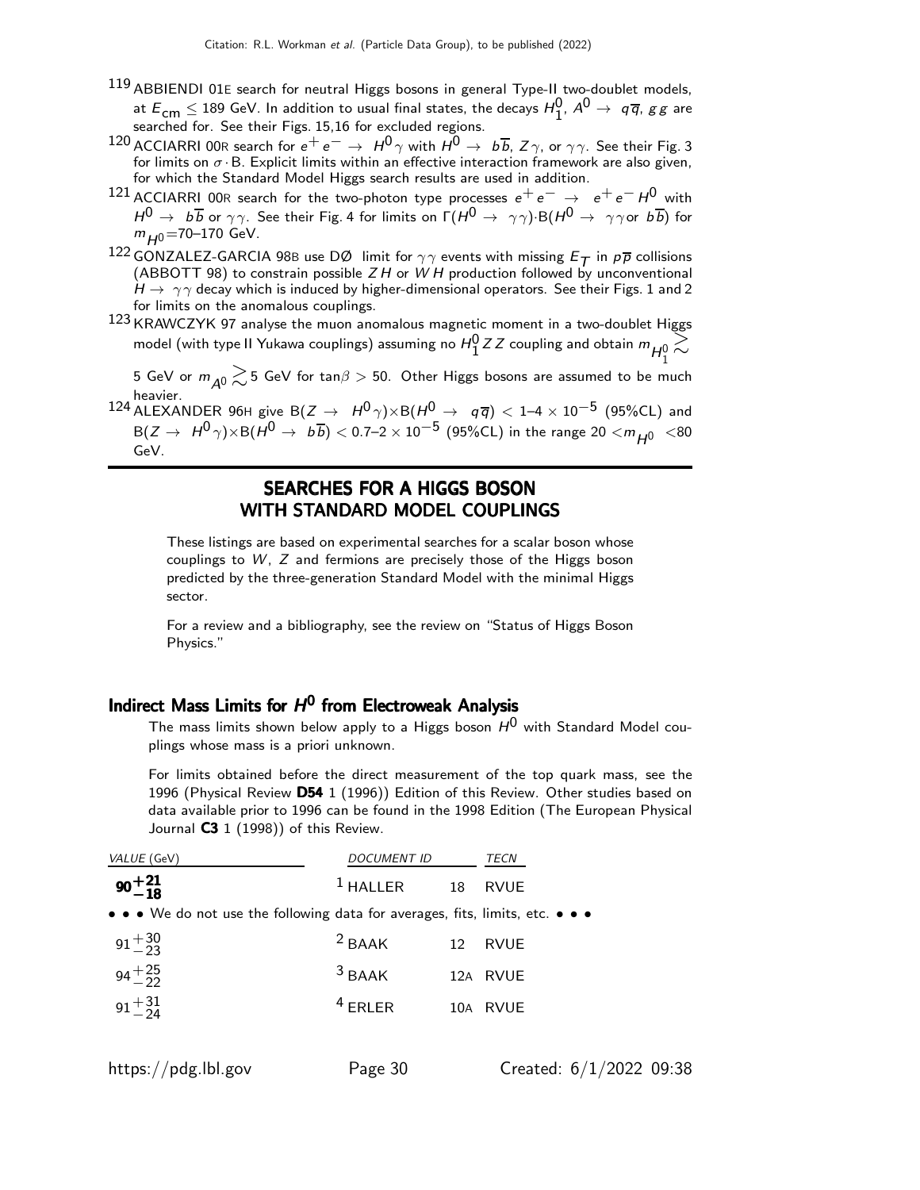[119] ABBIENDI 01E search for neutral Higgs bosons in general Type-II two-doublet models, at $E_{cm} \leq 189$ GeV. In addition to usual final states, the decays $H_1^0$, $A^0 \rightarrow q\overline{q}$, $gg$ are searched for. See their Figs. 15,16 for excluded regions.

[120] ACCIARRI 00R search for $e^+e^- \rightarrow H^0\gamma$ with $H^0 \rightarrow b\overline{b}$, $Z\gamma$, or $\gamma\gamma$. See their Fig. 3 for limits on $\sigma \cdot$B. Explicit limits within an effective interaction framework are also given, for which the Standard Model Higgs search results are used in addition.

[121] ACCIARRI 00R search for the two-photon type processes $e^+e^- \rightarrow e^+e^-H^0$ with $H^0 \rightarrow b\overline{b}$ or $\gamma\gamma$. See their Fig. 4 for limits on $\Gamma(H^0 \rightarrow \gamma\gamma)\cdot$B$(H^0 \rightarrow \gamma\gamma$or $b\overline{b})$ for $m_{H^0}$=70–170 GeV.

[122] GONZALEZ-GARCIA 98B use DØ limit for $\gamma\gamma$ events with missing $E_T$ in $p\overline{p}$ collisions (ABBOTT 98) to constrain possible $ZH$ or $WH$ production followed by unconventional $H \rightarrow \gamma\gamma$ decay which is induced by higher-dimensional operators. See their Figs. 1 and 2 for limits on the anomalous couplings.

[123] KRAWCZYK 97 analyse the muon anomalous magnetic moment in a two-doublet Higgs model (with type II Yukawa couplings) assuming no $H_1^0ZZ$ coupling and obtain $m_{H_1^0} \gtrsim$ 5 GeV or $m_{A^0} \gtrsim 5$ GeV for $\tan\beta > 50$. Other Higgs bosons are assumed to be much heavier.

[124] ALEXANDER 96H give B$(Z \rightarrow H^0\gamma)\times$B$(H^0 \rightarrow q\overline{q}) < 1$–$4 \times 10^{-5}$ (95%CL) and B$(Z \rightarrow H^0\gamma)\times$B$(H^0 \rightarrow b\overline{b}) < 0.7$–$2 \times 10^{-5}$ (95%CL) in the range 20 $< m_{H^0} <$80 GeV.

# SEARCHES FOR A HIGGS BOSON WITH STANDARD MODEL COUPLINGS

These listings are based on experimental searches for a scalar boson whose couplings to $W$, $Z$ and fermions are precisely those of the Higgs boson predicted by the three-generation Standard Model with the minimal Higgs sector.

For a review and a bibliography, see the review on "Status of Higgs Boson Physics."

## Indirect Mass Limits for $H^0$ from Electroweak Analysis

The mass limits shown below apply to a Higgs boson $H^0$ with Standard Model couplings whose mass is a priori unknown.

For limits obtained before the direct measurement of the top quark mass, see the 1996 (Physical Review **D54** 1 (1996)) Edition of this Review. Other studies based on data available prior to 1996 can be found in the 1998 Edition (The European Physical Journal **C3** 1 (1998)) of this Review.

| *VALUE* (GeV) | *DOCUMENT ID* | | *TECN* |
|---|---|---|---|
| $\mathbf{90^{+21}_{-18}}$ | [1] HALLER | 18 | RVUE |
| • • • We do not use the following data for averages, fits, limits, etc. • • • | | | |
| $91^{+30}_{-23}$ | [2] BAAK | 12 | RVUE |
| $94^{+25}_{-22}$ | [3] BAAK | 12A | RVUE |
| $91^{+31}_{-24}$ | [4] ERLER | 10A | RVUE |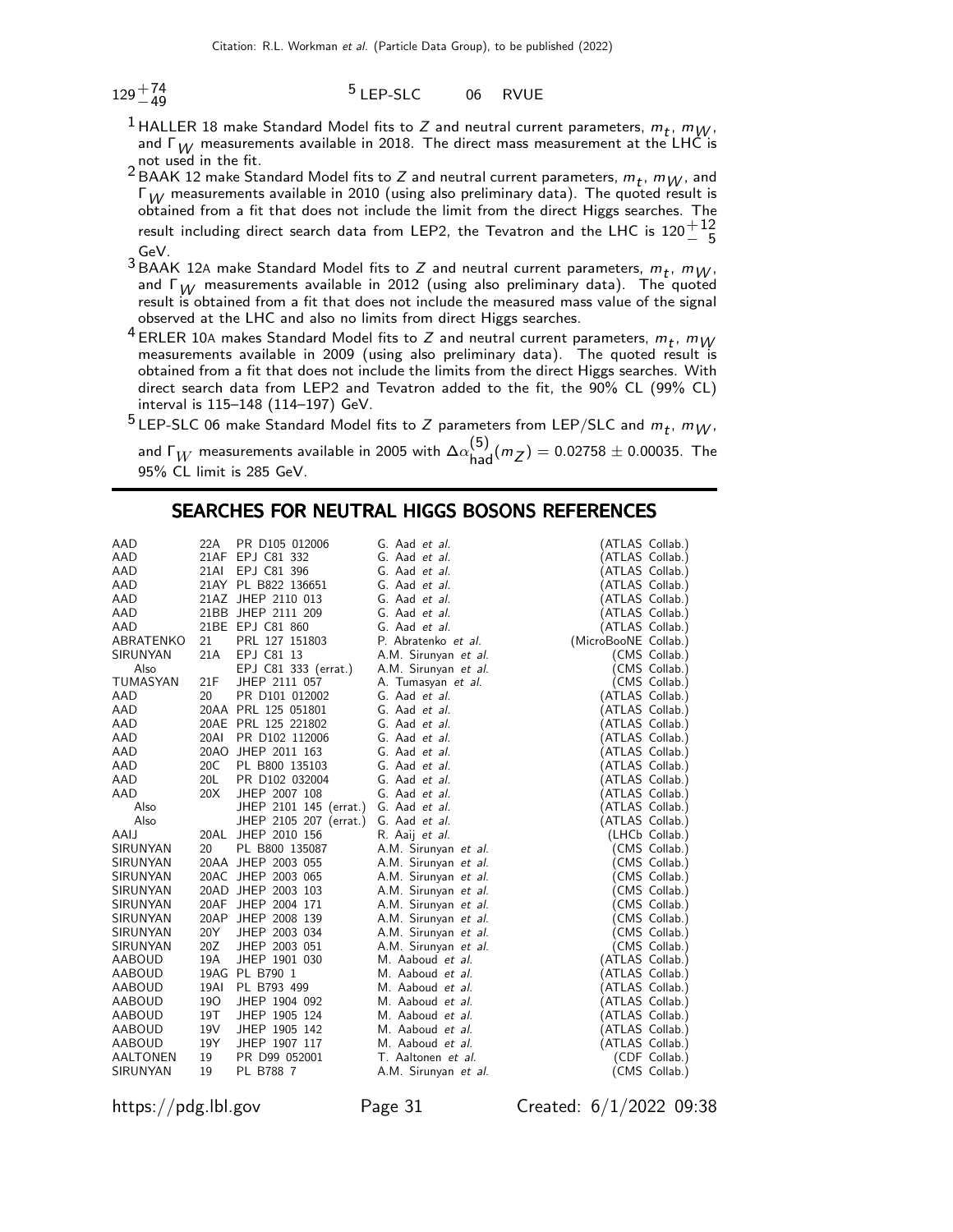$129^{+74}_{-49}$ [5] LEP-SLC 06 RVUE

[1] HALLER 18 make Standard Model fits to $Z$ and neutral current parameters, $m_t$, $m_W$, and $\Gamma_W$ measurements available in 2018. The direct mass measurement at the LHC is not used in the fit.

[2] BAAK 12 make Standard Model fits to $Z$ and neutral current parameters, $m_t$, $m_W$, and $\Gamma_W$ measurements available in 2010 (using also preliminary data). The quoted result is obtained from a fit that does not include the limit from the direct Higgs searches. The result including direct search data from LEP2, the Tevatron and the LHC is $120^{+12}_{-5}$ GeV.

[3] BAAK 12A make Standard Model fits to $Z$ and neutral current parameters, $m_t$, $m_W$, and $\Gamma_W$ measurements available in 2012 (using also preliminary data). The quoted result is obtained from a fit that does not include the measured mass value of the signal observed at the LHC and also no limits from direct Higgs searches.

[4] ERLER 10A makes Standard Model fits to $Z$ and neutral current parameters, $m_t$, $m_W$ measurements available in 2009 (using also preliminary data). The quoted result is obtained from a fit that does not include the limits from the direct Higgs searches. With direct search data from LEP2 and Tevatron added to the fit, the 90% CL (99% CL) interval is 115–148 (114–197) GeV.

[5] LEP-SLC 06 make Standard Model fits to $Z$ parameters from LEP/SLC and $m_t$, $m_W$, and $\Gamma_W$ measurements available in 2005 with $\Delta\alpha^{(5)}_{\text{had}}(m_Z) = 0.02758 \pm 0.00035$. The 95% CL limit is 285 GeV.

## SEARCHES FOR NEUTRAL HIGGS BOSONS REFERENCES

| | | | | |
|---|---|---|---|---|
| AAD | 22A | PR D105 012006 | G. Aad *et al.* | (ATLAS Collab.) |
| AAD | 21AF | EPJ C81 332 | G. Aad *et al.* | (ATLAS Collab.) |
| AAD | 21AI | EPJ C81 396 | G. Aad *et al.* | (ATLAS Collab.) |
| AAD | 21AY | PL B822 136651 | G. Aad *et al.* | (ATLAS Collab.) |
| AAD | 21AZ | JHEP 2110 013 | G. Aad *et al.* | (ATLAS Collab.) |
| AAD | 21BB | JHEP 2111 209 | G. Aad *et al.* | (ATLAS Collab.) |
| AAD | 21BE | EPJ C81 860 | G. Aad *et al.* | (ATLAS Collab.) |
| ABRATENKO | 21 | PRL 127 151803 | P. Abratenko *et al.* | (MicroBooNE Collab.) |
| SIRUNYAN | 21A | EPJ C81 13 | A.M. Sirunyan *et al.* | (CMS Collab.) |
| Also | | EPJ C81 333 (errat.) | A.M. Sirunyan *et al.* | (CMS Collab.) |
| TUMASYAN | 21F | JHEP 2111 057 | A. Tumasyan *et al.* | (CMS Collab.) |
| AAD | 20 | PR D101 012002 | G. Aad *et al.* | (ATLAS Collab.) |
| AAD | 20AA | PRL 125 051801 | G. Aad *et al.* | (ATLAS Collab.) |
| AAD | 20AE | PRL 125 221802 | G. Aad *et al.* | (ATLAS Collab.) |
| AAD | 20AI | PR D102 112006 | G. Aad *et al.* | (ATLAS Collab.) |
| AAD | 20AO | JHEP 2011 163 | G. Aad *et al.* | (ATLAS Collab.) |
| AAD | 20C | PL B800 135103 | G. Aad *et al.* | (ATLAS Collab.) |
| AAD | 20L | PR D102 032004 | G. Aad *et al.* | (ATLAS Collab.) |
| AAD | 20X | JHEP 2007 108 | G. Aad *et al.* | (ATLAS Collab.) |
| Also | | JHEP 2101 145 (errat.) | G. Aad *et al.* | (ATLAS Collab.) |
| Also | | JHEP 2105 207 (errat.) | G. Aad *et al.* | (ATLAS Collab.) |
| AAIJ | 20AL | JHEP 2010 156 | R. Aaij *et al.* | (LHCb Collab.) |
| SIRUNYAN | 20 | PL B800 135087 | A.M. Sirunyan *et al.* | (CMS Collab.) |
| SIRUNYAN | 20AA | JHEP 2003 055 | A.M. Sirunyan *et al.* | (CMS Collab.) |
| SIRUNYAN | 20AC | JHEP 2003 065 | A.M. Sirunyan *et al.* | (CMS Collab.) |
| SIRUNYAN | 20AD | JHEP 2003 103 | A.M. Sirunyan *et al.* | (CMS Collab.) |
| SIRUNYAN | 20AF | JHEP 2004 171 | A.M. Sirunyan *et al.* | (CMS Collab.) |
| SIRUNYAN | 20AP | JHEP 2008 139 | A.M. Sirunyan *et al.* | (CMS Collab.) |
| SIRUNYAN | 20Y | JHEP 2003 034 | A.M. Sirunyan *et al.* | (CMS Collab.) |
| SIRUNYAN | 20Z | JHEP 2003 051 | A.M. Sirunyan *et al.* | (CMS Collab.) |
| AABOUD | 19A | JHEP 1901 030 | M. Aaboud *et al.* | (ATLAS Collab.) |
| AABOUD | 19AG | PL B790 1 | M. Aaboud *et al.* | (ATLAS Collab.) |
| AABOUD | 19AI | PL B793 499 | M. Aaboud *et al.* | (ATLAS Collab.) |
| AABOUD | 19O | JHEP 1904 092 | M. Aaboud *et al.* | (ATLAS Collab.) |
| AABOUD | 19T | JHEP 1905 124 | M. Aaboud *et al.* | (ATLAS Collab.) |
| AABOUD | 19V | JHEP 1905 142 | M. Aaboud *et al.* | (ATLAS Collab.) |
| AABOUD | 19Y | JHEP 1907 117 | M. Aaboud *et al.* | (ATLAS Collab.) |
| AALTONEN | 19 | PR D99 052001 | T. Aaltonen *et al.* | (CDF Collab.) |
| SIRUNYAN | 19 | PL B788 7 | A.M. Sirunyan *et al.* | (CMS Collab.) |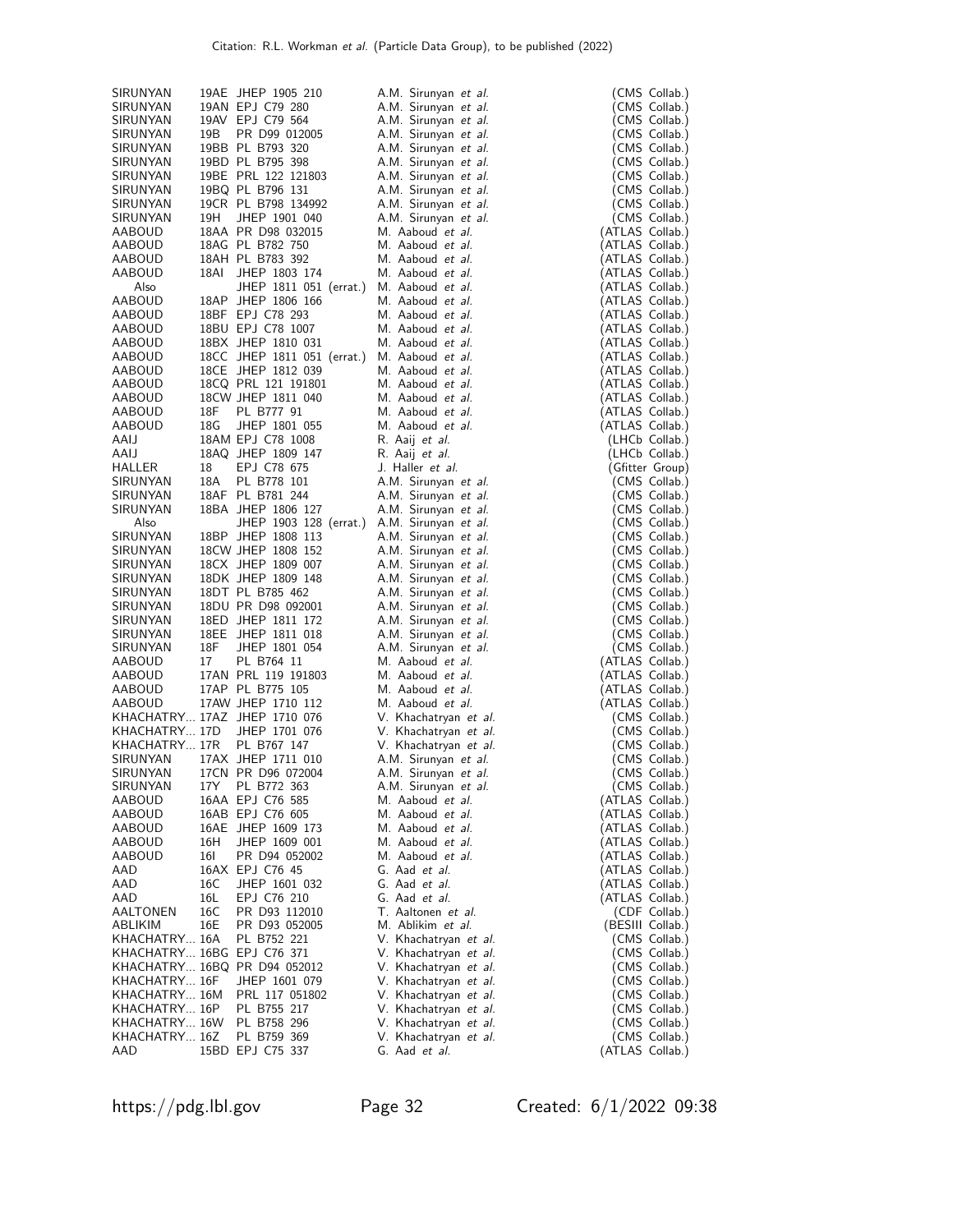| | | | | |
|---|---|---|---|---|
| SIRUNYAN | 19AE | JHEP 1905 210 | A.M. Sirunyan *et al.* | (CMS Collab.) |
| SIRUNYAN | 19AN | EPJ C79 280 | A.M. Sirunyan *et al.* | (CMS Collab.) |
| SIRUNYAN | 19AV | EPJ C79 564 | A.M. Sirunyan *et al.* | (CMS Collab.) |
| SIRUNYAN | 19B | PR D99 012005 | A.M. Sirunyan *et al.* | (CMS Collab.) |
| SIRUNYAN | 19BB | PL B793 320 | A.M. Sirunyan *et al.* | (CMS Collab.) |
| SIRUNYAN | 19BD | PL B795 398 | A.M. Sirunyan *et al.* | (CMS Collab.) |
| SIRUNYAN | 19BE | PRL 122 121803 | A.M. Sirunyan *et al.* | (CMS Collab.) |
| SIRUNYAN | 19BQ | PL B796 131 | A.M. Sirunyan *et al.* | (CMS Collab.) |
| SIRUNYAN | 19CR | PL B798 134992 | A.M. Sirunyan *et al.* | (CMS Collab.) |
| SIRUNYAN | 19H | JHEP 1901 040 | A.M. Sirunyan *et al.* | (CMS Collab.) |
| AABOUD | 18AA | PR D98 032015 | M. Aaboud *et al.* | (ATLAS Collab.) |
| AABOUD | 18AG | PL B782 750 | M. Aaboud *et al.* | (ATLAS Collab.) |
| AABOUD | 18AH | PL B783 392 | M. Aaboud *et al.* | (ATLAS Collab.) |
| AABOUD | 18AI | JHEP 1803 174 | M. Aaboud *et al.* | (ATLAS Collab.) |
| Also | | JHEP 1811 051 (errat.) | M. Aaboud *et al.* | (ATLAS Collab.) |
| AABOUD | 18AP | JHEP 1806 166 | M. Aaboud *et al.* | (ATLAS Collab.) |
| AABOUD | 18BF | EPJ C78 293 | M. Aaboud *et al.* | (ATLAS Collab.) |
| AABOUD | 18BU | EPJ C78 1007 | M. Aaboud *et al.* | (ATLAS Collab.) |
| AABOUD | 18BX | JHEP 1810 031 | M. Aaboud *et al.* | (ATLAS Collab.) |
| AABOUD | 18CC | JHEP 1811 051 (errat.) | M. Aaboud *et al.* | (ATLAS Collab.) |
| AABOUD | 18CE | JHEP 1812 039 | M. Aaboud *et al.* | (ATLAS Collab.) |
| AABOUD | 18CQ | PRL 121 191801 | M. Aaboud *et al.* | (ATLAS Collab.) |
| AABOUD | 18CW | JHEP 1811 040 | M. Aaboud *et al.* | (ATLAS Collab.) |
| AABOUD | 18F | PL B777 91 | M. Aaboud *et al.* | (ATLAS Collab.) |
| AABOUD | 18G | JHEP 1801 055 | M. Aaboud *et al.* | (ATLAS Collab.) |
| AAIJ | 18AM | EPJ C78 1008 | R. Aaij *et al.* | (LHCb Collab.) |
| AAIJ | 18AQ | JHEP 1809 147 | R. Aaij *et al.* | (LHCb Collab.) |
| HALLER | 18 | EPJ C78 675 | J. Haller *et al.* | (Gfitter Group) |
| SIRUNYAN | 18A | PL B778 101 | A.M. Sirunyan *et al.* | (CMS Collab.) |
| SIRUNYAN | 18AF | PL B781 244 | A.M. Sirunyan *et al.* | (CMS Collab.) |
| SIRUNYAN | 18BA | JHEP 1806 127 | A.M. Sirunyan *et al.* | (CMS Collab.) |
| Also | | JHEP 1903 128 (errat.) | A.M. Sirunyan *et al.* | (CMS Collab.) |
| SIRUNYAN | 18BP | JHEP 1808 113 | A.M. Sirunyan *et al.* | (CMS Collab.) |
| SIRUNYAN | 18CW | JHEP 1808 152 | A.M. Sirunyan *et al.* | (CMS Collab.) |
| SIRUNYAN | 18CX | JHEP 1809 007 | A.M. Sirunyan *et al.* | (CMS Collab.) |
| SIRUNYAN | 18DK | JHEP 1809 148 | A.M. Sirunyan *et al.* | (CMS Collab.) |
| SIRUNYAN | 18DT | PL B785 462 | A.M. Sirunyan *et al.* | (CMS Collab.) |
| SIRUNYAN | 18DU | PR D98 092001 | A.M. Sirunyan *et al.* | (CMS Collab.) |
| SIRUNYAN | 18ED | JHEP 1811 172 | A.M. Sirunyan *et al.* | (CMS Collab.) |
| SIRUNYAN | 18EE | JHEP 1811 018 | A.M. Sirunyan *et al.* | (CMS Collab.) |
| SIRUNYAN | 18F | JHEP 1801 054 | A.M. Sirunyan *et al.* | (CMS Collab.) |
| AABOUD | 17 | PL B764 11 | M. Aaboud *et al.* | (ATLAS Collab.) |
| AABOUD | 17AN | PRL 119 191803 | M. Aaboud *et al.* | (ATLAS Collab.) |
| AABOUD | 17AP | PL B775 105 | M. Aaboud *et al.* | (ATLAS Collab.) |
| AABOUD | 17AW | JHEP 1710 112 | M. Aaboud *et al.* | (ATLAS Collab.) |
| KHACHATRY... | 17AZ | JHEP 1710 076 | V. Khachatryan *et al.* | (CMS Collab.) |
| KHACHATRY... | 17D | JHEP 1701 076 | V. Khachatryan *et al.* | (CMS Collab.) |
| KHACHATRY... | 17R | PL B767 147 | V. Khachatryan *et al.* | (CMS Collab.) |
| SIRUNYAN | 17AX | JHEP 1711 010 | A.M. Sirunyan *et al.* | (CMS Collab.) |
| SIRUNYAN | 17CN | PR D96 072004 | A.M. Sirunyan *et al.* | (CMS Collab.) |
| SIRUNYAN | 17Y | PL B772 363 | A.M. Sirunyan *et al.* | (CMS Collab.) |
| AABOUD | 16AA | EPJ C76 585 | M. Aaboud *et al.* | (ATLAS Collab.) |
| AABOUD | 16AB | EPJ C76 605 | M. Aaboud *et al.* | (ATLAS Collab.) |
| AABOUD | 16AE | JHEP 1609 173 | M. Aaboud *et al.* | (ATLAS Collab.) |
| AABOUD | 16H | JHEP 1609 001 | M. Aaboud *et al.* | (ATLAS Collab.) |
| AABOUD | 16I | PR D94 052002 | M. Aaboud *et al.* | (ATLAS Collab.) |
| AAD | 16AX | EPJ C76 45 | G. Aad *et al.* | (ATLAS Collab.) |
| AAD | 16C | JHEP 1601 032 | G. Aad *et al.* | (ATLAS Collab.) |
| AAD | 16L | EPJ C76 210 | G. Aad *et al.* | (ATLAS Collab.) |
| AALTONEN | 16C | PR D93 112010 | T. Aaltonen *et al.* | (CDF Collab.) |
| ABLIKIM | 16E | PR D93 052005 | M. Ablikim *et al.* | (BESIII Collab.) |
| KHACHATRY... | 16A | PL B752 221 | V. Khachatryan *et al.* | (CMS Collab.) |
| KHACHATRY... | 16BG | EPJ C76 371 | V. Khachatryan *et al.* | (CMS Collab.) |
| KHACHATRY... | 16BQ | PR D94 052012 | V. Khachatryan *et al.* | (CMS Collab.) |
| KHACHATRY... | 16F | JHEP 1601 079 | V. Khachatryan *et al.* | (CMS Collab.) |
| KHACHATRY... | 16M | PRL 117 051802 | V. Khachatryan *et al.* | (CMS Collab.) |
| KHACHATRY... | 16P | PL B755 217 | V. Khachatryan *et al.* | (CMS Collab.) |
| KHACHATRY... | 16W | PL B758 296 | V. Khachatryan *et al.* | (CMS Collab.) |
| KHACHATRY... | 16Z | PL B759 369 | V. Khachatryan *et al.* | (CMS Collab.) |
| AAD | 15BD | EPJ C75 337 | G. Aad *et al.* | (ATLAS Collab.) |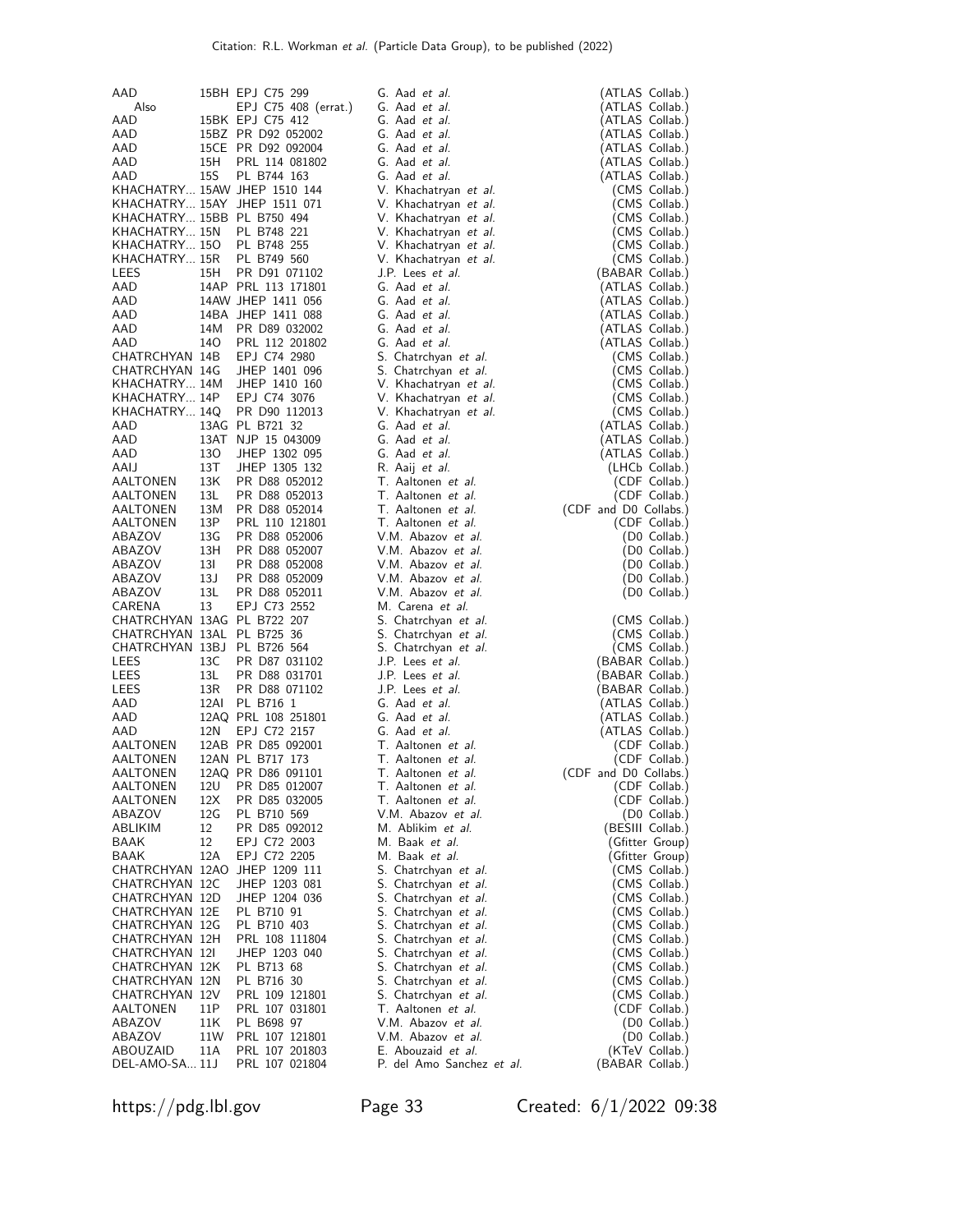| | | | | |
|---|---|---|---|---|
| AAD | 15BH | EPJ C75 299 | G. Aad *et al.* | (ATLAS Collab.) |
| Also | | EPJ C75 408 (errat.) | G. Aad *et al.* | (ATLAS Collab.) |
| AAD | 15BK | EPJ C75 412 | G. Aad *et al.* | (ATLAS Collab.) |
| AAD | 15BZ | PR D92 052002 | G. Aad *et al.* | (ATLAS Collab.) |
| AAD | 15CE | PR D92 092004 | G. Aad *et al.* | (ATLAS Collab.) |
| AAD | 15H | PRL 114 081802 | G. Aad *et al.* | (ATLAS Collab.) |
| AAD | 15S | PL B744 163 | G. Aad *et al.* | (ATLAS Collab.) |
| KHACHATRY... | 15AW | JHEP 1510 144 | V. Khachatryan *et al.* | (CMS Collab.) |
| KHACHATRY... | 15AY | JHEP 1511 071 | V. Khachatryan *et al.* | (CMS Collab.) |
| KHACHATRY... | 15BB | PL B750 494 | V. Khachatryan *et al.* | (CMS Collab.) |
| KHACHATRY... | 15N | PL B748 221 | V. Khachatryan *et al.* | (CMS Collab.) |
| KHACHATRY... | 15O | PL B748 255 | V. Khachatryan *et al.* | (CMS Collab.) |
| KHACHATRY... | 15R | PL B749 560 | V. Khachatryan *et al.* | (CMS Collab.) |
| LEES | 15H | PR D91 071102 | J.P. Lees *et al.* | (BABAR Collab.) |
| AAD | 14AP | PRL 113 171801 | G. Aad *et al.* | (ATLAS Collab.) |
| AAD | 14AW | JHEP 1411 056 | G. Aad *et al.* | (ATLAS Collab.) |
| AAD | 14BA | JHEP 1411 088 | G. Aad *et al.* | (ATLAS Collab.) |
| AAD | 14M | PR D89 032002 | G. Aad *et al.* | (ATLAS Collab.) |
| AAD | 14O | PRL 112 201802 | G. Aad *et al.* | (ATLAS Collab.) |
| CHATRCHYAN | 14B | EPJ C74 2980 | S. Chatrchyan *et al.* | (CMS Collab.) |
| CHATRCHYAN | 14G | JHEP 1401 096 | S. Chatrchyan *et al.* | (CMS Collab.) |
| KHACHATRY... | 14M | JHEP 1410 160 | V. Khachatryan *et al.* | (CMS Collab.) |
| KHACHATRY... | 14P | EPJ C74 3076 | V. Khachatryan *et al.* | (CMS Collab.) |
| KHACHATRY... | 14Q | PR D90 112013 | V. Khachatryan *et al.* | (CMS Collab.) |
| AAD | 13AG | PL B721 32 | G. Aad *et al.* | (ATLAS Collab.) |
| AAD | 13AT | NJP 15 043009 | G. Aad *et al.* | (ATLAS Collab.) |
| AAD | 13O | JHEP 1302 095 | G. Aad *et al.* | (ATLAS Collab.) |
| AAIJ | 13T | JHEP 1305 132 | R. Aaij *et al.* | (LHCb Collab.) |
| AALTONEN | 13K | PR D88 052012 | T. Aaltonen *et al.* | (CDF Collab.) |
| AALTONEN | 13L | PR D88 052013 | T. Aaltonen *et al.* | (CDF Collab.) |
| AALTONEN | 13M | PR D88 052014 | T. Aaltonen *et al.* | (CDF and D0 Collabs.) |
| AALTONEN | 13P | PRL 110 121801 | T. Aaltonen *et al.* | (CDF Collab.) |
| ABAZOV | 13G | PR D88 052006 | V.M. Abazov *et al.* | (D0 Collab.) |
| ABAZOV | 13H | PR D88 052007 | V.M. Abazov *et al.* | (D0 Collab.) |
| ABAZOV | 13I | PR D88 052008 | V.M. Abazov *et al.* | (D0 Collab.) |
| ABAZOV | 13J | PR D88 052009 | V.M. Abazov *et al.* | (D0 Collab.) |
| ABAZOV | 13L | PR D88 052011 | V.M. Abazov *et al.* | (D0 Collab.) |
| CARENA | 13 | EPJ C73 2552 | M. Carena *et al.* | |
| CHATRCHYAN | 13AG | PL B722 207 | S. Chatrchyan *et al.* | (CMS Collab.) |
| CHATRCHYAN | 13AL | PL B725 36 | S. Chatrchyan *et al.* | (CMS Collab.) |
| CHATRCHYAN | 13BJ | PL B726 564 | S. Chatrchyan *et al.* | (CMS Collab.) |
| LEES | 13C | PR D87 031102 | J.P. Lees *et al.* | (BABAR Collab.) |
| LEES | 13L | PR D88 031701 | J.P. Lees *et al.* | (BABAR Collab.) |
| LEES | 13R | PR D88 071102 | J.P. Lees *et al.* | (BABAR Collab.) |
| AAD | 12AI | PL B716 1 | G. Aad *et al.* | (ATLAS Collab.) |
| AAD | 12AQ | PRL 108 251801 | G. Aad *et al.* | (ATLAS Collab.) |
| AAD | 12N | EPJ C72 2157 | G. Aad *et al.* | (ATLAS Collab.) |
| AALTONEN | 12AB | PR D85 092001 | T. Aaltonen *et al.* | (CDF Collab.) |
| AALTONEN | 12AN | PL B717 173 | T. Aaltonen *et al.* | (CDF Collab.) |
| AALTONEN | 12AQ | PR D86 091101 | T. Aaltonen *et al.* | (CDF and D0 Collabs.) |
| AALTONEN | 12U | PR D85 012007 | T. Aaltonen *et al.* | (CDF Collab.) |
| AALTONEN | 12X | PR D85 032005 | T. Aaltonen *et al.* | (CDF Collab.) |
| ABAZOV | 12G | PL B710 569 | V.M. Abazov *et al.* | (D0 Collab.) |
| ABLIKIM | 12 | PR D85 092012 | M. Ablikim *et al.* | (BESIII Collab.) |
| BAAK | 12 | EPJ C72 2003 | M. Baak *et al.* | (Gfitter Group) |
| BAAK | 12A | EPJ C72 2205 | M. Baak *et al.* | (Gfitter Group) |
| CHATRCHYAN | 12AO | JHEP 1209 111 | S. Chatrchyan *et al.* | (CMS Collab.) |
| CHATRCHYAN | 12C | JHEP 1203 081 | S. Chatrchyan *et al.* | (CMS Collab.) |
| CHATRCHYAN | 12D | JHEP 1204 036 | S. Chatrchyan *et al.* | (CMS Collab.) |
| CHATRCHYAN | 12E | PL B710 91 | S. Chatrchyan *et al.* | (CMS Collab.) |
| CHATRCHYAN | 12G | PL B710 403 | S. Chatrchyan *et al.* | (CMS Collab.) |
| CHATRCHYAN | 12H | PRL 108 111804 | S. Chatrchyan *et al.* | (CMS Collab.) |
| CHATRCHYAN | 12I | JHEP 1203 040 | S. Chatrchyan *et al.* | (CMS Collab.) |
| CHATRCHYAN | 12K | PL B713 68 | S. Chatrchyan *et al.* | (CMS Collab.) |
| CHATRCHYAN | 12N | PL B716 30 | S. Chatrchyan *et al.* | (CMS Collab.) |
| CHATRCHYAN | 12V | PRL 109 121801 | S. Chatrchyan *et al.* | (CMS Collab.) |
| AALTONEN | 11P | PRL 107 031801 | T. Aaltonen *et al.* | (CDF Collab.) |
| ABAZOV | 11K | PL B698 97 | V.M. Abazov *et al.* | (D0 Collab.) |
| ABAZOV | 11W | PRL 107 121801 | V.M. Abazov *et al.* | (D0 Collab.) |
| ABOUZAID | 11A | PRL 107 201803 | E. Abouzaid *et al.* | (KTeV Collab.) |
| DEL-AMO-SA... | 11J | PRL 107 021804 | P. del Amo Sanchez *et al.* | (BABAR Collab.) |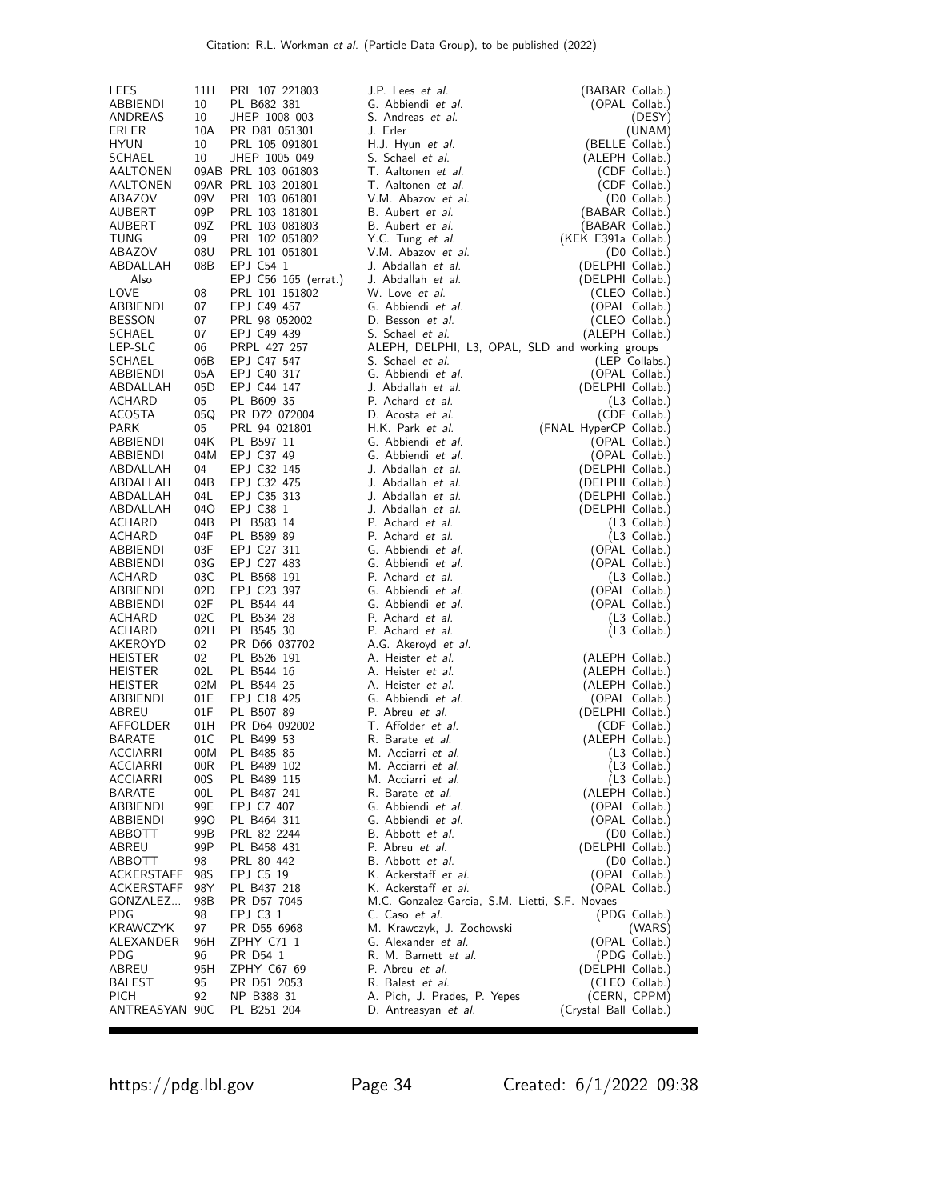| | | | | |
|---|---|---|---|---|
| LEES | 11H | PRL 107 221803 | J.P. Lees *et al.* | (BABAR Collab.) |
| ABBIENDI | 10 | PL B682 381 | G. Abbiendi *et al.* | (OPAL Collab.) |
| ANDREAS | 10 | JHEP 1008 003 | S. Andreas *et al.* | (DESY) |
| ERLER | 10A | PR D81 051301 | J. Erler | (UNAM) |
| HYUN | 10 | PRL 105 091801 | H.J. Hyun *et al.* | (BELLE Collab.) |
| SCHAEL | 10 | JHEP 1005 049 | S. Schael *et al.* | (ALEPH Collab.) |
| AALTONEN | 09AB | PRL 103 061803 | T. Aaltonen *et al.* | (CDF Collab.) |
| AALTONEN | 09AR | PRL 103 201801 | T. Aaltonen *et al.* | (CDF Collab.) |
| ABAZOV | 09V | PRL 103 061801 | V.M. Abazov *et al.* | (D0 Collab.) |
| AUBERT | 09P | PRL 103 181801 | B. Aubert *et al.* | (BABAR Collab.) |
| AUBERT | 09Z | PRL 103 081803 | B. Aubert *et al.* | (BABAR Collab.) |
| TUNG | 09 | PRL 102 051802 | Y.C. Tung *et al.* | (KEK E391a Collab.) |
| ABAZOV | 08U | PRL 101 051801 | V.M. Abazov *et al.* | (D0 Collab.) |
| ABDALLAH | 08B | EPJ C54 1 | J. Abdallah *et al.* | (DELPHI Collab.) |
| Also | | EPJ C56 165 (errat.) | J. Abdallah *et al.* | (DELPHI Collab.) |
| LOVE | 08 | PRL 101 151802 | W. Love *et al.* | (CLEO Collab.) |
| ABBIENDI | 07 | EPJ C49 457 | G. Abbiendi *et al.* | (OPAL Collab.) |
| BESSON | 07 | PRL 98 052002 | D. Besson *et al.* | (CLEO Collab.) |
| SCHAEL | 07 | EPJ C49 439 | S. Schael *et al.* | (ALEPH Collab.) |
| LEP-SLC | 06 | PRPL 427 257 | ALEPH, DELPHI, L3, OPAL, SLD and working groups | |
| SCHAEL | 06B | EPJ C47 547 | S. Schael *et al.* | (LEP Collabs.) |
| ABBIENDI | 05A | EPJ C40 317 | G. Abbiendi *et al.* | (OPAL Collab.) |
| ABDALLAH | 05D | EPJ C44 147 | J. Abdallah *et al.* | (DELPHI Collab.) |
| ACHARD | 05 | PL B609 35 | P. Achard *et al.* | (L3 Collab.) |
| ACOSTA | 05Q | PR D72 072004 | D. Acosta *et al.* | (CDF Collab.) |
| PARK | 05 | PRL 94 021801 | H.K. Park *et al.* | (FNAL HyperCP Collab.) |
| ABBIENDI | 04K | PL B597 11 | G. Abbiendi *et al.* | (OPAL Collab.) |
| ABBIENDI | 04M | EPJ C37 49 | G. Abbiendi *et al.* | (OPAL Collab.) |
| ABDALLAH | 04 | EPJ C32 145 | J. Abdallah *et al.* | (DELPHI Collab.) |
| ABDALLAH | 04B | EPJ C32 475 | J. Abdallah *et al.* | (DELPHI Collab.) |
| ABDALLAH | 04L | EPJ C35 313 | J. Abdallah *et al.* | (DELPHI Collab.) |
| ABDALLAH | 04O | EPJ C38 1 | J. Abdallah *et al.* | (DELPHI Collab.) |
| ACHARD | 04B | PL B583 14 | P. Achard *et al.* | (L3 Collab.) |
| ACHARD | 04F | PL B589 89 | P. Achard *et al.* | (L3 Collab.) |
| ABBIENDI | 03F | EPJ C27 311 | G. Abbiendi *et al.* | (OPAL Collab.) |
| ABBIENDI | 03G | EPJ C27 483 | G. Abbiendi *et al.* | (OPAL Collab.) |
| ACHARD | 03C | PL B568 191 | P. Achard *et al.* | (L3 Collab.) |
| ABBIENDI | 02D | EPJ C23 397 | G. Abbiendi *et al.* | (OPAL Collab.) |
| ABBIENDI | 02F | PL B544 44 | G. Abbiendi *et al.* | (OPAL Collab.) |
| ACHARD | 02C | PL B534 28 | P. Achard *et al.* | (L3 Collab.) |
| ACHARD | 02H | PL B545 30 | P. Achard *et al.* | (L3 Collab.) |
| AKEROYD | 02 | PR D66 037702 | A.G. Akeroyd *et al.* | |
| HEISTER | 02 | PL B526 191 | A. Heister *et al.* | (ALEPH Collab.) |
| HEISTER | 02L | PL B544 16 | A. Heister *et al.* | (ALEPH Collab.) |
| HEISTER | 02M | PL B544 25 | A. Heister *et al.* | (ALEPH Collab.) |
| ABBIENDI | 01E | EPJ C18 425 | G. Abbiendi *et al.* | (OPAL Collab.) |
| ABREU | 01F | PL B507 89 | P. Abreu *et al.* | (DELPHI Collab.) |
| AFFOLDER | 01H | PR D64 092002 | T. Affolder *et al.* | (CDF Collab.) |
| BARATE | 01C | PL B499 53 | R. Barate *et al.* | (ALEPH Collab.) |
| ACCIARRI | 00M | PL B485 85 | M. Acciarri *et al.* | (L3 Collab.) |
| ACCIARRI | 00R | PL B489 102 | M. Acciarri *et al.* | (L3 Collab.) |
| ACCIARRI | 00S | PL B489 115 | M. Acciarri *et al.* | (L3 Collab.) |
| BARATE | 00L | PL B487 241 | R. Barate *et al.* | (ALEPH Collab.) |
| ABBIENDI | 99E | EPJ C7 407 | G. Abbiendi *et al.* | (OPAL Collab.) |
| ABBIENDI | 99O | PL B464 311 | G. Abbiendi *et al.* | (OPAL Collab.) |
| ABBOTT | 99B | PRL 82 2244 | B. Abbott *et al.* | (D0 Collab.) |
| ABREU | 99P | PL B458 431 | P. Abreu *et al.* | (DELPHI Collab.) |
| ABBOTT | 98 | PRL 80 442 | B. Abbott *et al.* | (D0 Collab.) |
| ACKERSTAFF | 98S | EPJ C5 19 | K. Ackerstaff *et al.* | (OPAL Collab.) |
| ACKERSTAFF | 98Y | PL B437 218 | K. Ackerstaff *et al.* | (OPAL Collab.) |
| GONZALEZ... | 98B | PR D57 7045 | M.C. Gonzalez-Garcia, S.M. Lietti, S.F. Novaes | |
| PDG | 98 | EPJ C3 1 | C. Caso *et al.* | (PDG Collab.) |
| KRAWCZYK | 97 | PR D55 6968 | M. Krawczyk, J. Zochowski | (WARS) |
| ALEXANDER | 96H | ZPHY C71 1 | G. Alexander *et al.* | (OPAL Collab.) |
| PDG | 96 | PR D54 1 | R. M. Barnett *et al.* | (PDG Collab.) |
| ABREU | 95H | ZPHY C67 69 | P. Abreu *et al.* | (DELPHI Collab.) |
| BALEST | 95 | PR D51 2053 | R. Balest *et al.* | (CLEO Collab.) |
| PICH | 92 | NP B388 31 | A. Pich, J. Prades, P. Yepes | (CERN, CPPM) |
| ANTREASYAN | 90C | PL B251 204 | D. Antreasyan *et al.* | (Crystal Ball Collab.) |